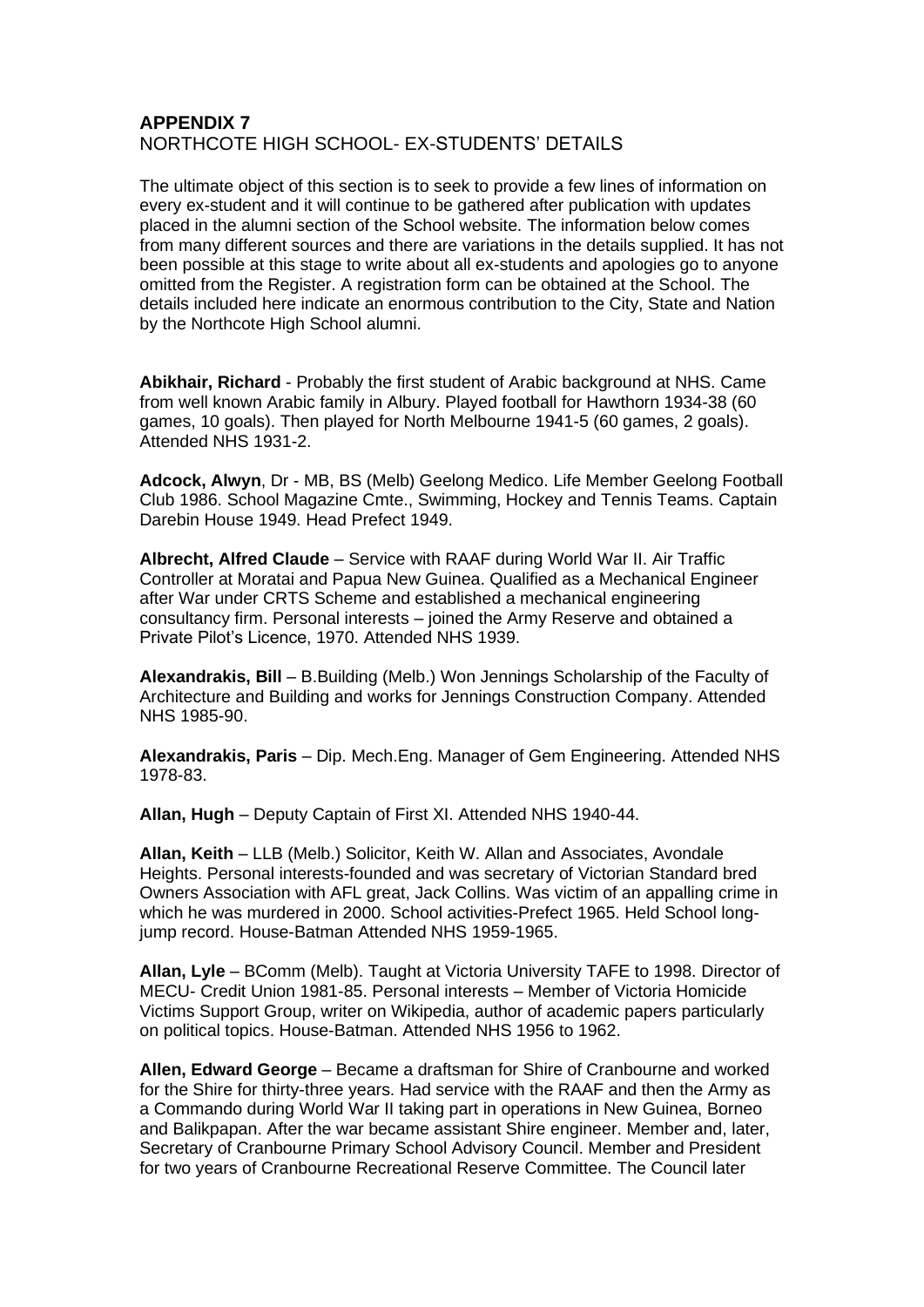# APPENDIX 7

NORTHCOTE HIGH SCHOOL- EX-STUDENTS' DETAILS

The ultimate object of this section is to seek to provide a few lines of information on every ex-student and it will continue to be gathered after publication with updates placed in the alumni section of the School website. The information below comes from many different sources and there are variations in the details supplied. It has not been possible at this stage to write about all ex-students and apologies go to anyone omitted from the Register. A registration form can be obtained at the School. The details included here indicate an enormous contribution to the City, State and Nation by the Northcote High School alumni.

**Abikhair, Richard** - Probably the first student of Arabic background at NHS. Came from well known Arabic family in Albury. Played football for Hawthorn 1934-38 (60 games, 10 goals). Then played for North Melbourne 1941-5 (60 games, 2 goals). Attended NHS 1931-2.

**Adcock, Alwyn**, Dr - MB, BS (Melb) Geelong Medico. Life Member Geelong Football Club 1986. School Magazine Cmte., Swimming, Hockey and Tennis Teams. Captain Darebin House 1949. Head Prefect 1949.

**Albrecht, Alfred Claude** – Service with RAAF during World War II. Air Traffic Controller at Moratai and Papua New Guinea. Qualified as a Mechanical Engineer after War under CRTS Scheme and established a mechanical engineering consultancy firm. Personal interests – joined the Army Reserve and obtained a Private Pilot's Licence, 1970. Attended NHS 1939.

**Alexandrakis, Bill** – B.Building (Melb.) Won Jennings Scholarship of the Faculty of Architecture and Building and works for Jennings Construction Company. Attended NHS 1985-90.

**Alexandrakis, Paris** – Dip. Mech.Eng. Manager of Gem Engineering. Attended NHS 1978-83.

**Allan, Hugh** – Deputy Captain of First XI. Attended NHS 1940-44.

**Allan, Keith** – LLB (Melb.) Solicitor, Keith W. Allan and Associates, Avondale Heights. Personal interests-founded and was secretary of Victorian Standard bred Owners Association with AFL great, Jack Collins. Was victim of an appalling crime in which he was murdered in 2000. School activities-Prefect 1965. Held School long-jump record. House-Batman Attended NHS 1959-1965.

**Allan, Lyle** – BComm (Melb). Taught at Victoria University TAFE to 1998. Director of MECU- Credit Union 1981-85. Personal interests – Member of Victoria Homicide Victims Support Group, writer on Wikipedia, author of academic papers particularly on political topics. House-Batman. Attended NHS 1956 to 1962.

**Allen, Edward George** – Became a draftsman for Shire of Cranbourne and worked for the Shire for thirty-three years. Had service with the RAAF and then the Army as a Commando during World War II taking part in operations in New Guinea, Borneo and Balikpapan. After the war became assistant Shire engineer. Member and, later, Secretary of Cranbourne Primary School Advisory Council. Member and President for two years of Cranbourne Recreational Reserve Committee. The Council later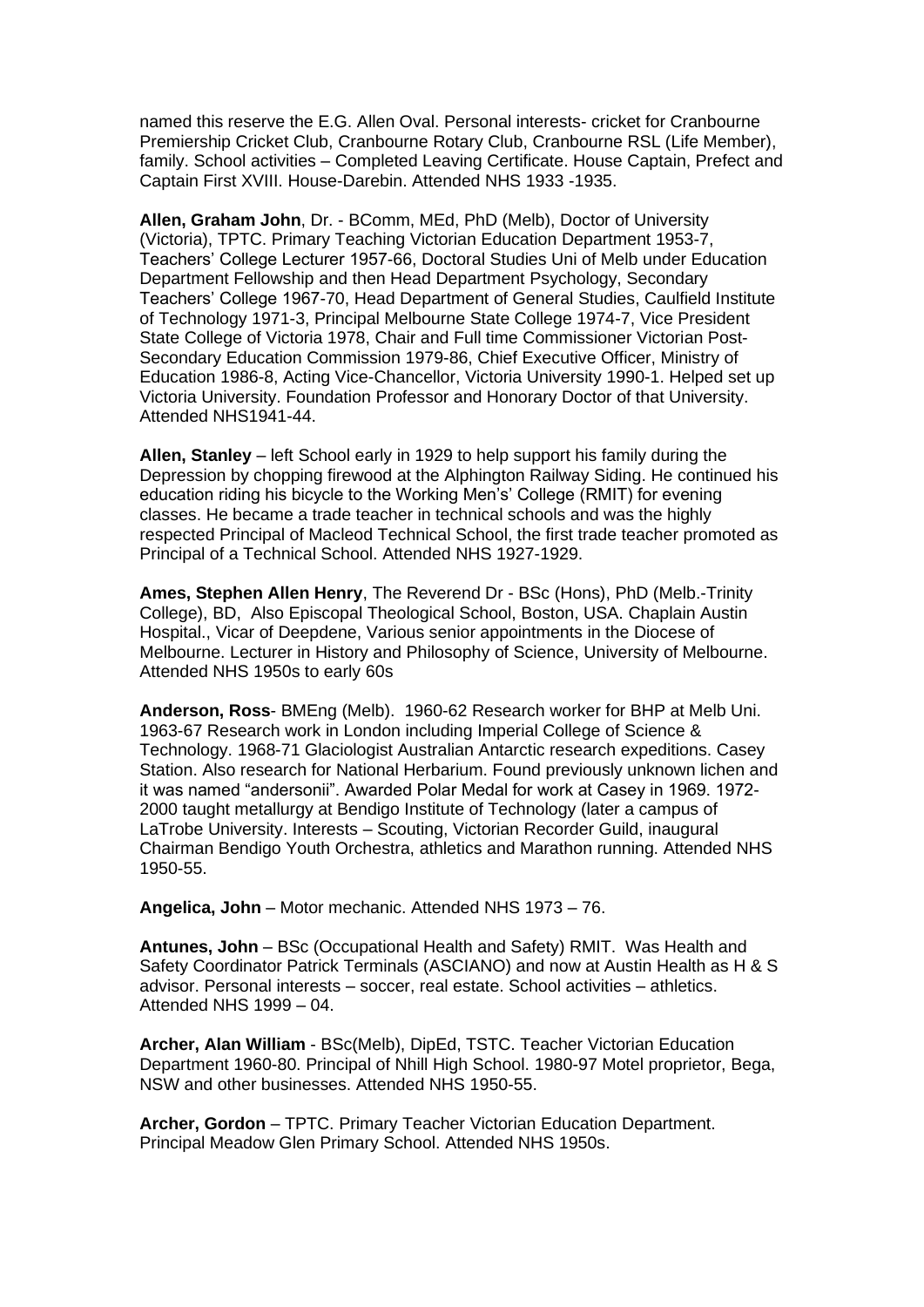named this reserve the E.G. Allen Oval. Personal interests- cricket for Cranbourne Premiership Cricket Club, Cranbourne Rotary Club, Cranbourne RSL (Life Member), family. School activities – Completed Leaving Certificate. House Captain, Prefect and Captain First XVIII. House-Darebin. Attended NHS 1933 -1935.

**Allen, Graham John**, Dr. - BComm, MEd, PhD (Melb), Doctor of University (Victoria), TPTC. Primary Teaching Victorian Education Department 1953-7, Teachers' College Lecturer 1957-66, Doctoral Studies Uni of Melb under Education Department Fellowship and then Head Department Psychology, Secondary Teachers' College 1967-70, Head Department of General Studies, Caulfield Institute of Technology 1971-3, Principal Melbourne State College 1974-7, Vice President State College of Victoria 1978, Chair and Full time Commissioner Victorian Post-Secondary Education Commission 1979-86, Chief Executive Officer, Ministry of Education 1986-8, Acting Vice-Chancellor, Victoria University 1990-1. Helped set up Victoria University. Foundation Professor and Honorary Doctor of that University. Attended NHS1941-44.

**Allen, Stanley** – left School early in 1929 to help support his family during the Depression by chopping firewood at the Alphington Railway Siding. He continued his education riding his bicycle to the Working Men's' College (RMIT) for evening classes. He became a trade teacher in technical schools and was the highly respected Principal of Macleod Technical School, the first trade teacher promoted as Principal of a Technical School. Attended NHS 1927-1929.

**Ames, Stephen Allen Henry**, The Reverend Dr - BSc (Hons), PhD (Melb.-Trinity College), BD, Also Episcopal Theological School, Boston, USA. Chaplain Austin Hospital., Vicar of Deepdene, Various senior appointments in the Diocese of Melbourne. Lecturer in History and Philosophy of Science, University of Melbourne. Attended NHS 1950s to early 60s

**Anderson, Ross**- BMEng (Melb). 1960-62 Research worker for BHP at Melb Uni. 1963-67 Research work in London including Imperial College of Science & Technology. 1968-71 Glaciologist Australian Antarctic research expeditions. Casey Station. Also research for National Herbarium. Found previously unknown lichen and it was named "andersonii". Awarded Polar Medal for work at Casey in 1969. 1972-2000 taught metallurgy at Bendigo Institute of Technology (later a campus of LaTrobe University. Interests – Scouting, Victorian Recorder Guild, inaugural Chairman Bendigo Youth Orchestra, athletics and Marathon running. Attended NHS 1950-55.

**Angelica, John** – Motor mechanic. Attended NHS 1973 – 76.

**Antunes, John** – BSc (Occupational Health and Safety) RMIT. Was Health and Safety Coordinator Patrick Terminals (ASCIANO) and now at Austin Health as H & S advisor. Personal interests – soccer, real estate. School activities – athletics. Attended NHS 1999 – 04.

**Archer, Alan William** - BSc(Melb), DipEd, TSTC. Teacher Victorian Education Department 1960-80. Principal of Nhill High School. 1980-97 Motel proprietor, Bega, NSW and other businesses. Attended NHS 1950-55.

**Archer, Gordon** – TPTC. Primary Teacher Victorian Education Department. Principal Meadow Glen Primary School. Attended NHS 1950s.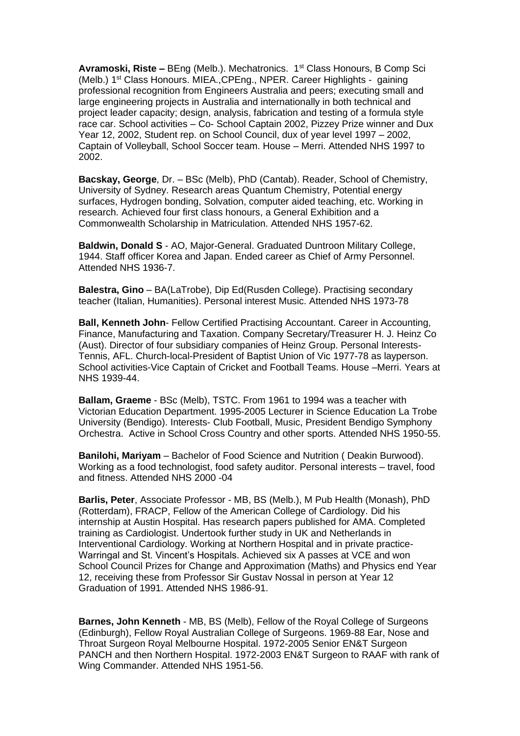**Avramoski, Riste –** BEng (Melb.). Mechatronics. 1st Class Honours, B Comp Sci (Melb.) 1st Class Honours. MIEA.,CPEng., NPER. Career Highlights - gaining professional recognition from Engineers Australia and peers; executing small and large engineering projects in Australia and internationally in both technical and project leader capacity; design, analysis, fabrication and testing of a formula style race car. School activities – Co- School Captain 2002, Pizzey Prize winner and Dux Year 12, 2002, Student rep. on School Council, dux of year level 1997 – 2002, Captain of Volleyball, School Soccer team. House – Merri. Attended NHS 1997 to 2002.

**Bacskay, George**, Dr. – BSc (Melb), PhD (Cantab). Reader, School of Chemistry, University of Sydney. Research areas Quantum Chemistry, Potential energy surfaces, Hydrogen bonding, Solvation, computer aided teaching, etc. Working in research. Achieved four first class honours, a General Exhibition and a Commonwealth Scholarship in Matriculation. Attended NHS 1957-62.

**Baldwin, Donald S** - AO, Major-General. Graduated Duntroon Military College, 1944. Staff officer Korea and Japan. Ended career as Chief of Army Personnel. Attended NHS 1936-7.

**Balestra, Gino** – BA(LaTrobe), Dip Ed(Rusden College). Practising secondary teacher (Italian, Humanities). Personal interest Music. Attended NHS 1973-78

**Ball, Kenneth John**- Fellow Certified Practising Accountant. Career in Accounting, Finance, Manufacturing and Taxation. Company Secretary/Treasurer H. J. Heinz Co (Aust). Director of four subsidiary companies of Heinz Group. Personal Interests-Tennis, AFL. Church-local-President of Baptist Union of Vic 1977-78 as layperson. School activities-Vice Captain of Cricket and Football Teams. House –Merri. Years at NHS 1939-44.

**Ballam, Graeme** - BSc (Melb), TSTC. From 1961 to 1994 was a teacher with Victorian Education Department. 1995-2005 Lecturer in Science Education La Trobe University (Bendigo). Interests- Club Football, Music, President Bendigo Symphony Orchestra. Active in School Cross Country and other sports. Attended NHS 1950-55.

**Banilohi, Mariyam** – Bachelor of Food Science and Nutrition ( Deakin Burwood). Working as a food technologist, food safety auditor. Personal interests – travel, food and fitness. Attended NHS 2000 -04

**Barlis, Peter**, Associate Professor - MB, BS (Melb.), M Pub Health (Monash), PhD (Rotterdam), FRACP, Fellow of the American College of Cardiology. Did his internship at Austin Hospital. Has research papers published for AMA. Completed training as Cardiologist. Undertook further study in UK and Netherlands in Interventional Cardiology. Working at Northern Hospital and in private practice-Warringal and St. Vincent's Hospitals. Achieved six A passes at VCE and won School Council Prizes for Change and Approximation (Maths) and Physics end Year 12, receiving these from Professor Sir Gustav Nossal in person at Year 12 Graduation of 1991. Attended NHS 1986-91.

**Barnes, John Kenneth** - MB, BS (Melb), Fellow of the Royal College of Surgeons (Edinburgh), Fellow Royal Australian College of Surgeons. 1969-88 Ear, Nose and Throat Surgeon Royal Melbourne Hospital. 1972-2005 Senior EN&T Surgeon PANCH and then Northern Hospital. 1972-2003 EN&T Surgeon to RAAF with rank of Wing Commander. Attended NHS 1951-56.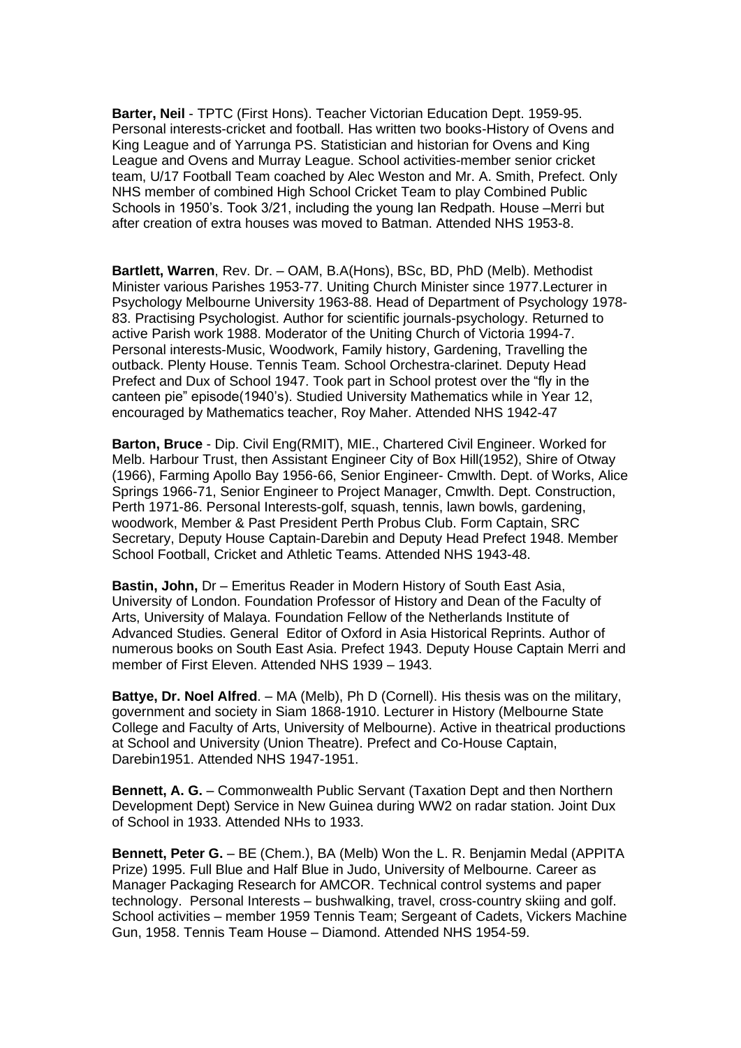**Barter, Neil** - TPTC (First Hons). Teacher Victorian Education Dept. 1959-95. Personal interests-cricket and football. Has written two books-History of Ovens and King League and of Yarrunga PS. Statistician and historian for Ovens and King League and Ovens and Murray League. School activities-member senior cricket team, U/17 Football Team coached by Alec Weston and Mr. A. Smith, Prefect. Only NHS member of combined High School Cricket Team to play Combined Public Schools in 1950's. Took 3/21, including the young Ian Redpath. House –Merri but after creation of extra houses was moved to Batman. Attended NHS 1953-8.

**Bartlett, Warren**, Rev. Dr. – OAM, B.A(Hons), BSc, BD, PhD (Melb). Methodist Minister various Parishes 1953-77. Uniting Church Minister since 1977.Lecturer in Psychology Melbourne University 1963-88. Head of Department of Psychology 1978-83. Practising Psychologist. Author for scientific journals-psychology. Returned to active Parish work 1988. Moderator of the Uniting Church of Victoria 1994-7. Personal interests-Music, Woodwork, Family history, Gardening, Travelling the outback. Plenty House. Tennis Team. School Orchestra-clarinet. Deputy Head Prefect and Dux of School 1947. Took part in School protest over the "fly in the canteen pie" episode(1940's). Studied University Mathematics while in Year 12, encouraged by Mathematics teacher, Roy Maher. Attended NHS 1942-47

**Barton, Bruce** - Dip. Civil Eng(RMIT), MIE., Chartered Civil Engineer. Worked for Melb. Harbour Trust, then Assistant Engineer City of Box Hill(1952), Shire of Otway (1966), Farming Apollo Bay 1956-66, Senior Engineer- Cmwlth. Dept. of Works, Alice Springs 1966-71, Senior Engineer to Project Manager, Cmwlth. Dept. Construction, Perth 1971-86. Personal Interests-golf, squash, tennis, lawn bowls, gardening, woodwork, Member & Past President Perth Probus Club. Form Captain, SRC Secretary, Deputy House Captain-Darebin and Deputy Head Prefect 1948. Member School Football, Cricket and Athletic Teams. Attended NHS 1943-48.

**Bastin, John,** Dr – Emeritus Reader in Modern History of South East Asia, University of London. Foundation Professor of History and Dean of the Faculty of Arts, University of Malaya. Foundation Fellow of the Netherlands Institute of Advanced Studies. General Editor of Oxford in Asia Historical Reprints. Author of numerous books on South East Asia. Prefect 1943. Deputy House Captain Merri and member of First Eleven. Attended NHS 1939 – 1943.

**Battye, Dr. Noel Alfred**. – MA (Melb), Ph D (Cornell). His thesis was on the military, government and society in Siam 1868-1910. Lecturer in History (Melbourne State College and Faculty of Arts, University of Melbourne). Active in theatrical productions at School and University (Union Theatre). Prefect and Co-House Captain, Darebin1951. Attended NHS 1947-1951.

**Bennett, A. G.** – Commonwealth Public Servant (Taxation Dept and then Northern Development Dept) Service in New Guinea during WW2 on radar station. Joint Dux of School in 1933. Attended NHs to 1933.

**Bennett, Peter G.** – BE (Chem.), BA (Melb) Won the L. R. Benjamin Medal (APPITA Prize) 1995. Full Blue and Half Blue in Judo, University of Melbourne. Career as Manager Packaging Research for AMCOR. Technical control systems and paper technology. Personal Interests – bushwalking, travel, cross-country skiing and golf. School activities – member 1959 Tennis Team; Sergeant of Cadets, Vickers Machine Gun, 1958. Tennis Team House – Diamond. Attended NHS 1954-59.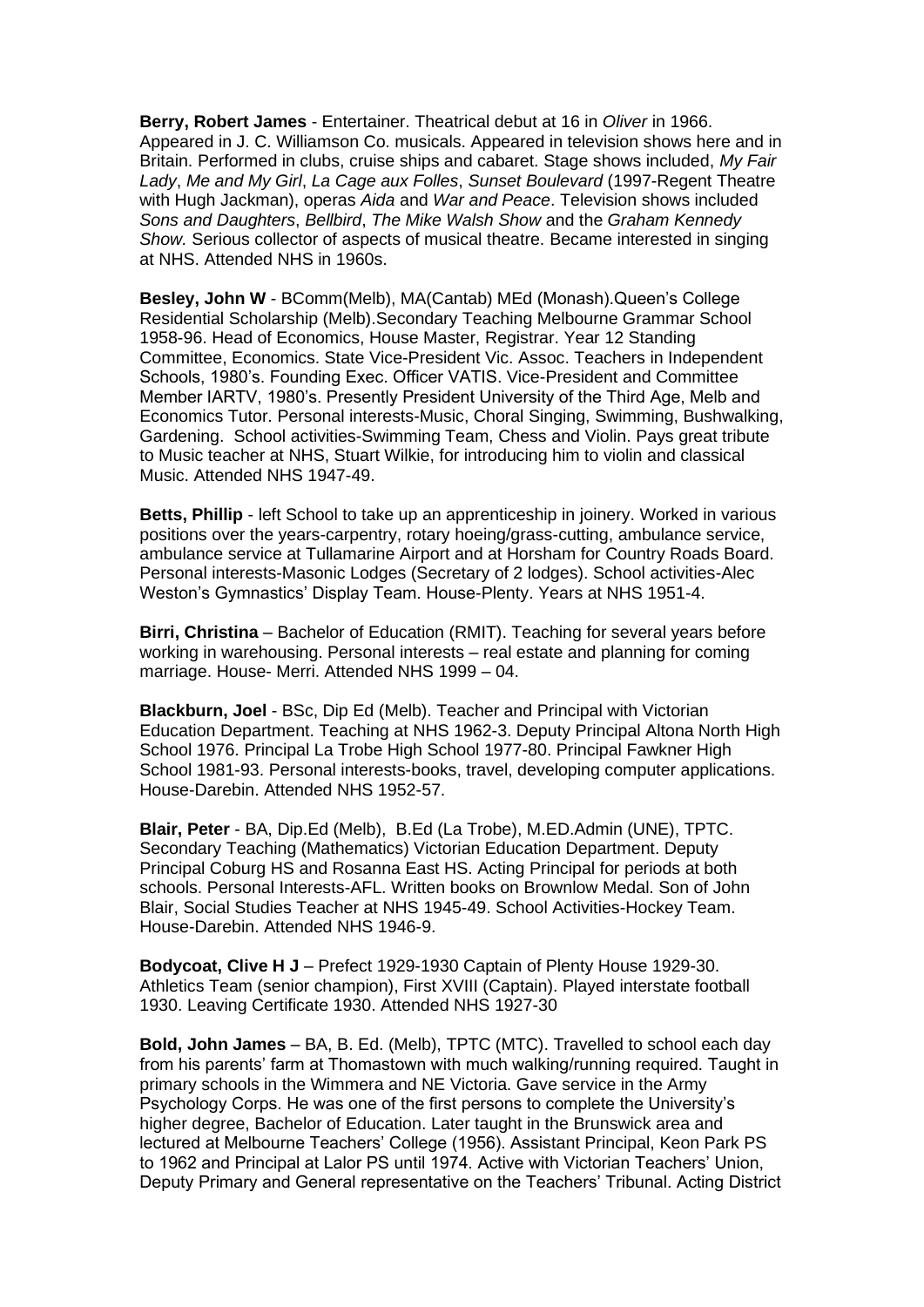**Berry, Robert James** - Entertainer. Theatrical debut at 16 in *Oliver* in 1966. Appeared in J. C. Williamson Co. musicals. Appeared in television shows here and in Britain. Performed in clubs, cruise ships and cabaret. Stage shows included, *My Fair Lady*, *Me and My Girl*, *La Cage aux Folles*, *Sunset Boulevard* (1997-Regent Theatre with Hugh Jackman), operas *Aida* and *War and Peace*. Television shows included *Sons and Daughters*, *Bellbird*, *The Mike Walsh Show* and the *Graham Kennedy Show.* Serious collector of aspects of musical theatre. Became interested in singing at NHS. Attended NHS in 1960s.

**Besley, John W** - BComm(Melb), MA(Cantab) MEd (Monash).Queen's College Residential Scholarship (Melb).Secondary Teaching Melbourne Grammar School 1958-96. Head of Economics, House Master, Registrar. Year 12 Standing Committee, Economics. State Vice-President Vic. Assoc. Teachers in Independent Schools, 1980's. Founding Exec. Officer VATIS. Vice-President and Committee Member IARTV, 1980's. Presently President University of the Third Age, Melb and Economics Tutor. Personal interests-Music, Choral Singing, Swimming, Bushwalking, Gardening. School activities-Swimming Team, Chess and Violin. Pays great tribute to Music teacher at NHS, Stuart Wilkie, for introducing him to violin and classical Music. Attended NHS 1947-49.

**Betts, Phillip** - left School to take up an apprenticeship in joinery. Worked in various positions over the years-carpentry, rotary hoeing/grass-cutting, ambulance service, ambulance service at Tullamarine Airport and at Horsham for Country Roads Board. Personal interests-Masonic Lodges (Secretary of 2 lodges). School activities-Alec Weston's Gymnastics' Display Team. House-Plenty. Years at NHS 1951-4.

**Birri, Christina** – Bachelor of Education (RMIT). Teaching for several years before working in warehousing. Personal interests – real estate and planning for coming marriage. House- Merri. Attended NHS 1999 – 04.

**Blackburn, Joel** - BSc, Dip Ed (Melb). Teacher and Principal with Victorian Education Department. Teaching at NHS 1962-3. Deputy Principal Altona North High School 1976. Principal La Trobe High School 1977-80. Principal Fawkner High School 1981-93. Personal interests-books, travel, developing computer applications. House-Darebin. Attended NHS 1952-57.

**Blair, Peter** - BA, Dip.Ed (Melb), B.Ed (La Trobe), M.ED.Admin (UNE), TPTC. Secondary Teaching (Mathematics) Victorian Education Department. Deputy Principal Coburg HS and Rosanna East HS. Acting Principal for periods at both schools. Personal Interests-AFL. Written books on Brownlow Medal. Son of John Blair, Social Studies Teacher at NHS 1945-49. School Activities-Hockey Team. House-Darebin. Attended NHS 1946-9.

**Bodycoat, Clive H J** – Prefect 1929-1930 Captain of Plenty House 1929-30. Athletics Team (senior champion), First XVIII (Captain). Played interstate football 1930. Leaving Certificate 1930. Attended NHS 1927-30

**Bold, John James** – BA, B. Ed. (Melb), TPTC (MTC). Travelled to school each day from his parents' farm at Thomastown with much walking/running required. Taught in primary schools in the Wimmera and NE Victoria. Gave service in the Army Psychology Corps. He was one of the first persons to complete the University's higher degree, Bachelor of Education. Later taught in the Brunswick area and lectured at Melbourne Teachers' College (1956). Assistant Principal, Keon Park PS to 1962 and Principal at Lalor PS until 1974. Active with Victorian Teachers' Union, Deputy Primary and General representative on the Teachers' Tribunal. Acting District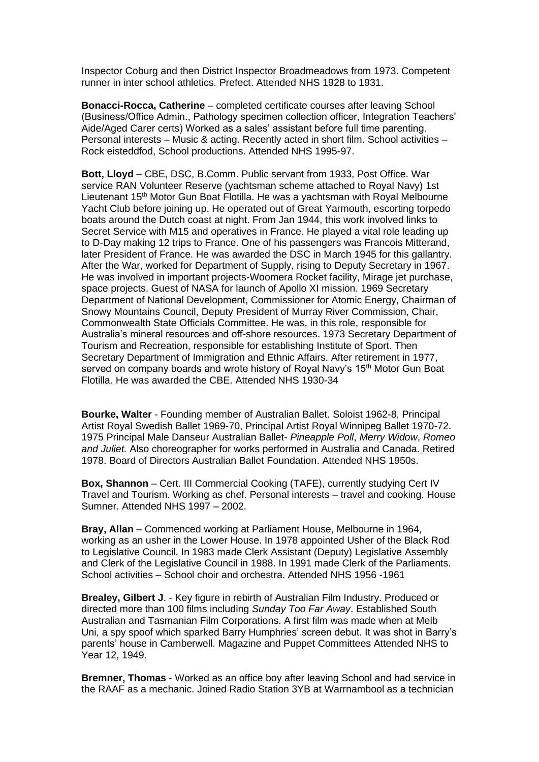Inspector Coburg and then District Inspector Broadmeadows from 1973. Competent runner in inter school athletics. Prefect. Attended NHS 1928 to 1931.

**Bonacci-Rocca, Catherine** – completed certificate courses after leaving School (Business/Office Admin., Pathology specimen collection officer, Integration Teachers' Aide/Aged Carer certs) Worked as a sales' assistant before full time parenting. Personal interests – Music & acting. Recently acted in short film. School activities – Rock eisteddfod, School productions. Attended NHS 1995-97.

**Bott, Lloyd** – CBE, DSC, B.Comm. Public servant from 1933, Post Office. War service RAN Volunteer Reserve (yachtsman scheme attached to Royal Navy) 1st Lieutenant 15th Motor Gun Boat Flotilla. He was a yachtsman with Royal Melbourne Yacht Club before joining up. He operated out of Great Yarmouth, escorting torpedo boats around the Dutch coast at night. From Jan 1944, this work involved links to Secret Service with M15 and operatives in France. He played a vital role leading up to D-Day making 12 trips to France. One of his passengers was Francois Mitterand, later President of France. He was awarded the DSC in March 1945 for this gallantry. After the War, worked for Department of Supply, rising to Deputy Secretary in 1967. He was involved in important projects-Woomera Rocket facility, Mirage jet purchase, space projects. Guest of NASA for launch of Apollo XI mission. 1969 Secretary Department of National Development, Commissioner for Atomic Energy, Chairman of Snowy Mountains Council, Deputy President of Murray River Commission, Chair, Commonwealth State Officials Committee. He was, in this role, responsible for Australia's mineral resources and off-shore resources. 1973 Secretary Department of Tourism and Recreation, responsible for establishing Institute of Sport. Then Secretary Department of Immigration and Ethnic Affairs. After retirement in 1977, served on company boards and wrote history of Royal Navy's 15th Motor Gun Boat Flotilla. He was awarded the CBE. Attended NHS 1930-34

**Bourke, Walter** - Founding member of Australian Ballet. Soloist 1962-8, Principal Artist Royal Swedish Ballet 1969-70, Principal Artist Royal Winnipeg Ballet 1970-72. 1975 Principal Male Danseur Australian Ballet- *Pineapple Poll*, *Merry Widow*, *Romeo and Juliet.* Also choreographer for works performed in Australia and Canada. Retired 1978. Board of Directors Australian Ballet Foundation. Attended NHS 1950s.

**Box, Shannon** – Cert. III Commercial Cooking (TAFE), currently studying Cert IV Travel and Tourism. Working as chef. Personal interests – travel and cooking. House Sumner. Attended NHS 1997 – 2002.

**Bray, Allan** – Commenced working at Parliament House, Melbourne in 1964, working as an usher in the Lower House. In 1978 appointed Usher of the Black Rod to Legislative Council. In 1983 made Clerk Assistant (Deputy) Legislative Assembly and Clerk of the Legislative Council in 1988. In 1991 made Clerk of the Parliaments. School activities – School choir and orchestra. Attended NHS 1956 -1961

**Brealey, Gilbert J**. - Key figure in rebirth of Australian Film Industry. Produced or directed more than 100 films including *Sunday Too Far Away*. Established South Australian and Tasmanian Film Corporations. A first film was made when at Melb Uni, a spy spoof which sparked Barry Humphries' screen debut. It was shot in Barry's parents' house in Camberwell. Magazine and Puppet Committees Attended NHS to Year 12, 1949.

**Bremner, Thomas** - Worked as an office boy after leaving School and had service in the RAAF as a mechanic. Joined Radio Station 3YB at Warrnambool as a technician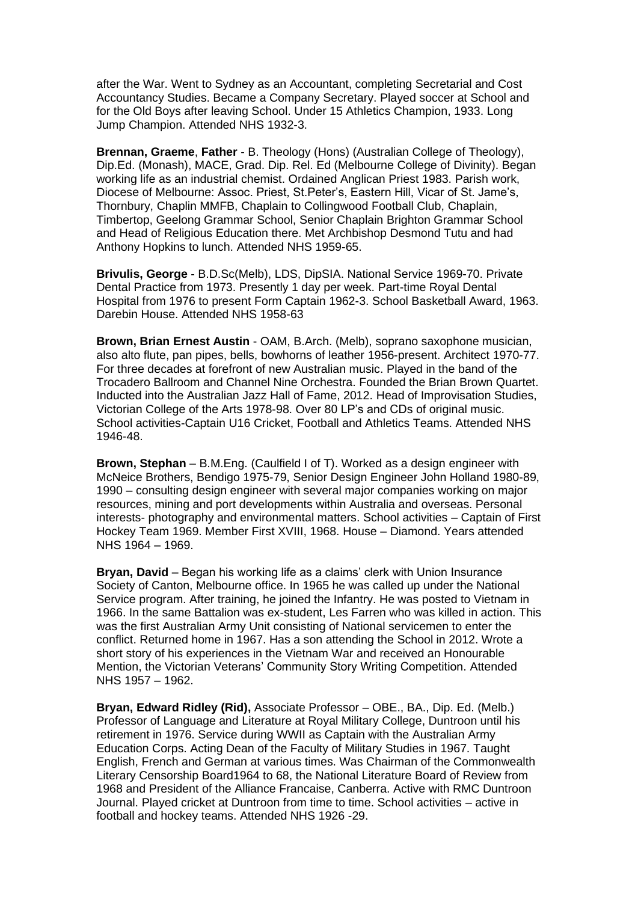after the War. Went to Sydney as an Accountant, completing Secretarial and Cost Accountancy Studies. Became a Company Secretary. Played soccer at School and for the Old Boys after leaving School. Under 15 Athletics Champion, 1933. Long Jump Champion. Attended NHS 1932-3.

**Brennan, Graeme**, **Father** - B. Theology (Hons) (Australian College of Theology), Dip.Ed. (Monash), MACE, Grad. Dip. Rel. Ed (Melbourne College of Divinity). Began working life as an industrial chemist. Ordained Anglican Priest 1983. Parish work, Diocese of Melbourne: Assoc. Priest, St.Peter's, Eastern Hill, Vicar of St. Jame's, Thornbury, Chaplin MMFB, Chaplain to Collingwood Football Club, Chaplain, Timbertop, Geelong Grammar School, Senior Chaplain Brighton Grammar School and Head of Religious Education there. Met Archbishop Desmond Tutu and had Anthony Hopkins to lunch. Attended NHS 1959-65.

**Brivulis, George** - B.D.Sc(Melb), LDS, DipSIA. National Service 1969-70. Private Dental Practice from 1973. Presently 1 day per week. Part-time Royal Dental Hospital from 1976 to present Form Captain 1962-3. School Basketball Award, 1963. Darebin House. Attended NHS 1958-63

**Brown, Brian Ernest Austin** - OAM, B.Arch. (Melb), soprano saxophone musician, also alto flute, pan pipes, bells, bowhorns of leather 1956-present. Architect 1970-77. For three decades at forefront of new Australian music. Played in the band of the Trocadero Ballroom and Channel Nine Orchestra. Founded the Brian Brown Quartet. Inducted into the Australian Jazz Hall of Fame, 2012. Head of Improvisation Studies, Victorian College of the Arts 1978-98. Over 80 LP's and CDs of original music. School activities-Captain U16 Cricket, Football and Athletics Teams. Attended NHS 1946-48.

**Brown, Stephan** – B.M.Eng. (Caulfield I of T). Worked as a design engineer with McNeice Brothers, Bendigo 1975-79, Senior Design Engineer John Holland 1980-89, 1990 – consulting design engineer with several major companies working on major resources, mining and port developments within Australia and overseas. Personal interests- photography and environmental matters. School activities – Captain of First Hockey Team 1969. Member First XVIII, 1968. House – Diamond. Years attended NHS 1964 – 1969.

**Bryan, David** – Began his working life as a claims' clerk with Union Insurance Society of Canton, Melbourne office. In 1965 he was called up under the National Service program. After training, he joined the Infantry. He was posted to Vietnam in 1966. In the same Battalion was ex-student, Les Farren who was killed in action. This was the first Australian Army Unit consisting of National servicemen to enter the conflict. Returned home in 1967. Has a son attending the School in 2012. Wrote a short story of his experiences in the Vietnam War and received an Honourable Mention, the Victorian Veterans' Community Story Writing Competition. Attended NHS 1957 – 1962.

**Bryan, Edward Ridley (Rid),** Associate Professor – OBE., BA., Dip. Ed. (Melb.) Professor of Language and Literature at Royal Military College, Duntroon until his retirement in 1976. Service during WWII as Captain with the Australian Army Education Corps. Acting Dean of the Faculty of Military Studies in 1967. Taught English, French and German at various times. Was Chairman of the Commonwealth Literary Censorship Board1964 to 68, the National Literature Board of Review from 1968 and President of the Alliance Francaise, Canberra. Active with RMC Duntroon Journal. Played cricket at Duntroon from time to time. School activities – active in football and hockey teams. Attended NHS 1926 -29.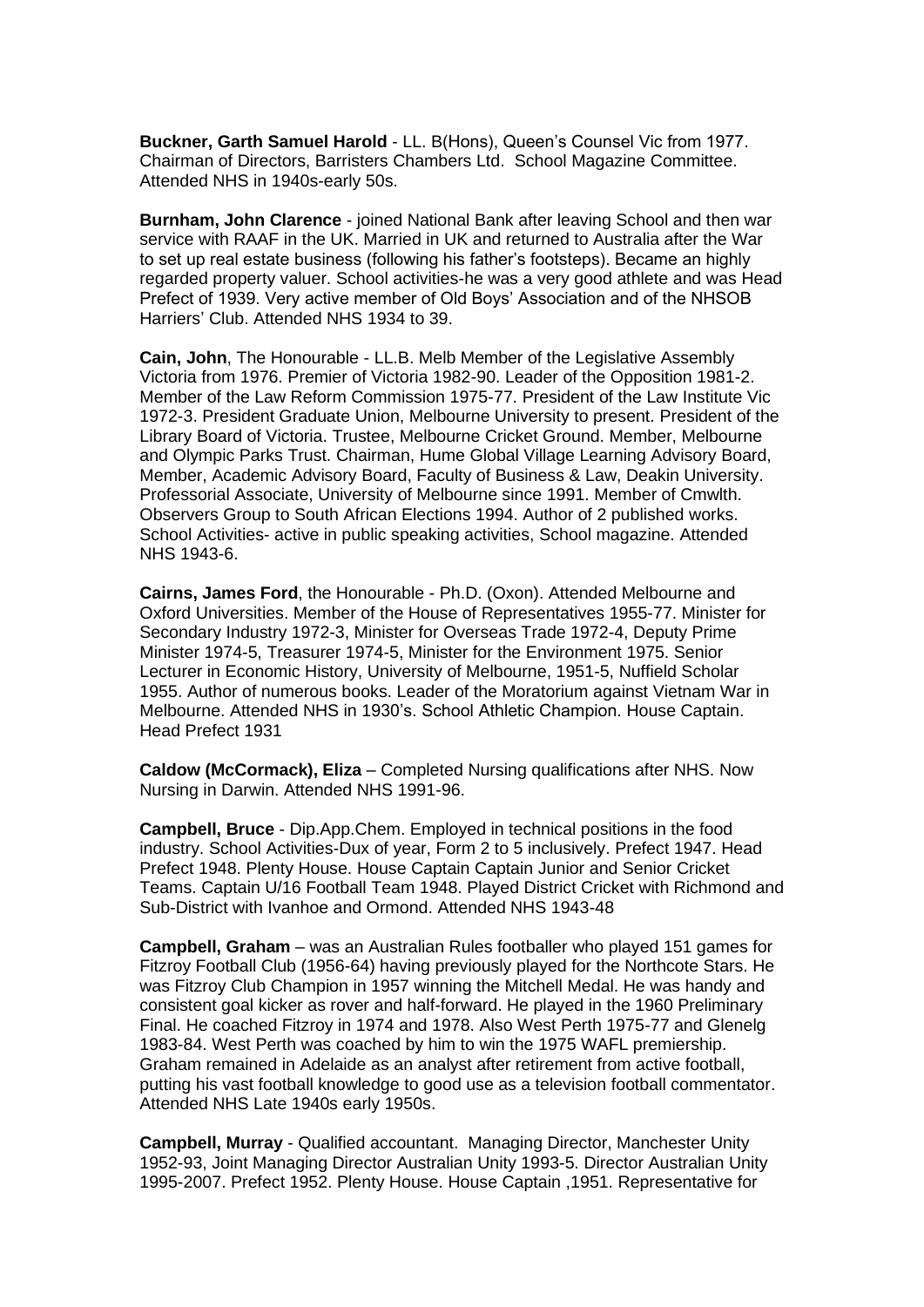**Buckner, Garth Samuel Harold** - LL. B(Hons), Queen's Counsel Vic from 1977. Chairman of Directors, Barristers Chambers Ltd. School Magazine Committee. Attended NHS in 1940s-early 50s.

**Burnham, John Clarence** - joined National Bank after leaving School and then war service with RAAF in the UK. Married in UK and returned to Australia after the War to set up real estate business (following his father's footsteps). Became an highly regarded property valuer. School activities-he was a very good athlete and was Head Prefect of 1939. Very active member of Old Boys' Association and of the NHSOB Harriers' Club. Attended NHS 1934 to 39.

**Cain, John**, The Honourable - LL.B. Melb Member of the Legislative Assembly Victoria from 1976. Premier of Victoria 1982-90. Leader of the Opposition 1981-2. Member of the Law Reform Commission 1975-77. President of the Law Institute Vic 1972-3. President Graduate Union, Melbourne University to present. President of the Library Board of Victoria. Trustee, Melbourne Cricket Ground. Member, Melbourne and Olympic Parks Trust. Chairman, Hume Global Village Learning Advisory Board, Member, Academic Advisory Board, Faculty of Business & Law, Deakin University. Professorial Associate, University of Melbourne since 1991. Member of Cmwlth. Observers Group to South African Elections 1994. Author of 2 published works. School Activities- active in public speaking activities, School magazine. Attended NHS 1943-6.

**Cairns, James Ford**, the Honourable - Ph.D. (Oxon). Attended Melbourne and Oxford Universities. Member of the House of Representatives 1955-77. Minister for Secondary Industry 1972-3, Minister for Overseas Trade 1972-4, Deputy Prime Minister 1974-5, Treasurer 1974-5, Minister for the Environment 1975. Senior Lecturer in Economic History, University of Melbourne, 1951-5, Nuffield Scholar 1955. Author of numerous books. Leader of the Moratorium against Vietnam War in Melbourne. Attended NHS in 1930's. School Athletic Champion. House Captain. Head Prefect 1931

**Caldow (McCormack), Eliza** – Completed Nursing qualifications after NHS. Now Nursing in Darwin. Attended NHS 1991-96.

**Campbell, Bruce** - Dip.App.Chem. Employed in technical positions in the food industry. School Activities-Dux of year, Form 2 to 5 inclusively. Prefect 1947. Head Prefect 1948. Plenty House. House Captain Captain Junior and Senior Cricket Teams. Captain U/16 Football Team 1948. Played District Cricket with Richmond and Sub-District with Ivanhoe and Ormond. Attended NHS 1943-48

**Campbell, Graham** – was an Australian Rules footballer who played 151 games for Fitzroy Football Club (1956-64) having previously played for the Northcote Stars. He was Fitzroy Club Champion in 1957 winning the Mitchell Medal. He was handy and consistent goal kicker as rover and half-forward. He played in the 1960 Preliminary Final. He coached Fitzroy in 1974 and 1978. Also West Perth 1975-77 and Glenelg 1983-84. West Perth was coached by him to win the 1975 WAFL premiership. Graham remained in Adelaide as an analyst after retirement from active football, putting his vast football knowledge to good use as a television football commentator. Attended NHS Late 1940s early 1950s.

**Campbell, Murray** - Qualified accountant. Managing Director, Manchester Unity 1952-93, Joint Managing Director Australian Unity 1993-5. Director Australian Unity 1995-2007. Prefect 1952. Plenty House. House Captain ,1951. Representative for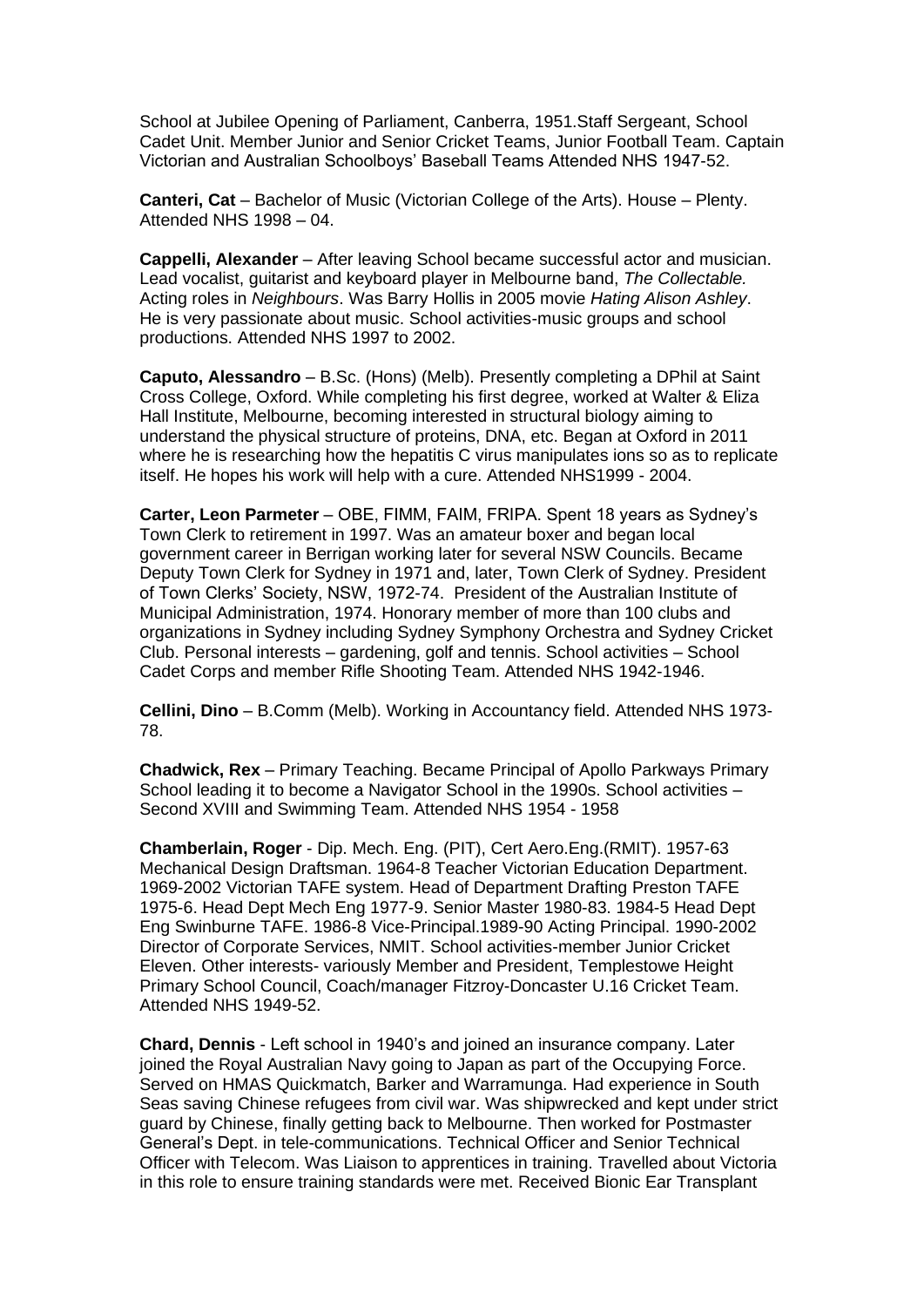School at Jubilee Opening of Parliament, Canberra, 1951.Staff Sergeant, School Cadet Unit. Member Junior and Senior Cricket Teams, Junior Football Team. Captain Victorian and Australian Schoolboys' Baseball Teams Attended NHS 1947-52.

**Canteri, Cat** – Bachelor of Music (Victorian College of the Arts). House – Plenty. Attended NHS 1998 – 04.

**Cappelli, Alexander** – After leaving School became successful actor and musician. Lead vocalist, guitarist and keyboard player in Melbourne band, *The Collectable.* Acting roles in *Neighbours*. Was Barry Hollis in 2005 movie *Hating Alison Ashley*. He is very passionate about music. School activities-music groups and school productions. Attended NHS 1997 to 2002.

**Caputo, Alessandro** – B.Sc. (Hons) (Melb). Presently completing a DPhil at Saint Cross College, Oxford. While completing his first degree, worked at Walter & Eliza Hall Institute, Melbourne, becoming interested in structural biology aiming to understand the physical structure of proteins, DNA, etc. Began at Oxford in 2011 where he is researching how the hepatitis C virus manipulates ions so as to replicate itself. He hopes his work will help with a cure. Attended NHS1999 - 2004.

**Carter, Leon Parmeter** – OBE, FIMM, FAIM, FRIPA. Spent 18 years as Sydney's Town Clerk to retirement in 1997. Was an amateur boxer and began local government career in Berrigan working later for several NSW Councils. Became Deputy Town Clerk for Sydney in 1971 and, later, Town Clerk of Sydney. President of Town Clerks' Society, NSW, 1972-74. President of the Australian Institute of Municipal Administration, 1974. Honorary member of more than 100 clubs and organizations in Sydney including Sydney Symphony Orchestra and Sydney Cricket Club. Personal interests – gardening, golf and tennis. School activities – School Cadet Corps and member Rifle Shooting Team. Attended NHS 1942-1946.

**Cellini, Dino** – B.Comm (Melb). Working in Accountancy field. Attended NHS 1973-78.

**Chadwick, Rex** – Primary Teaching. Became Principal of Apollo Parkways Primary School leading it to become a Navigator School in the 1990s. School activities – Second XVIII and Swimming Team. Attended NHS 1954 - 1958

**Chamberlain, Roger** - Dip. Mech. Eng. (PIT), Cert Aero.Eng.(RMIT). 1957-63 Mechanical Design Draftsman. 1964-8 Teacher Victorian Education Department. 1969-2002 Victorian TAFE system. Head of Department Drafting Preston TAFE 1975-6. Head Dept Mech Eng 1977-9. Senior Master 1980-83. 1984-5 Head Dept Eng Swinburne TAFE. 1986-8 Vice-Principal.1989-90 Acting Principal. 1990-2002 Director of Corporate Services, NMIT. School activities-member Junior Cricket Eleven. Other interests- variously Member and President, Templestowe Height Primary School Council, Coach/manager Fitzroy-Doncaster U.16 Cricket Team. Attended NHS 1949-52.

**Chard, Dennis** - Left school in 1940's and joined an insurance company. Later joined the Royal Australian Navy going to Japan as part of the Occupying Force. Served on HMAS Quickmatch, Barker and Warramunga. Had experience in South Seas saving Chinese refugees from civil war. Was shipwrecked and kept under strict guard by Chinese, finally getting back to Melbourne. Then worked for Postmaster General's Dept. in tele-communications. Technical Officer and Senior Technical Officer with Telecom. Was Liaison to apprentices in training. Travelled about Victoria in this role to ensure training standards were met. Received Bionic Ear Transplant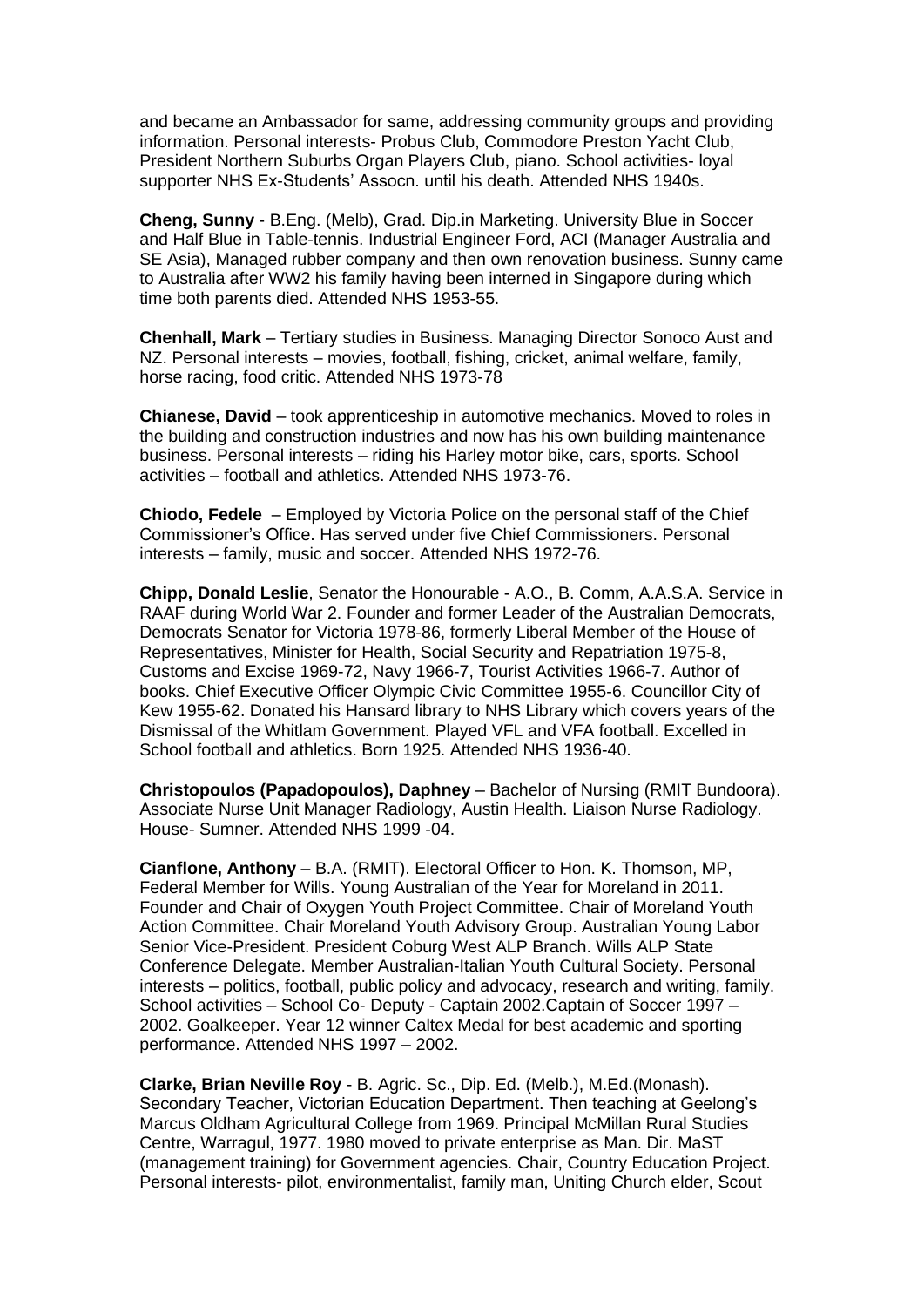and became an Ambassador for same, addressing community groups and providing information. Personal interests- Probus Club, Commodore Preston Yacht Club, President Northern Suburbs Organ Players Club, piano. School activities- loyal supporter NHS Ex-Students' Assocn. until his death. Attended NHS 1940s.

**Cheng, Sunny** - B.Eng. (Melb), Grad. Dip.in Marketing. University Blue in Soccer and Half Blue in Table-tennis. Industrial Engineer Ford, ACI (Manager Australia and SE Asia), Managed rubber company and then own renovation business. Sunny came to Australia after WW2 his family having been interned in Singapore during which time both parents died. Attended NHS 1953-55.

**Chenhall, Mark** – Tertiary studies in Business. Managing Director Sonoco Aust and NZ. Personal interests – movies, football, fishing, cricket, animal welfare, family, horse racing, food critic. Attended NHS 1973-78

**Chianese, David** – took apprenticeship in automotive mechanics. Moved to roles in the building and construction industries and now has his own building maintenance business. Personal interests – riding his Harley motor bike, cars, sports. School activities – football and athletics. Attended NHS 1973-76.

**Chiodo, Fedele** – Employed by Victoria Police on the personal staff of the Chief Commissioner's Office. Has served under five Chief Commissioners. Personal interests – family, music and soccer. Attended NHS 1972-76.

**Chipp, Donald Leslie**, Senator the Honourable - A.O., B. Comm, A.A.S.A. Service in RAAF during World War 2. Founder and former Leader of the Australian Democrats, Democrats Senator for Victoria 1978-86, formerly Liberal Member of the House of Representatives, Minister for Health, Social Security and Repatriation 1975-8, Customs and Excise 1969-72, Navy 1966-7, Tourist Activities 1966-7. Author of books. Chief Executive Officer Olympic Civic Committee 1955-6. Councillor City of Kew 1955-62. Donated his Hansard library to NHS Library which covers years of the Dismissal of the Whitlam Government. Played VFL and VFA football. Excelled in School football and athletics. Born 1925. Attended NHS 1936-40.

**Christopoulos (Papadopoulos), Daphney** – Bachelor of Nursing (RMIT Bundoora). Associate Nurse Unit Manager Radiology, Austin Health. Liaison Nurse Radiology. House- Sumner. Attended NHS 1999 -04.

**Cianflone, Anthony** – B.A. (RMIT). Electoral Officer to Hon. K. Thomson, MP, Federal Member for Wills. Young Australian of the Year for Moreland in 2011. Founder and Chair of Oxygen Youth Project Committee. Chair of Moreland Youth Action Committee. Chair Moreland Youth Advisory Group. Australian Young Labor Senior Vice-President. President Coburg West ALP Branch. Wills ALP State Conference Delegate. Member Australian-Italian Youth Cultural Society. Personal interests – politics, football, public policy and advocacy, research and writing, family. School activities – School Co- Deputy - Captain 2002.Captain of Soccer 1997 – 2002. Goalkeeper. Year 12 winner Caltex Medal for best academic and sporting performance. Attended NHS 1997 – 2002.

**Clarke, Brian Neville Roy** - B. Agric. Sc., Dip. Ed. (Melb.), M.Ed.(Monash). Secondary Teacher, Victorian Education Department. Then teaching at Geelong's Marcus Oldham Agricultural College from 1969. Principal McMillan Rural Studies Centre, Warragul, 1977. 1980 moved to private enterprise as Man. Dir. MaST (management training) for Government agencies. Chair, Country Education Project. Personal interests- pilot, environmentalist, family man, Uniting Church elder, Scout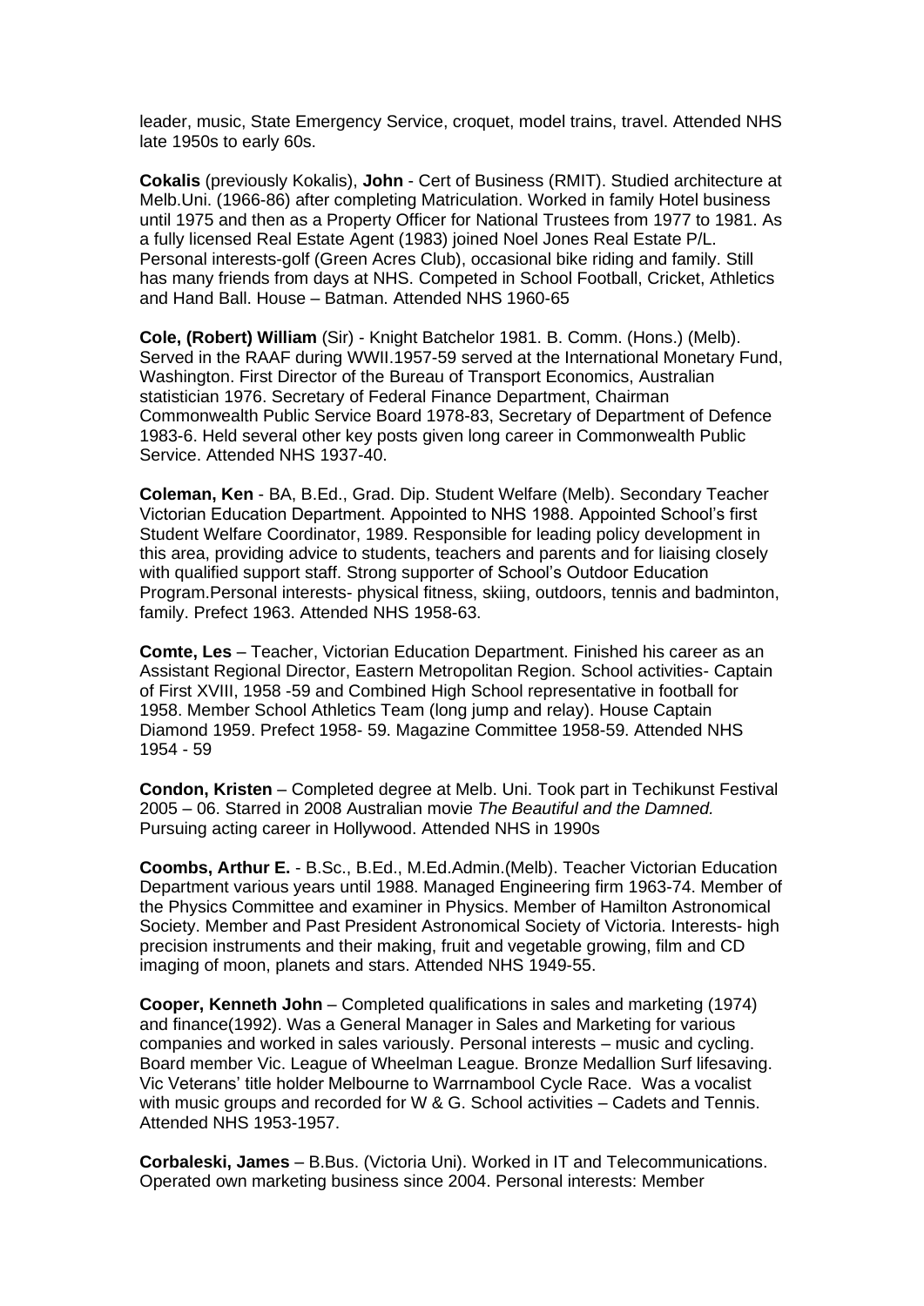leader, music, State Emergency Service, croquet, model trains, travel. Attended NHS late 1950s to early 60s.

**Cokalis** (previously Kokalis), **John** - Cert of Business (RMIT). Studied architecture at Melb.Uni. (1966-86) after completing Matriculation. Worked in family Hotel business until 1975 and then as a Property Officer for National Trustees from 1977 to 1981. As a fully licensed Real Estate Agent (1983) joined Noel Jones Real Estate P/L. Personal interests-golf (Green Acres Club), occasional bike riding and family. Still has many friends from days at NHS. Competed in School Football, Cricket, Athletics and Hand Ball. House – Batman. Attended NHS 1960-65

**Cole, (Robert) William** (Sir) - Knight Batchelor 1981. B. Comm. (Hons.) (Melb). Served in the RAAF during WWII.1957-59 served at the International Monetary Fund, Washington. First Director of the Bureau of Transport Economics, Australian statistician 1976. Secretary of Federal Finance Department, Chairman Commonwealth Public Service Board 1978-83, Secretary of Department of Defence 1983-6. Held several other key posts given long career in Commonwealth Public Service. Attended NHS 1937-40.

**Coleman, Ken** - BA, B.Ed., Grad. Dip. Student Welfare (Melb). Secondary Teacher Victorian Education Department. Appointed to NHS 1988. Appointed School's first Student Welfare Coordinator, 1989. Responsible for leading policy development in this area, providing advice to students, teachers and parents and for liaising closely with qualified support staff. Strong supporter of School's Outdoor Education Program.Personal interests- physical fitness, skiing, outdoors, tennis and badminton, family. Prefect 1963. Attended NHS 1958-63.

**Comte, Les** – Teacher, Victorian Education Department. Finished his career as an Assistant Regional Director, Eastern Metropolitan Region. School activities- Captain of First XVIII, 1958 -59 and Combined High School representative in football for 1958. Member School Athletics Team (long jump and relay). House Captain Diamond 1959. Prefect 1958- 59. Magazine Committee 1958-59. Attended NHS 1954 - 59

**Condon, Kristen** – Completed degree at Melb. Uni. Took part in Techikunst Festival 2005 – 06. Starred in 2008 Australian movie *The Beautiful and the Damned.* Pursuing acting career in Hollywood. Attended NHS in 1990s

**Coombs, Arthur E.** - B.Sc., B.Ed., M.Ed.Admin.(Melb). Teacher Victorian Education Department various years until 1988. Managed Engineering firm 1963-74. Member of the Physics Committee and examiner in Physics. Member of Hamilton Astronomical Society. Member and Past President Astronomical Society of Victoria. Interests- high precision instruments and their making, fruit and vegetable growing, film and CD imaging of moon, planets and stars. Attended NHS 1949-55.

**Cooper, Kenneth John** – Completed qualifications in sales and marketing (1974) and finance(1992). Was a General Manager in Sales and Marketing for various companies and worked in sales variously. Personal interests – music and cycling. Board member Vic. League of Wheelman League. Bronze Medallion Surf lifesaving. Vic Veterans' title holder Melbourne to Warrnambool Cycle Race. Was a vocalist with music groups and recorded for W & G. School activities – Cadets and Tennis. Attended NHS 1953-1957.

**Corbaleski, James** – B.Bus. (Victoria Uni). Worked in IT and Telecommunications. Operated own marketing business since 2004. Personal interests: Member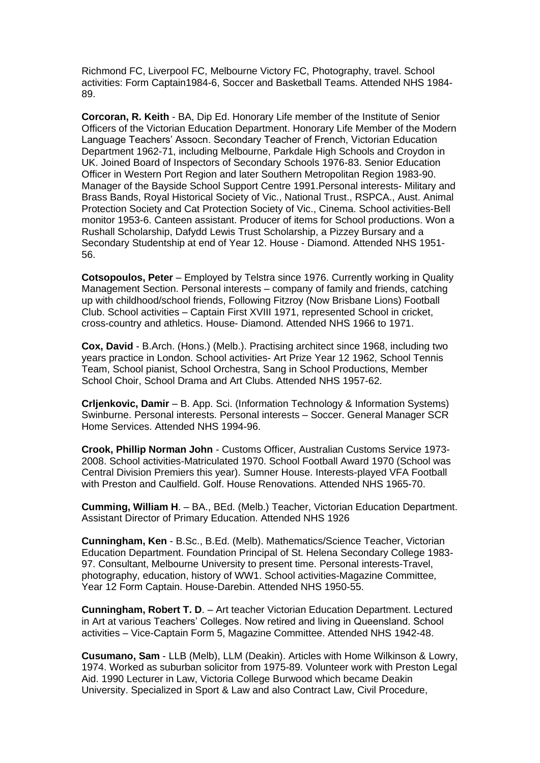Richmond FC, Liverpool FC, Melbourne Victory FC, Photography, travel. School activities: Form Captain1984-6, Soccer and Basketball Teams. Attended NHS 1984-89.

**Corcoran, R. Keith** - BA, Dip Ed. Honorary Life member of the Institute of Senior Officers of the Victorian Education Department. Honorary Life Member of the Modern Language Teachers' Assocn. Secondary Teacher of French, Victorian Education Department 1962-71, including Melbourne, Parkdale High Schools and Croydon in UK. Joined Board of Inspectors of Secondary Schools 1976-83. Senior Education Officer in Western Port Region and later Southern Metropolitan Region 1983-90. Manager of the Bayside School Support Centre 1991.Personal interests- Military and Brass Bands, Royal Historical Society of Vic., National Trust., RSPCA., Aust. Animal Protection Society and Cat Protection Society of Vic., Cinema. School activities-Bell monitor 1953-6. Canteen assistant. Producer of items for School productions. Won a Rushall Scholarship, Dafydd Lewis Trust Scholarship, a Pizzey Bursary and a Secondary Studentship at end of Year 12. House - Diamond. Attended NHS 1951-56.

**Cotsopoulos, Peter** – Employed by Telstra since 1976. Currently working in Quality Management Section. Personal interests – company of family and friends, catching up with childhood/school friends, Following Fitzroy (Now Brisbane Lions) Football Club. School activities – Captain First XVIII 1971, represented School in cricket, cross-country and athletics. House- Diamond. Attended NHS 1966 to 1971.

**Cox, David** - B.Arch. (Hons.) (Melb.). Practising architect since 1968, including two years practice in London. School activities- Art Prize Year 12 1962, School Tennis Team, School pianist, School Orchestra, Sang in School Productions, Member School Choir, School Drama and Art Clubs. Attended NHS 1957-62.

**Crljenkovic, Damir** – B. App. Sci. (Information Technology & Information Systems) Swinburne. Personal interests. Personal interests – Soccer. General Manager SCR Home Services. Attended NHS 1994-96.

**Crook, Phillip Norman John** - Customs Officer, Australian Customs Service 1973-2008. School activities-Matriculated 1970. School Football Award 1970 (School was Central Division Premiers this year). Sumner House. Interests-played VFA Football with Preston and Caulfield. Golf. House Renovations. Attended NHS 1965-70.

**Cumming, William H**. – BA., BEd. (Melb.) Teacher, Victorian Education Department. Assistant Director of Primary Education. Attended NHS 1926

**Cunningham, Ken** - B.Sc., B.Ed. (Melb). Mathematics/Science Teacher, Victorian Education Department. Foundation Principal of St. Helena Secondary College 1983-97. Consultant, Melbourne University to present time. Personal interests-Travel, photography, education, history of WW1. School activities-Magazine Committee, Year 12 Form Captain. House-Darebin. Attended NHS 1950-55.

**Cunningham, Robert T. D**. – Art teacher Victorian Education Department. Lectured in Art at various Teachers' Colleges. Now retired and living in Queensland. School activities – Vice-Captain Form 5, Magazine Committee. Attended NHS 1942-48.

**Cusumano, Sam** - LLB (Melb), LLM (Deakin). Articles with Home Wilkinson & Lowry, 1974. Worked as suburban solicitor from 1975-89. Volunteer work with Preston Legal Aid. 1990 Lecturer in Law, Victoria College Burwood which became Deakin University. Specialized in Sport & Law and also Contract Law, Civil Procedure,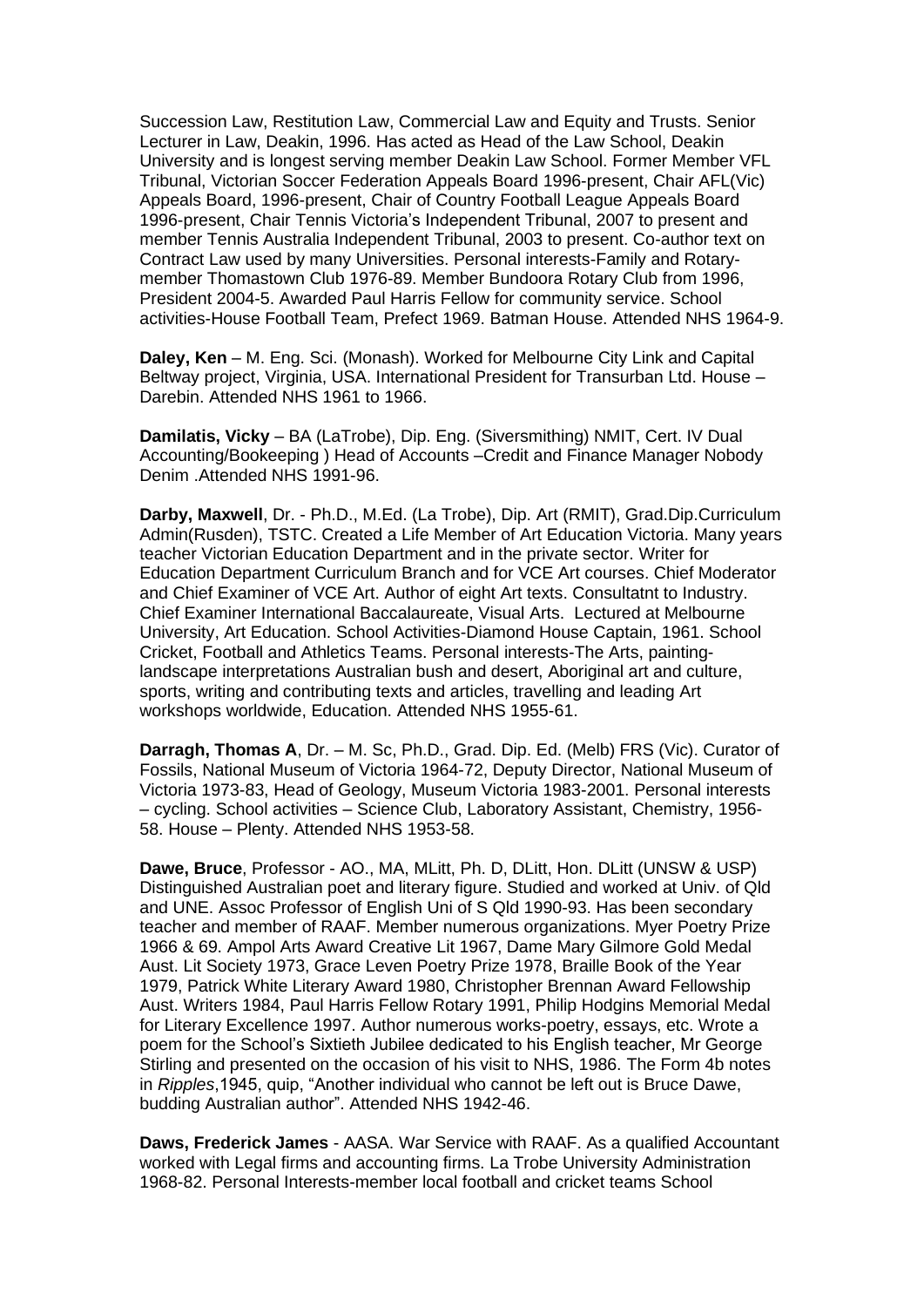Succession Law, Restitution Law, Commercial Law and Equity and Trusts. Senior Lecturer in Law, Deakin, 1996. Has acted as Head of the Law School, Deakin University and is longest serving member Deakin Law School. Former Member VFL Tribunal, Victorian Soccer Federation Appeals Board 1996-present, Chair AFL(Vic) Appeals Board, 1996-present, Chair of Country Football League Appeals Board 1996-present, Chair Tennis Victoria's Independent Tribunal, 2007 to present and member Tennis Australia Independent Tribunal, 2003 to present. Co-author text on Contract Law used by many Universities. Personal interests-Family and Rotary-member Thomastown Club 1976-89. Member Bundoora Rotary Club from 1996, President 2004-5. Awarded Paul Harris Fellow for community service. School activities-House Football Team, Prefect 1969. Batman House. Attended NHS 1964-9.

**Daley, Ken** – M. Eng. Sci. (Monash). Worked for Melbourne City Link and Capital Beltway project, Virginia, USA. International President for Transurban Ltd. House – Darebin. Attended NHS 1961 to 1966.

**Damilatis, Vicky** – BA (LaTrobe), Dip. Eng. (Siversmithing) NMIT, Cert. IV Dual Accounting/Bookeeping ) Head of Accounts –Credit and Finance Manager Nobody Denim .Attended NHS 1991-96.

**Darby, Maxwell**, Dr. - Ph.D., M.Ed. (La Trobe), Dip. Art (RMIT), Grad.Dip.Curriculum Admin(Rusden), TSTC. Created a Life Member of Art Education Victoria. Many years teacher Victorian Education Department and in the private sector. Writer for Education Department Curriculum Branch and for VCE Art courses. Chief Moderator and Chief Examiner of VCE Art. Author of eight Art texts. Consultatnt to Industry. Chief Examiner International Baccalaureate, Visual Arts. Lectured at Melbourne University, Art Education. School Activities-Diamond House Captain, 1961. School Cricket, Football and Athletics Teams. Personal interests-The Arts, painting-landscape interpretations Australian bush and desert, Aboriginal art and culture, sports, writing and contributing texts and articles, travelling and leading Art workshops worldwide, Education. Attended NHS 1955-61.

**Darragh, Thomas A**, Dr. – M. Sc, Ph.D., Grad. Dip. Ed. (Melb) FRS (Vic). Curator of Fossils, National Museum of Victoria 1964-72, Deputy Director, National Museum of Victoria 1973-83, Head of Geology, Museum Victoria 1983-2001. Personal interests – cycling. School activities – Science Club, Laboratory Assistant, Chemistry, 1956-58. House – Plenty. Attended NHS 1953-58.

**Dawe, Bruce**, Professor - AO., MA, MLitt, Ph. D, DLitt, Hon. DLitt (UNSW & USP) Distinguished Australian poet and literary figure. Studied and worked at Univ. of Qld and UNE. Assoc Professor of English Uni of S Qld 1990-93. Has been secondary teacher and member of RAAF. Member numerous organizations. Myer Poetry Prize 1966 & 69. Ampol Arts Award Creative Lit 1967, Dame Mary Gilmore Gold Medal Aust. Lit Society 1973, Grace Leven Poetry Prize 1978, Braille Book of the Year 1979, Patrick White Literary Award 1980, Christopher Brennan Award Fellowship Aust. Writers 1984, Paul Harris Fellow Rotary 1991, Philip Hodgins Memorial Medal for Literary Excellence 1997. Author numerous works-poetry, essays, etc. Wrote a poem for the School's Sixtieth Jubilee dedicated to his English teacher, Mr George Stirling and presented on the occasion of his visit to NHS, 1986. The Form 4b notes in *Ripples*,1945, quip, "Another individual who cannot be left out is Bruce Dawe, budding Australian author". Attended NHS 1942-46.

**Daws, Frederick James** - AASA. War Service with RAAF. As a qualified Accountant worked with Legal firms and accounting firms. La Trobe University Administration 1968-82. Personal Interests-member local football and cricket teams School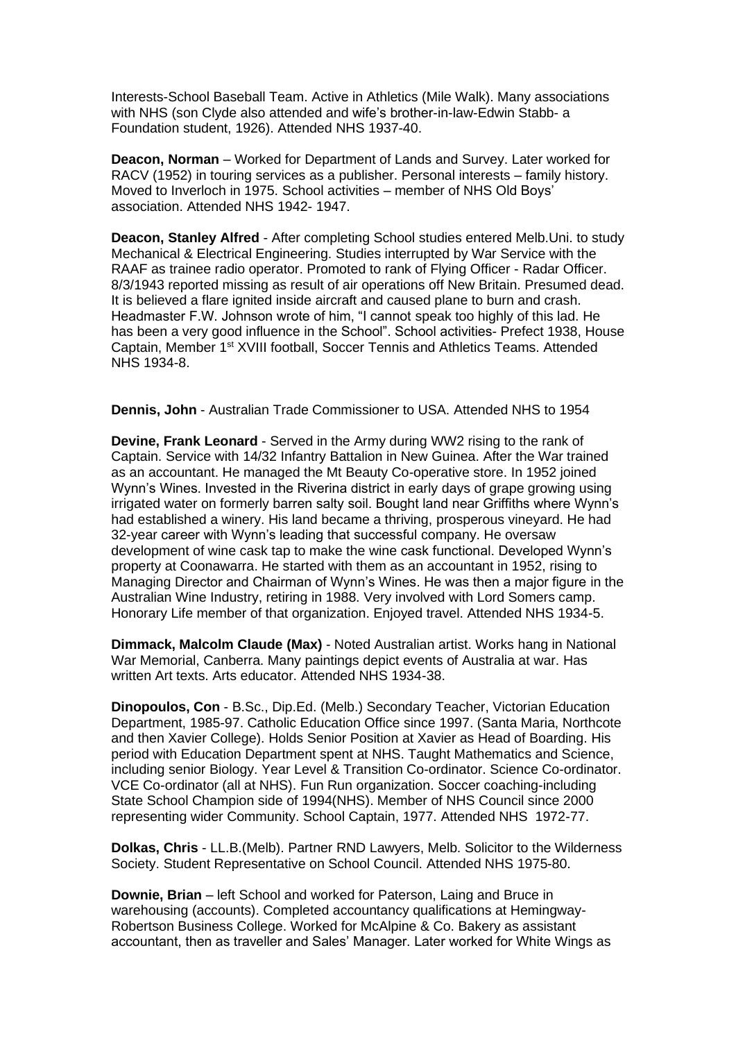Interests-School Baseball Team. Active in Athletics (Mile Walk). Many associations with NHS (son Clyde also attended and wife's brother-in-law-Edwin Stabb- a Foundation student, 1926). Attended NHS 1937-40.

**Deacon, Norman** – Worked for Department of Lands and Survey. Later worked for RACV (1952) in touring services as a publisher. Personal interests – family history. Moved to Inverloch in 1975. School activities – member of NHS Old Boys' association. Attended NHS 1942- 1947.

**Deacon, Stanley Alfred** - After completing School studies entered Melb.Uni. to study Mechanical & Electrical Engineering. Studies interrupted by War Service with the RAAF as trainee radio operator. Promoted to rank of Flying Officer - Radar Officer. 8/3/1943 reported missing as result of air operations off New Britain. Presumed dead. It is believed a flare ignited inside aircraft and caused plane to burn and crash. Headmaster F.W. Johnson wrote of him, "I cannot speak too highly of this lad. He has been a very good influence in the School". School activities- Prefect 1938, House Captain, Member 1st XVIII football, Soccer Tennis and Athletics Teams. Attended NHS 1934-8.

**Dennis, John** - Australian Trade Commissioner to USA. Attended NHS to 1954

**Devine, Frank Leonard** - Served in the Army during WW2 rising to the rank of Captain. Service with 14/32 Infantry Battalion in New Guinea. After the War trained as an accountant. He managed the Mt Beauty Co-operative store. In 1952 joined Wynn's Wines. Invested in the Riverina district in early days of grape growing using irrigated water on formerly barren salty soil. Bought land near Griffiths where Wynn's had established a winery. His land became a thriving, prosperous vineyard. He had 32-year career with Wynn's leading that successful company. He oversaw development of wine cask tap to make the wine cask functional. Developed Wynn's property at Coonawarra. He started with them as an accountant in 1952, rising to Managing Director and Chairman of Wynn's Wines. He was then a major figure in the Australian Wine Industry, retiring in 1988. Very involved with Lord Somers camp. Honorary Life member of that organization. Enjoyed travel. Attended NHS 1934-5.

**Dimmack, Malcolm Claude (Max)** - Noted Australian artist. Works hang in National War Memorial, Canberra. Many paintings depict events of Australia at war. Has written Art texts. Arts educator. Attended NHS 1934-38.

**Dinopoulos, Con** - B.Sc., Dip.Ed. (Melb.) Secondary Teacher, Victorian Education Department, 1985-97. Catholic Education Office since 1997. (Santa Maria, Northcote and then Xavier College). Holds Senior Position at Xavier as Head of Boarding. His period with Education Department spent at NHS. Taught Mathematics and Science, including senior Biology. Year Level & Transition Co-ordinator. Science Co-ordinator. VCE Co-ordinator (all at NHS). Fun Run organization. Soccer coaching-including State School Champion side of 1994(NHS). Member of NHS Council since 2000 representing wider Community. School Captain, 1977. Attended NHS 1972-77.

**Dolkas, Chris** - LL.B.(Melb). Partner RND Lawyers, Melb. Solicitor to the Wilderness Society. Student Representative on School Council. Attended NHS 1975-80.

**Downie, Brian** – left School and worked for Paterson, Laing and Bruce in warehousing (accounts). Completed accountancy qualifications at Hemingway-Robertson Business College. Worked for McAlpine & Co. Bakery as assistant accountant, then as traveller and Sales' Manager. Later worked for White Wings as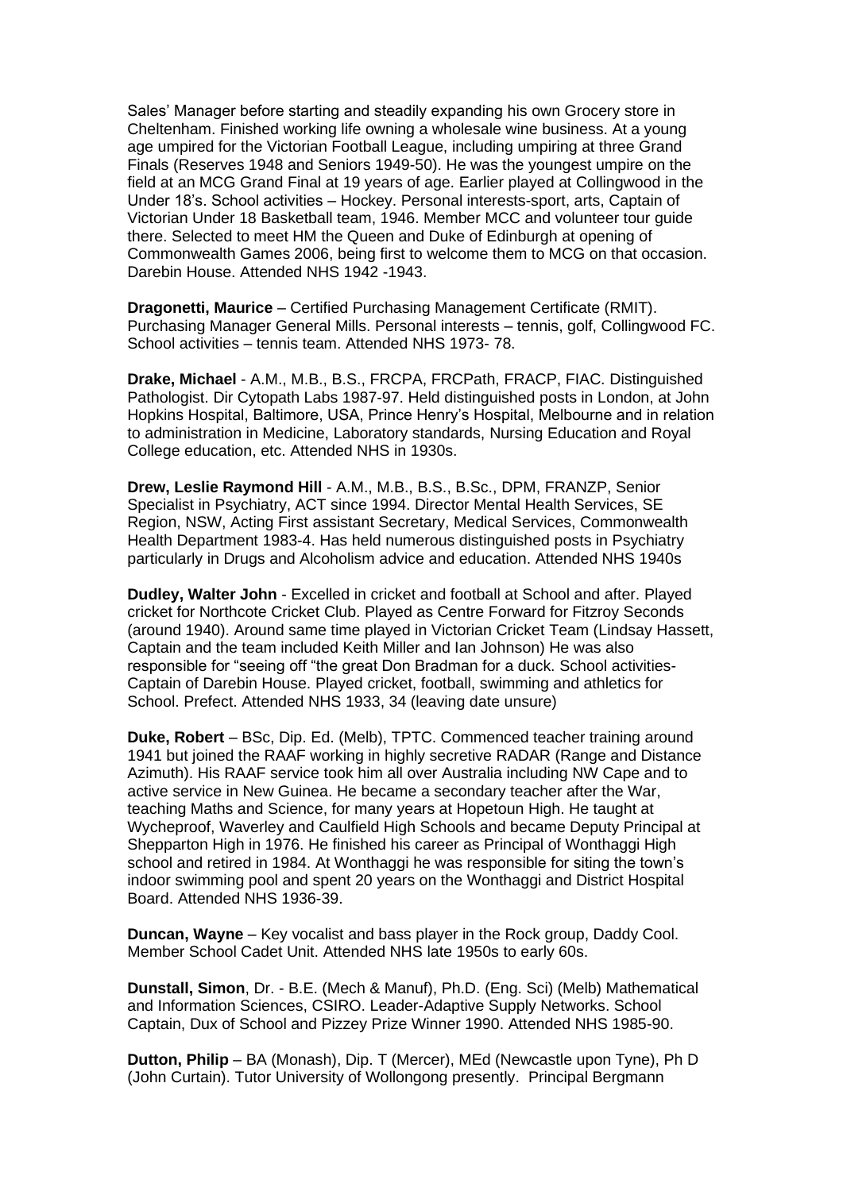Sales' Manager before starting and steadily expanding his own Grocery store in Cheltenham. Finished working life owning a wholesale wine business. At a young age umpired for the Victorian Football League, including umpiring at three Grand Finals (Reserves 1948 and Seniors 1949-50). He was the youngest umpire on the field at an MCG Grand Final at 19 years of age. Earlier played at Collingwood in the Under 18's. School activities – Hockey. Personal interests-sport, arts, Captain of Victorian Under 18 Basketball team, 1946. Member MCC and volunteer tour guide there. Selected to meet HM the Queen and Duke of Edinburgh at opening of Commonwealth Games 2006, being first to welcome them to MCG on that occasion. Darebin House. Attended NHS 1942 -1943.

**Dragonetti, Maurice** – Certified Purchasing Management Certificate (RMIT). Purchasing Manager General Mills. Personal interests – tennis, golf, Collingwood FC. School activities – tennis team. Attended NHS 1973- 78.

**Drake, Michael** - A.M., M.B., B.S., FRCPA, FRCPath, FRACP, FIAC. Distinguished Pathologist. Dir Cytopath Labs 1987-97. Held distinguished posts in London, at John Hopkins Hospital, Baltimore, USA, Prince Henry's Hospital, Melbourne and in relation to administration in Medicine, Laboratory standards, Nursing Education and Royal College education, etc. Attended NHS in 1930s.

**Drew, Leslie Raymond Hill** - A.M., M.B., B.S., B.Sc., DPM, FRANZP, Senior Specialist in Psychiatry, ACT since 1994. Director Mental Health Services, SE Region, NSW, Acting First assistant Secretary, Medical Services, Commonwealth Health Department 1983-4. Has held numerous distinguished posts in Psychiatry particularly in Drugs and Alcoholism advice and education. Attended NHS 1940s

**Dudley, Walter John** - Excelled in cricket and football at School and after. Played cricket for Northcote Cricket Club. Played as Centre Forward for Fitzroy Seconds (around 1940). Around same time played in Victorian Cricket Team (Lindsay Hassett, Captain and the team included Keith Miller and Ian Johnson) He was also responsible for "seeing off "the great Don Bradman for a duck. School activities- Captain of Darebin House. Played cricket, football, swimming and athletics for School. Prefect. Attended NHS 1933, 34 (leaving date unsure)

**Duke, Robert** – BSc, Dip. Ed. (Melb), TPTC. Commenced teacher training around 1941 but joined the RAAF working in highly secretive RADAR (Range and Distance Azimuth). His RAAF service took him all over Australia including NW Cape and to active service in New Guinea. He became a secondary teacher after the War, teaching Maths and Science, for many years at Hopetoun High. He taught at Wycheproof, Waverley and Caulfield High Schools and became Deputy Principal at Shepparton High in 1976. He finished his career as Principal of Wonthaggi High school and retired in 1984. At Wonthaggi he was responsible for siting the town's indoor swimming pool and spent 20 years on the Wonthaggi and District Hospital Board. Attended NHS 1936-39.

**Duncan, Wayne** – Key vocalist and bass player in the Rock group, Daddy Cool. Member School Cadet Unit. Attended NHS late 1950s to early 60s.

**Dunstall, Simon**, Dr. - B.E. (Mech & Manuf), Ph.D. (Eng. Sci) (Melb) Mathematical and Information Sciences, CSIRO. Leader-Adaptive Supply Networks. School Captain, Dux of School and Pizzey Prize Winner 1990. Attended NHS 1985-90.

**Dutton, Philip** – BA (Monash), Dip. T (Mercer), MEd (Newcastle upon Tyne), Ph D (John Curtain). Tutor University of Wollongong presently. Principal Bergmann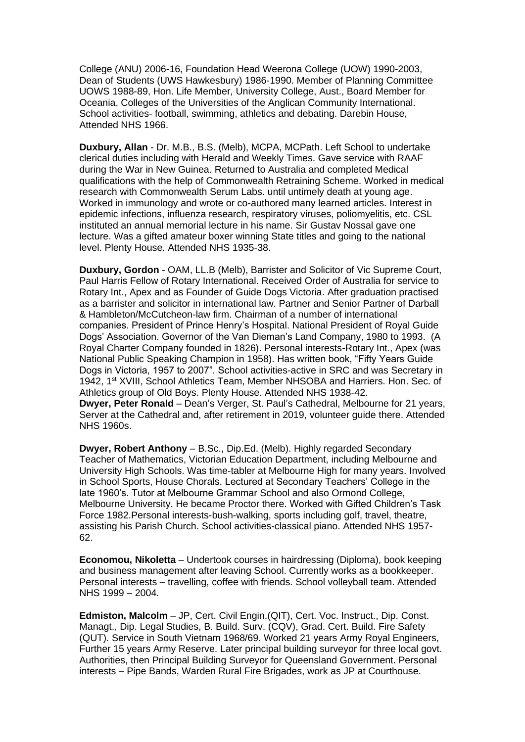College (ANU) 2006-16, Foundation Head Weerona College (UOW) 1990-2003, Dean of Students (UWS Hawkesbury) 1986-1990. Member of Planning Committee UOWS 1988-89, Hon. Life Member, University College, Aust., Board Member for Oceania, Colleges of the Universities of the Anglican Community International. School activities- football, swimming, athletics and debating. Darebin House, Attended NHS 1966.

**Duxbury, Allan** - Dr. M.B., B.S. (Melb), MCPA, MCPath. Left School to undertake clerical duties including with Herald and Weekly Times. Gave service with RAAF during the War in New Guinea. Returned to Australia and completed Medical qualifications with the help of Commonwealth Retraining Scheme. Worked in medical research with Commonwealth Serum Labs. until untimely death at young age. Worked in immunology and wrote or co-authored many learned articles. Interest in epidemic infections, influenza research, respiratory viruses, poliomyelitis, etc. CSL instituted an annual memorial lecture in his name. Sir Gustav Nossal gave one lecture. Was a gifted amateur boxer winning State titles and going to the national level. Plenty House. Attended NHS 1935-38.

**Duxbury, Gordon** - OAM, LL.B (Melb), Barrister and Solicitor of Vic Supreme Court, Paul Harris Fellow of Rotary International. Received Order of Australia for service to Rotary Int., Apex and as Founder of Guide Dogs Victoria. After graduation practised as a barrister and solicitor in international law. Partner and Senior Partner of Darball & Hambleton/McCutcheon-law firm. Chairman of a number of international companies. President of Prince Henry's Hospital. National President of Royal Guide Dogs' Association. Governor of the Van Dieman's Land Company, 1980 to 1993. (A Royal Charter Company founded in 1826). Personal interests-Rotary Int., Apex (was National Public Speaking Champion in 1958). Has written book, "Fifty Years Guide Dogs in Victoria, 1957 to 2007". School activities-active in SRC and was Secretary in 1942, 1st XVIII, School Athletics Team, Member NHSOBA and Harriers. Hon. Sec. of Athletics group of Old Boys. Plenty House. Attended NHS 1938-42.

**Dwyer, Peter Ronald** – Dean's Verger, St. Paul's Cathedral, Melbourne for 21 years, Server at the Cathedral and, after retirement in 2019, volunteer guide there. Attended NHS 1960s.

**Dwyer, Robert Anthony** – B.Sc., Dip.Ed. (Melb). Highly regarded Secondary Teacher of Mathematics, Victorian Education Department, including Melbourne and University High Schools. Was time-tabler at Melbourne High for many years. Involved in School Sports, House Chorals. Lectured at Secondary Teachers' College in the late 1960's. Tutor at Melbourne Grammar School and also Ormond College, Melbourne University. He became Proctor there. Worked with Gifted Children's Task Force 1982.Personal interests-bush-walking, sports including golf, travel, theatre, assisting his Parish Church. School activities-classical piano. Attended NHS 1957-62.

**Economou, Nikoletta** – Undertook courses in hairdressing (Diploma), book keeping and business management after leaving School. Currently works as a bookkeeper. Personal interests – travelling, coffee with friends. School volleyball team. Attended NHS 1999 – 2004.

**Edmiston, Malcolm** – JP, Cert. Civil Engin.(QIT), Cert. Voc. Instruct., Dip. Const. Managt., Dip. Legal Studies, B. Build. Surv. (CQV), Grad. Cert. Build. Fire Safety (QUT). Service in South Vietnam 1968/69. Worked 21 years Army Royal Engineers, Further 15 years Army Reserve. Later principal building surveyor for three local govt. Authorities, then Principal Building Surveyor for Queensland Government. Personal interests – Pipe Bands, Warden Rural Fire Brigades, work as JP at Courthouse.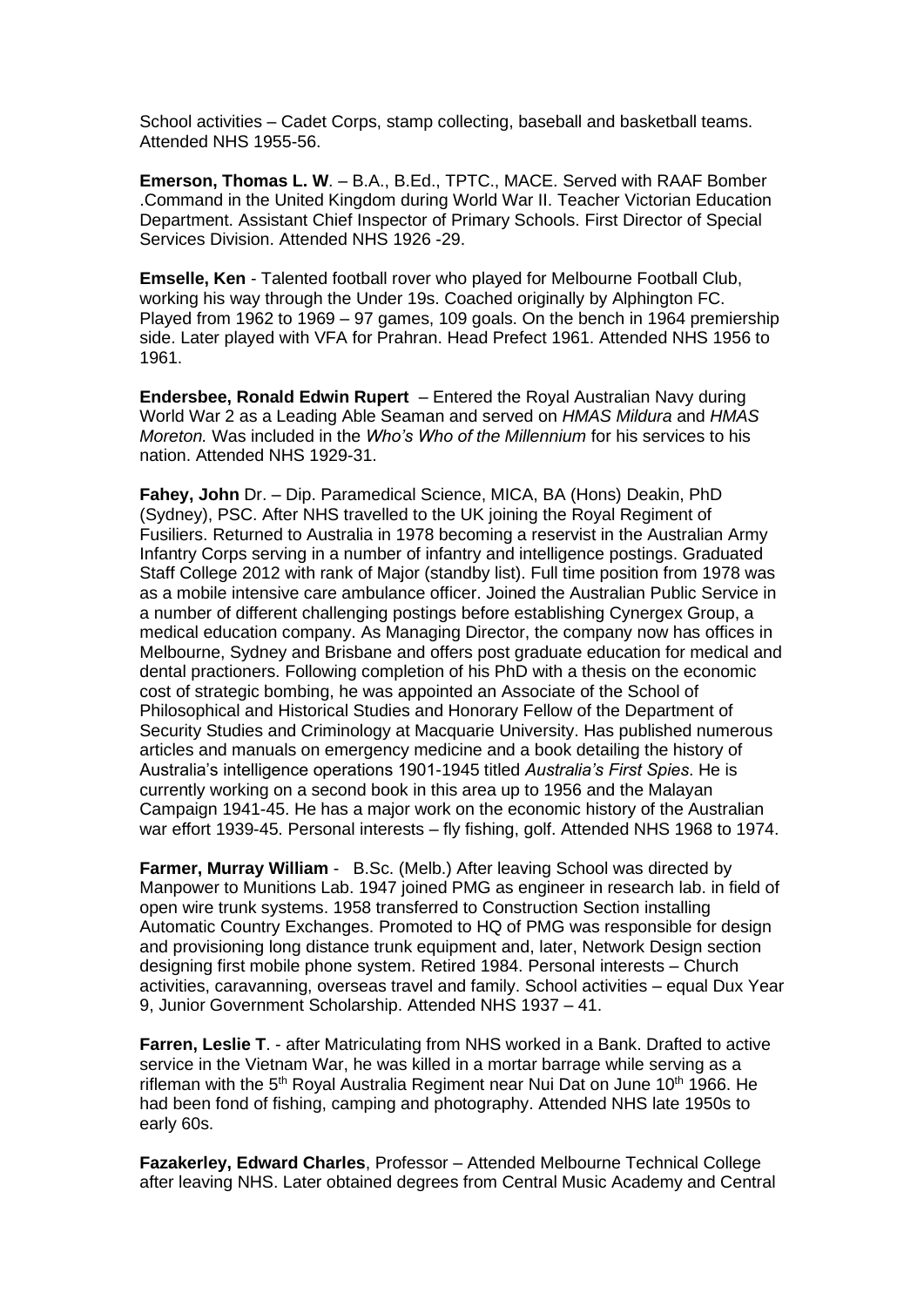School activities – Cadet Corps, stamp collecting, baseball and basketball teams. Attended NHS 1955-56.

**Emerson, Thomas L. W**. – B.A., B.Ed., TPTC., MACE. Served with RAAF Bomber .Command in the United Kingdom during World War II. Teacher Victorian Education Department. Assistant Chief Inspector of Primary Schools. First Director of Special Services Division. Attended NHS 1926 -29.

**Emselle, Ken** - Talented football rover who played for Melbourne Football Club, working his way through the Under 19s. Coached originally by Alphington FC. Played from 1962 to 1969 – 97 games, 109 goals. On the bench in 1964 premiership side. Later played with VFA for Prahran. Head Prefect 1961. Attended NHS 1956 to 1961.

**Endersbee, Ronald Edwin Rupert** – Entered the Royal Australian Navy during World War 2 as a Leading Able Seaman and served on *HMAS Mildura* and *HMAS Moreton.* Was included in the *Who's Who of the Millennium* for his services to his nation. Attended NHS 1929-31.

**Fahey, John** Dr. – Dip. Paramedical Science, MICA, BA (Hons) Deakin, PhD (Sydney), PSC. After NHS travelled to the UK joining the Royal Regiment of Fusiliers. Returned to Australia in 1978 becoming a reservist in the Australian Army Infantry Corps serving in a number of infantry and intelligence postings. Graduated Staff College 2012 with rank of Major (standby list). Full time position from 1978 was as a mobile intensive care ambulance officer. Joined the Australian Public Service in a number of different challenging postings before establishing Cynergex Group, a medical education company. As Managing Director, the company now has offices in Melbourne, Sydney and Brisbane and offers post graduate education for medical and dental practioners. Following completion of his PhD with a thesis on the economic cost of strategic bombing, he was appointed an Associate of the School of Philosophical and Historical Studies and Honorary Fellow of the Department of Security Studies and Criminology at Macquarie University. Has published numerous articles and manuals on emergency medicine and a book detailing the history of Australia's intelligence operations 1901-1945 titled *Australia's First Spies*. He is currently working on a second book in this area up to 1956 and the Malayan Campaign 1941-45. He has a major work on the economic history of the Australian war effort 1939-45. Personal interests – fly fishing, golf. Attended NHS 1968 to 1974.

**Farmer, Murray William** - B.Sc. (Melb.) After leaving School was directed by Manpower to Munitions Lab. 1947 joined PMG as engineer in research lab. in field of open wire trunk systems. 1958 transferred to Construction Section installing Automatic Country Exchanges. Promoted to HQ of PMG was responsible for design and provisioning long distance trunk equipment and, later, Network Design section designing first mobile phone system. Retired 1984. Personal interests – Church activities, caravanning, overseas travel and family. School activities – equal Dux Year 9, Junior Government Scholarship. Attended NHS 1937 – 41.

**Farren, Leslie T**. - after Matriculating from NHS worked in a Bank. Drafted to active service in the Vietnam War, he was killed in a mortar barrage while serving as a rifleman with the 5th Royal Australia Regiment near Nui Dat on June 10th 1966. He had been fond of fishing, camping and photography. Attended NHS late 1950s to early 60s.

**Fazakerley, Edward Charles**, Professor – Attended Melbourne Technical College after leaving NHS. Later obtained degrees from Central Music Academy and Central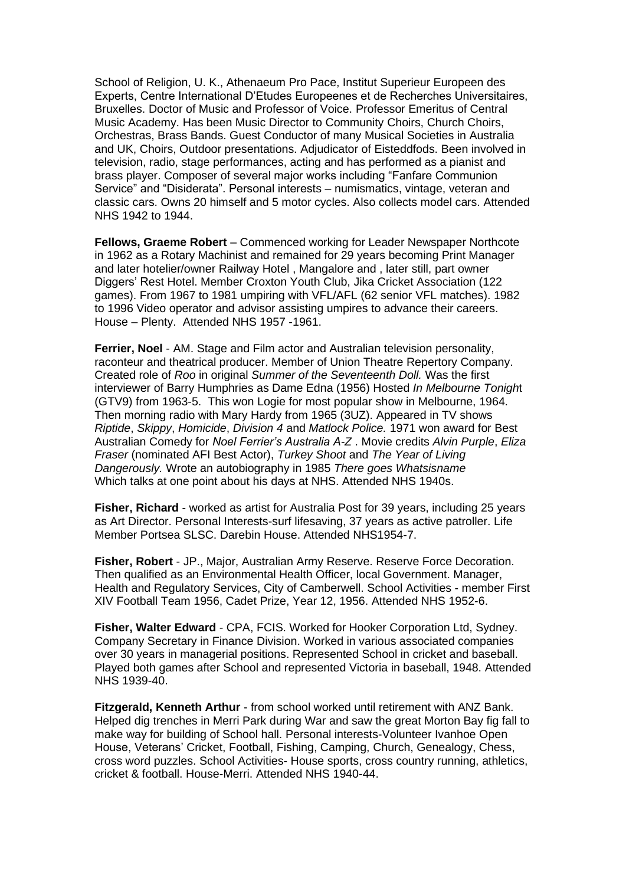School of Religion, U. K., Athenaeum Pro Pace, Institut Superieur Europeen des Experts, Centre International D'Etudes Europeenes et de Recherches Universitaires, Bruxelles. Doctor of Music and Professor of Voice. Professor Emeritus of Central Music Academy. Has been Music Director to Community Choirs, Church Choirs, Orchestras, Brass Bands. Guest Conductor of many Musical Societies in Australia and UK, Choirs, Outdoor presentations. Adjudicator of Eisteddfods. Been involved in television, radio, stage performances, acting and has performed as a pianist and brass player. Composer of several major works including "Fanfare Communion Service" and "Disiderata". Personal interests – numismatics, vintage, veteran and classic cars. Owns 20 himself and 5 motor cycles. Also collects model cars. Attended NHS 1942 to 1944.

**Fellows, Graeme Robert** – Commenced working for Leader Newspaper Northcote in 1962 as a Rotary Machinist and remained for 29 years becoming Print Manager and later hotelier/owner Railway Hotel , Mangalore and , later still, part owner Diggers' Rest Hotel. Member Croxton Youth Club, Jika Cricket Association (122 games). From 1967 to 1981 umpiring with VFL/AFL (62 senior VFL matches). 1982 to 1996 Video operator and advisor assisting umpires to advance their careers. House – Plenty. Attended NHS 1957 -1961.

**Ferrier, Noel** - AM. Stage and Film actor and Australian television personality, raconteur and theatrical producer. Member of Union Theatre Repertory Company. Created role of *Roo* in original *Summer of the Seventeenth Doll.* Was the first interviewer of Barry Humphries as Dame Edna (1956) Hosted *In Melbourne Tonight* (GTV9) from 1963-5. This won Logie for most popular show in Melbourne, 1964. Then morning radio with Mary Hardy from 1965 (3UZ). Appeared in TV shows *Riptide*, *Skippy*, *Homicide*, *Division 4* and *Matlock Police.* 1971 won award for Best Australian Comedy for *Noel Ferrier's Australia A-Z* . Movie credits *Alvin Purple*, *Eliza Fraser* (nominated AFI Best Actor), *Turkey Shoot* and *The Year of Living Dangerously.* Wrote an autobiography in 1985 *There goes Whatsisname* Which talks at one point about his days at NHS. Attended NHS 1940s.

**Fisher, Richard** - worked as artist for Australia Post for 39 years, including 25 years as Art Director. Personal Interests-surf lifesaving, 37 years as active patroller. Life Member Portsea SLSC. Darebin House. Attended NHS1954-7.

**Fisher, Robert** - JP., Major, Australian Army Reserve. Reserve Force Decoration. Then qualified as an Environmental Health Officer, local Government. Manager, Health and Regulatory Services, City of Camberwell. School Activities - member First XIV Football Team 1956, Cadet Prize, Year 12, 1956. Attended NHS 1952-6.

**Fisher, Walter Edward** - CPA, FCIS. Worked for Hooker Corporation Ltd, Sydney. Company Secretary in Finance Division. Worked in various associated companies over 30 years in managerial positions. Represented School in cricket and baseball. Played both games after School and represented Victoria in baseball, 1948. Attended NHS 1939-40.

**Fitzgerald, Kenneth Arthur** - from school worked until retirement with ANZ Bank. Helped dig trenches in Merri Park during War and saw the great Morton Bay fig fall to make way for building of School hall. Personal interests-Volunteer Ivanhoe Open House, Veterans' Cricket, Football, Fishing, Camping, Church, Genealogy, Chess, cross word puzzles. School Activities- House sports, cross country running, athletics, cricket & football. House-Merri. Attended NHS 1940-44.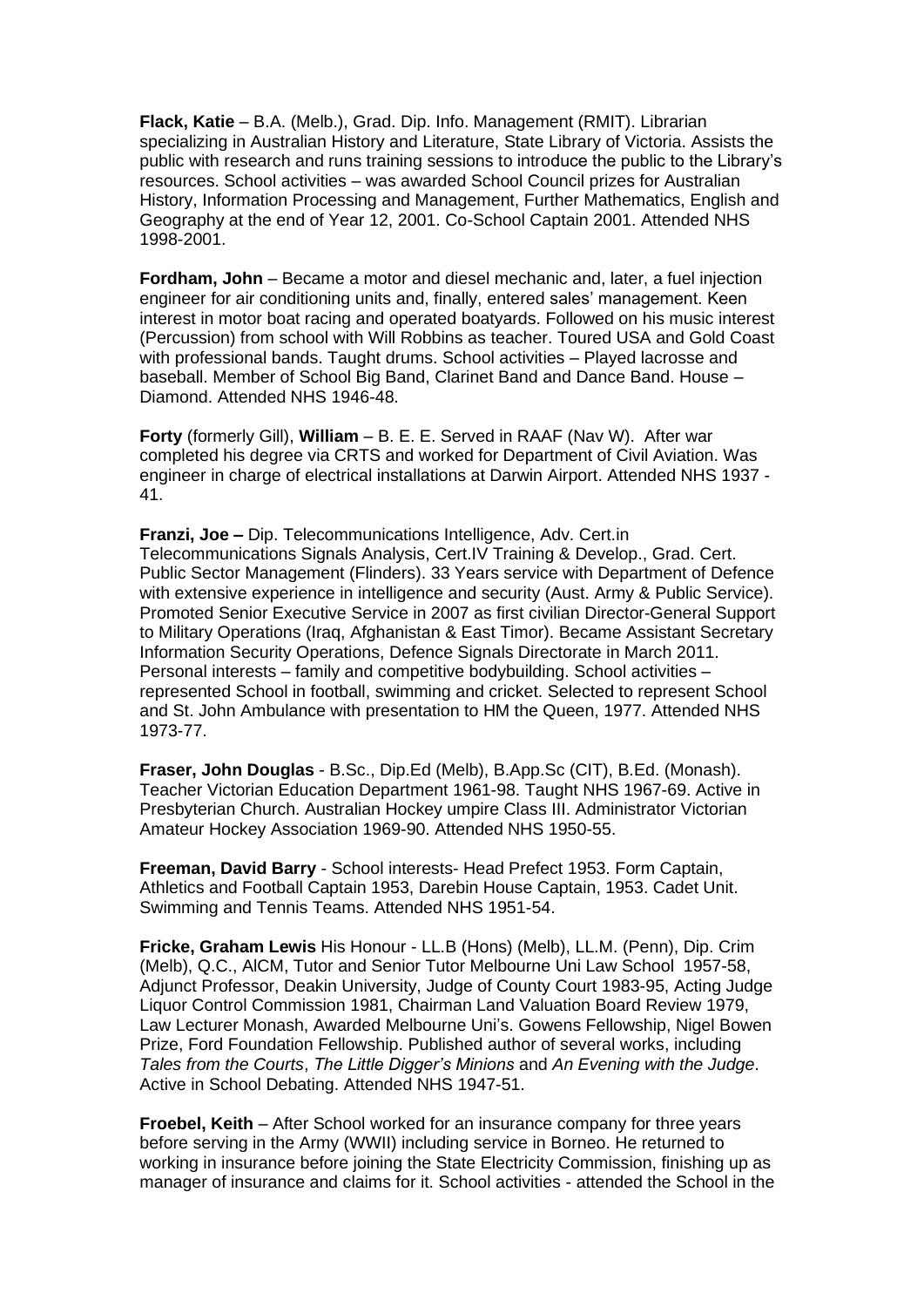**Flack, Katie** – B.A. (Melb.), Grad. Dip. Info. Management (RMIT). Librarian specializing in Australian History and Literature, State Library of Victoria. Assists the public with research and runs training sessions to introduce the public to the Library's resources. School activities – was awarded School Council prizes for Australian History, Information Processing and Management, Further Mathematics, English and Geography at the end of Year 12, 2001. Co-School Captain 2001. Attended NHS 1998-2001.

**Fordham, John** – Became a motor and diesel mechanic and, later, a fuel injection engineer for air conditioning units and, finally, entered sales' management. Keen interest in motor boat racing and operated boatyards. Followed on his music interest (Percussion) from school with Will Robbins as teacher. Toured USA and Gold Coast with professional bands. Taught drums. School activities – Played lacrosse and baseball. Member of School Big Band, Clarinet Band and Dance Band. House – Diamond. Attended NHS 1946-48.

**Forty** (formerly Gill), **William** – B. E. E. Served in RAAF (Nav W). After war completed his degree via CRTS and worked for Department of Civil Aviation. Was engineer in charge of electrical installations at Darwin Airport. Attended NHS 1937 - 41.

**Franzi, Joe –** Dip. Telecommunications Intelligence, Adv. Cert.in Telecommunications Signals Analysis, Cert.IV Training & Develop., Grad. Cert. Public Sector Management (Flinders). 33 Years service with Department of Defence with extensive experience in intelligence and security (Aust. Army & Public Service). Promoted Senior Executive Service in 2007 as first civilian Director-General Support to Military Operations (Iraq, Afghanistan & East Timor). Became Assistant Secretary Information Security Operations, Defence Signals Directorate in March 2011. Personal interests – family and competitive bodybuilding. School activities – represented School in football, swimming and cricket. Selected to represent School and St. John Ambulance with presentation to HM the Queen, 1977. Attended NHS 1973-77.

**Fraser, John Douglas** - B.Sc., Dip.Ed (Melb), B.App.Sc (CIT), B.Ed. (Monash). Teacher Victorian Education Department 1961-98. Taught NHS 1967-69. Active in Presbyterian Church. Australian Hockey umpire Class III. Administrator Victorian Amateur Hockey Association 1969-90. Attended NHS 1950-55.

**Freeman, David Barry** - School interests- Head Prefect 1953. Form Captain, Athletics and Football Captain 1953, Darebin House Captain, 1953. Cadet Unit. Swimming and Tennis Teams. Attended NHS 1951-54.

**Fricke, Graham Lewis** His Honour - LL.B (Hons) (Melb), LL.M. (Penn), Dip. Crim (Melb), Q.C., AICM, Tutor and Senior Tutor Melbourne Uni Law School 1957-58, Adjunct Professor, Deakin University, Judge of County Court 1983-95, Acting Judge Liquor Control Commission 1981, Chairman Land Valuation Board Review 1979, Law Lecturer Monash, Awarded Melbourne Uni's. Gowens Fellowship, Nigel Bowen Prize, Ford Foundation Fellowship. Published author of several works, including *Tales from the Courts*, *The Little Digger's Minions* and *An Evening with the Judge*. Active in School Debating. Attended NHS 1947-51.

**Froebel, Keith** – After School worked for an insurance company for three years before serving in the Army (WWII) including service in Borneo. He returned to working in insurance before joining the State Electricity Commission, finishing up as manager of insurance and claims for it. School activities - attended the School in the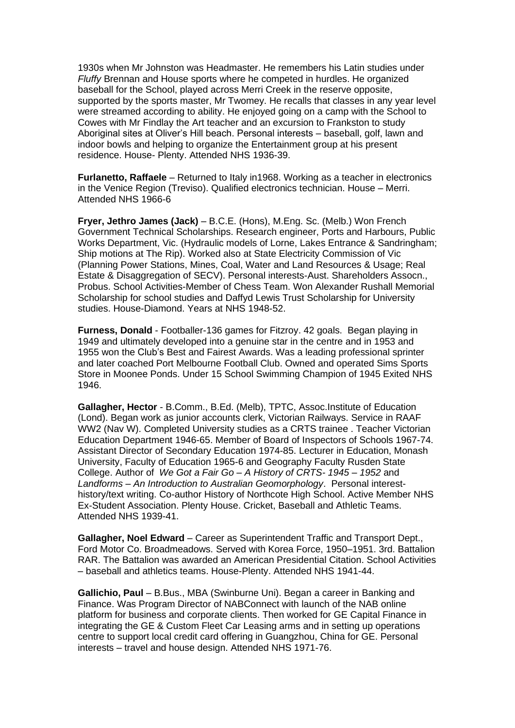1930s when Mr Johnston was Headmaster. He remembers his Latin studies under *Fluffy* Brennan and House sports where he competed in hurdles. He organized baseball for the School, played across Merri Creek in the reserve opposite, supported by the sports master, Mr Twomey. He recalls that classes in any year level were streamed according to ability. He enjoyed going on a camp with the School to Cowes with Mr Findlay the Art teacher and an excursion to Frankston to study Aboriginal sites at Oliver's Hill beach. Personal interests – baseball, golf, lawn and indoor bowls and helping to organize the Entertainment group at his present residence. House- Plenty. Attended NHS 1936-39.

**Furlanetto, Raffaele** – Returned to Italy in1968. Working as a teacher in electronics in the Venice Region (Treviso). Qualified electronics technician. House – Merri. Attended NHS 1966-6

**Fryer, Jethro James (Jack)** – B.C.E. (Hons), M.Eng. Sc. (Melb.) Won French Government Technical Scholarships. Research engineer, Ports and Harbours, Public Works Department, Vic. (Hydraulic models of Lorne, Lakes Entrance & Sandringham; Ship motions at The Rip). Worked also at State Electricity Commission of Vic (Planning Power Stations, Mines, Coal, Water and Land Resources & Usage; Real Estate & Disaggregation of SECV). Personal interests-Aust. Shareholders Assocn., Probus. School Activities-Member of Chess Team. Won Alexander Rushall Memorial Scholarship for school studies and Daffyd Lewis Trust Scholarship for University studies. House-Diamond. Years at NHS 1948-52.

**Furness, Donald** - Footballer-136 games for Fitzroy. 42 goals. Began playing in 1949 and ultimately developed into a genuine star in the centre and in 1953 and 1955 won the Club's Best and Fairest Awards. Was a leading professional sprinter and later coached Port Melbourne Football Club. Owned and operated Sims Sports Store in Moonee Ponds. Under 15 School Swimming Champion of 1945 Exited NHS 1946.

**Gallagher, Hector** - B.Comm., B.Ed. (Melb), TPTC, Assoc.Institute of Education (Lond). Began work as junior accounts clerk, Victorian Railways. Service in RAAF WW2 (Nav W). Completed University studies as a CRTS trainee . Teacher Victorian Education Department 1946-65. Member of Board of Inspectors of Schools 1967-74. Assistant Director of Secondary Education 1974-85. Lecturer in Education, Monash University, Faculty of Education 1965-6 and Geography Faculty Rusden State College. Author of *We Got a Fair Go – A History of CRTS- 1945 – 1952* and *Landforms – An Introduction to Australian Geomorphology*. Personal interest-history/text writing. Co-author History of Northcote High School. Active Member NHS Ex-Student Association. Plenty House. Cricket, Baseball and Athletic Teams. Attended NHS 1939-41.

**Gallagher, Noel Edward** – Career as Superintendent Traffic and Transport Dept., Ford Motor Co. Broadmeadows. Served with Korea Force, 1950–1951. 3rd. Battalion RAR. The Battalion was awarded an American Presidential Citation. School Activities – baseball and athletics teams. House-Plenty. Attended NHS 1941-44.

**Gallichio, Paul** – B.Bus., MBA (Swinburne Uni). Began a career in Banking and Finance. Was Program Director of NABConnect with launch of the NAB online platform for business and corporate clients. Then worked for GE Capital Finance in integrating the GE & Custom Fleet Car Leasing arms and in setting up operations centre to support local credit card offering in Guangzhou, China for GE. Personal interests – travel and house design. Attended NHS 1971-76.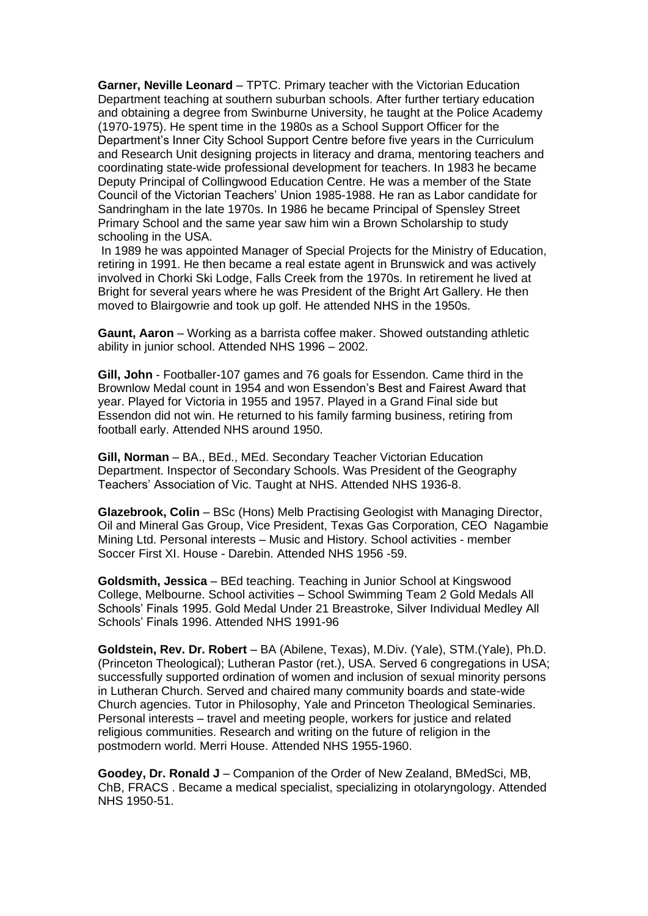**Garner, Neville Leonard** – TPTC. Primary teacher with the Victorian Education Department teaching at southern suburban schools. After further tertiary education and obtaining a degree from Swinburne University, he taught at the Police Academy (1970-1975). He spent time in the 1980s as a School Support Officer for the Department's Inner City School Support Centre before five years in the Curriculum and Research Unit designing projects in literacy and drama, mentoring teachers and coordinating state-wide professional development for teachers. In 1983 he became Deputy Principal of Collingwood Education Centre. He was a member of the State Council of the Victorian Teachers' Union 1985-1988. He ran as Labor candidate for Sandringham in the late 1970s. In 1986 he became Principal of Spensley Street Primary School and the same year saw him win a Brown Scholarship to study schooling in the USA.

In 1989 he was appointed Manager of Special Projects for the Ministry of Education, retiring in 1991. He then became a real estate agent in Brunswick and was actively involved in Chorki Ski Lodge, Falls Creek from the 1970s. In retirement he lived at Bright for several years where he was President of the Bright Art Gallery. He then moved to Blairgowrie and took up golf. He attended NHS in the 1950s.

**Gaunt, Aaron** – Working as a barrista coffee maker. Showed outstanding athletic ability in junior school. Attended NHS 1996 – 2002.

**Gill, John** - Footballer-107 games and 76 goals for Essendon. Came third in the Brownlow Medal count in 1954 and won Essendon's Best and Fairest Award that year. Played for Victoria in 1955 and 1957. Played in a Grand Final side but Essendon did not win. He returned to his family farming business, retiring from football early. Attended NHS around 1950.

**Gill, Norman** – BA., BEd., MEd. Secondary Teacher Victorian Education Department. Inspector of Secondary Schools. Was President of the Geography Teachers' Association of Vic. Taught at NHS. Attended NHS 1936-8.

**Glazebrook, Colin** – BSc (Hons) Melb Practising Geologist with Managing Director, Oil and Mineral Gas Group, Vice President, Texas Gas Corporation, CEO Nagambie Mining Ltd. Personal interests – Music and History. School activities - member Soccer First XI. House - Darebin. Attended NHS 1956 -59.

**Goldsmith, Jessica** – BEd teaching. Teaching in Junior School at Kingswood College, Melbourne. School activities – School Swimming Team 2 Gold Medals All Schools' Finals 1995. Gold Medal Under 21 Breastroke, Silver Individual Medley All Schools' Finals 1996. Attended NHS 1991-96

**Goldstein, Rev. Dr. Robert** – BA (Abilene, Texas), M.Div. (Yale), STM.(Yale), Ph.D. (Princeton Theological); Lutheran Pastor (ret.), USA. Served 6 congregations in USA; successfully supported ordination of women and inclusion of sexual minority persons in Lutheran Church. Served and chaired many community boards and state-wide Church agencies. Tutor in Philosophy, Yale and Princeton Theological Seminaries. Personal interests – travel and meeting people, workers for justice and related religious communities. Research and writing on the future of religion in the postmodern world. Merri House. Attended NHS 1955-1960.

**Goodey, Dr. Ronald J** – Companion of the Order of New Zealand, BMedSci, MB, ChB, FRACS . Became a medical specialist, specializing in otolaryngology. Attended NHS 1950-51.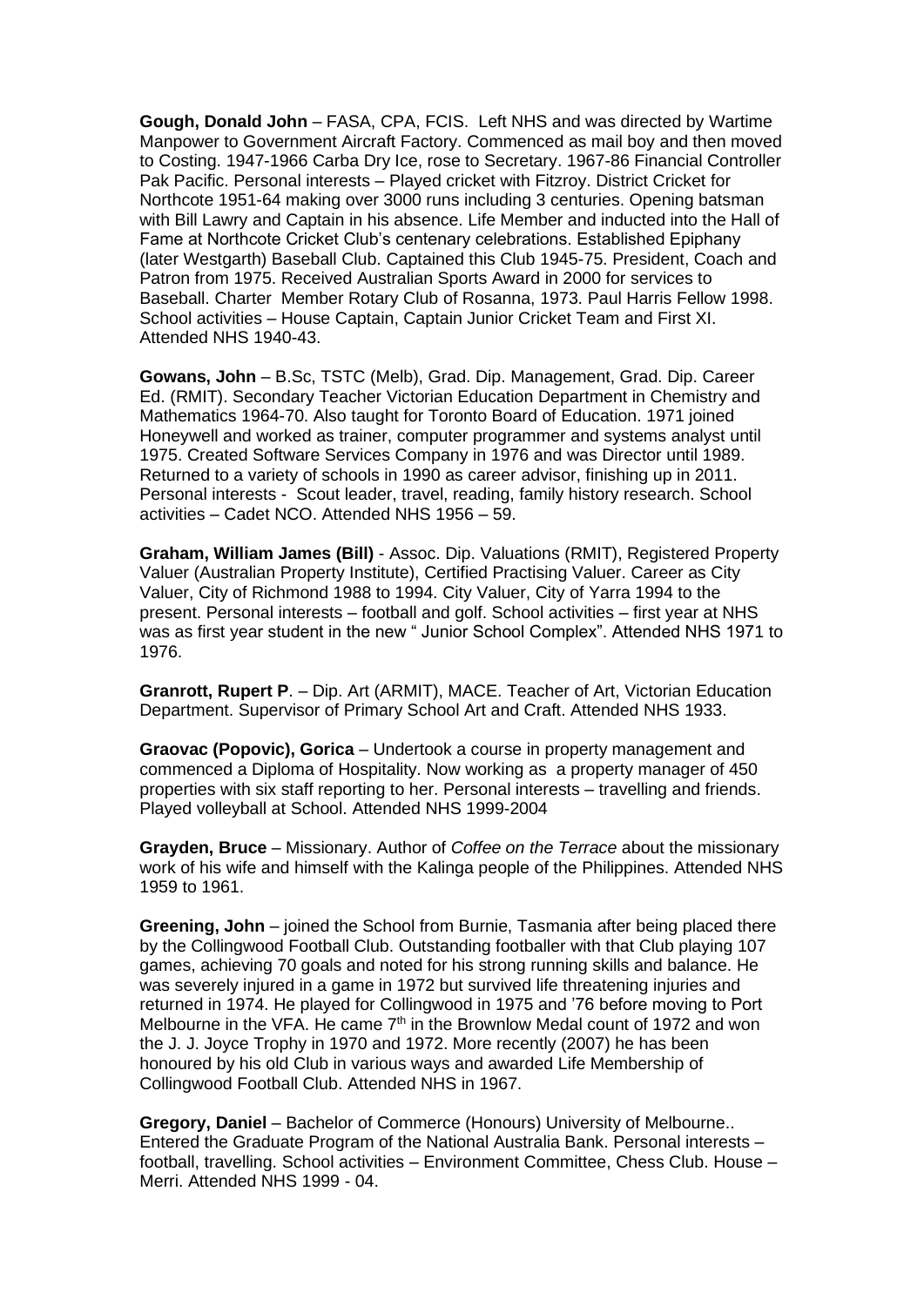**Gough, Donald John** – FASA, CPA, FCIS. Left NHS and was directed by Wartime Manpower to Government Aircraft Factory. Commenced as mail boy and then moved to Costing. 1947-1966 Carba Dry Ice, rose to Secretary. 1967-86 Financial Controller Pak Pacific. Personal interests – Played cricket with Fitzroy. District Cricket for Northcote 1951-64 making over 3000 runs including 3 centuries. Opening batsman with Bill Lawry and Captain in his absence. Life Member and inducted into the Hall of Fame at Northcote Cricket Club's centenary celebrations. Established Epiphany (later Westgarth) Baseball Club. Captained this Club 1945-75. President, Coach and Patron from 1975. Received Australian Sports Award in 2000 for services to Baseball. Charter Member Rotary Club of Rosanna, 1973. Paul Harris Fellow 1998. School activities – House Captain, Captain Junior Cricket Team and First XI. Attended NHS 1940-43.

**Gowans, John** – B.Sc, TSTC (Melb), Grad. Dip. Management, Grad. Dip. Career Ed. (RMIT). Secondary Teacher Victorian Education Department in Chemistry and Mathematics 1964-70. Also taught for Toronto Board of Education. 1971 joined Honeywell and worked as trainer, computer programmer and systems analyst until 1975. Created Software Services Company in 1976 and was Director until 1989. Returned to a variety of schools in 1990 as career advisor, finishing up in 2011. Personal interests - Scout leader, travel, reading, family history research. School activities – Cadet NCO. Attended NHS 1956 – 59.

**Graham, William James (Bill)** - Assoc. Dip. Valuations (RMIT), Registered Property Valuer (Australian Property Institute), Certified Practising Valuer. Career as City Valuer, City of Richmond 1988 to 1994. City Valuer, City of Yarra 1994 to the present. Personal interests – football and golf. School activities – first year at NHS was as first year student in the new " Junior School Complex". Attended NHS 1971 to 1976.

**Granrott, Rupert P**. – Dip. Art (ARMIT), MACE. Teacher of Art, Victorian Education Department. Supervisor of Primary School Art and Craft. Attended NHS 1933.

**Graovac (Popovic), Gorica** – Undertook a course in property management and commenced a Diploma of Hospitality. Now working as a property manager of 450 properties with six staff reporting to her. Personal interests – travelling and friends. Played volleyball at School. Attended NHS 1999-2004

**Grayden, Bruce** – Missionary. Author of *Coffee on the Terrace* about the missionary work of his wife and himself with the Kalinga people of the Philippines. Attended NHS 1959 to 1961.

**Greening, John** – joined the School from Burnie, Tasmania after being placed there by the Collingwood Football Club. Outstanding footballer with that Club playing 107 games, achieving 70 goals and noted for his strong running skills and balance. He was severely injured in a game in 1972 but survived life threatening injuries and returned in 1974. He played for Collingwood in 1975 and '76 before moving to Port Melbourne in the VFA. He came 7th in the Brownlow Medal count of 1972 and won the J. J. Joyce Trophy in 1970 and 1972. More recently (2007) he has been honoured by his old Club in various ways and awarded Life Membership of Collingwood Football Club. Attended NHS in 1967.

**Gregory, Daniel** – Bachelor of Commerce (Honours) University of Melbourne.. Entered the Graduate Program of the National Australia Bank. Personal interests – football, travelling. School activities – Environment Committee, Chess Club. House – Merri. Attended NHS 1999 - 04.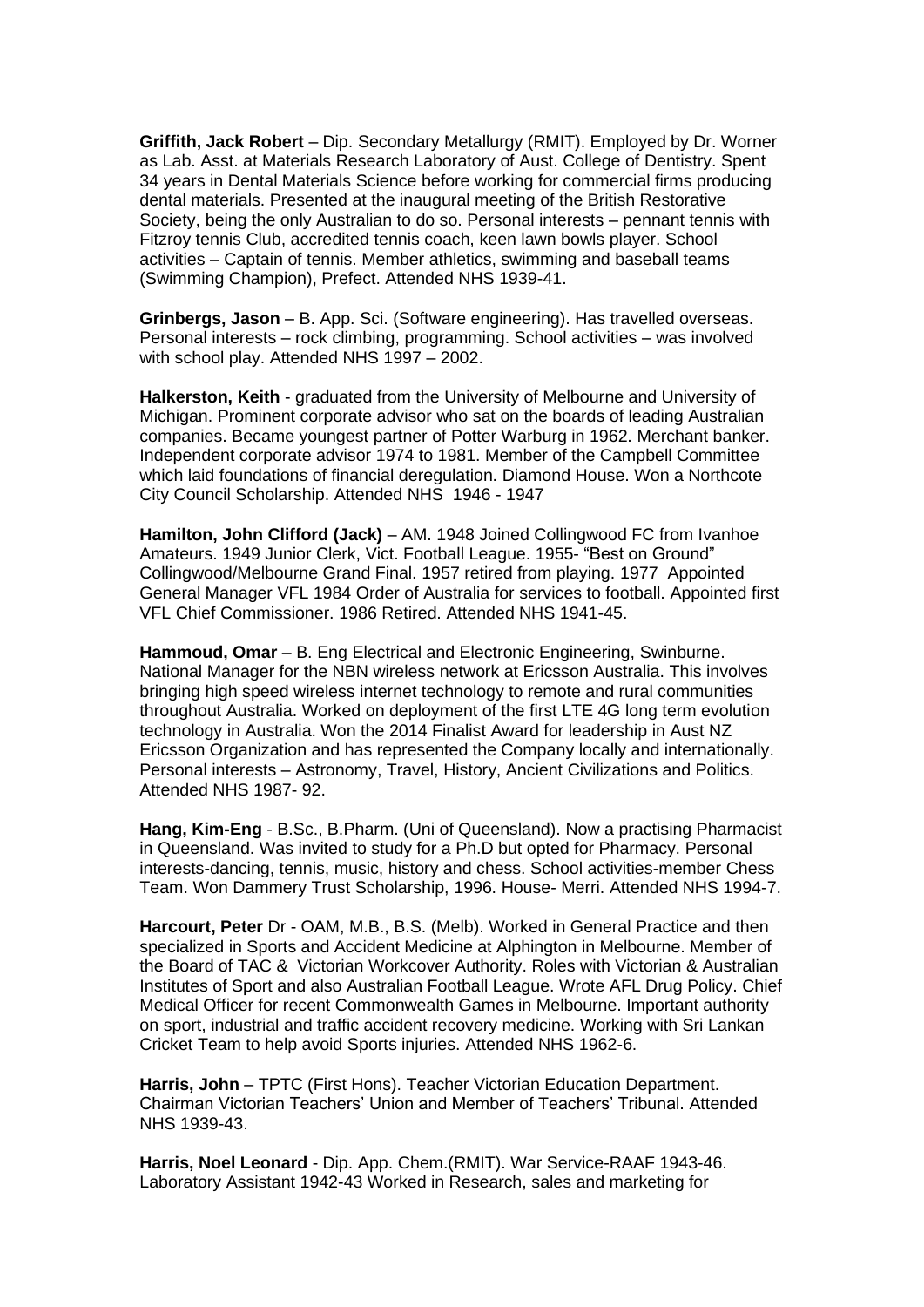**Griffith, Jack Robert** – Dip. Secondary Metallurgy (RMIT). Employed by Dr. Worner as Lab. Asst. at Materials Research Laboratory of Aust. College of Dentistry. Spent 34 years in Dental Materials Science before working for commercial firms producing dental materials. Presented at the inaugural meeting of the British Restorative Society, being the only Australian to do so. Personal interests – pennant tennis with Fitzroy tennis Club, accredited tennis coach, keen lawn bowls player. School activities – Captain of tennis. Member athletics, swimming and baseball teams (Swimming Champion), Prefect. Attended NHS 1939-41.

**Grinbergs, Jason** – B. App. Sci. (Software engineering). Has travelled overseas. Personal interests – rock climbing, programming. School activities – was involved with school play. Attended NHS 1997 – 2002.

**Halkerston, Keith** - graduated from the University of Melbourne and University of Michigan. Prominent corporate advisor who sat on the boards of leading Australian companies. Became youngest partner of Potter Warburg in 1962. Merchant banker. Independent corporate advisor 1974 to 1981. Member of the Campbell Committee which laid foundations of financial deregulation. Diamond House. Won a Northcote City Council Scholarship. Attended NHS 1946 - 1947

**Hamilton, John Clifford (Jack)** – AM. 1948 Joined Collingwood FC from Ivanhoe Amateurs. 1949 Junior Clerk, Vict. Football League. 1955- "Best on Ground" Collingwood/Melbourne Grand Final. 1957 retired from playing. 1977 Appointed General Manager VFL 1984 Order of Australia for services to football. Appointed first VFL Chief Commissioner. 1986 Retired. Attended NHS 1941-45.

**Hammoud, Omar** – B. Eng Electrical and Electronic Engineering, Swinburne. National Manager for the NBN wireless network at Ericsson Australia. This involves bringing high speed wireless internet technology to remote and rural communities throughout Australia. Worked on deployment of the first LTE 4G long term evolution technology in Australia. Won the 2014 Finalist Award for leadership in Aust NZ Ericsson Organization and has represented the Company locally and internationally. Personal interests – Astronomy, Travel, History, Ancient Civilizations and Politics. Attended NHS 1987- 92.

**Hang, Kim-Eng** - B.Sc., B.Pharm. (Uni of Queensland). Now a practising Pharmacist in Queensland. Was invited to study for a Ph.D but opted for Pharmacy. Personal interests-dancing, tennis, music, history and chess. School activities-member Chess Team. Won Dammery Trust Scholarship, 1996. House- Merri. Attended NHS 1994-7.

**Harcourt, Peter** Dr - OAM, M.B., B.S. (Melb). Worked in General Practice and then specialized in Sports and Accident Medicine at Alphington in Melbourne. Member of the Board of TAC & Victorian Workcover Authority. Roles with Victorian & Australian Institutes of Sport and also Australian Football League. Wrote AFL Drug Policy. Chief Medical Officer for recent Commonwealth Games in Melbourne. Important authority on sport, industrial and traffic accident recovery medicine. Working with Sri Lankan Cricket Team to help avoid Sports injuries. Attended NHS 1962-6.

**Harris, John** – TPTC (First Hons). Teacher Victorian Education Department. Chairman Victorian Teachers' Union and Member of Teachers' Tribunal. Attended NHS 1939-43.

**Harris, Noel Leonard** - Dip. App. Chem.(RMIT). War Service-RAAF 1943-46. Laboratory Assistant 1942-43 Worked in Research, sales and marketing for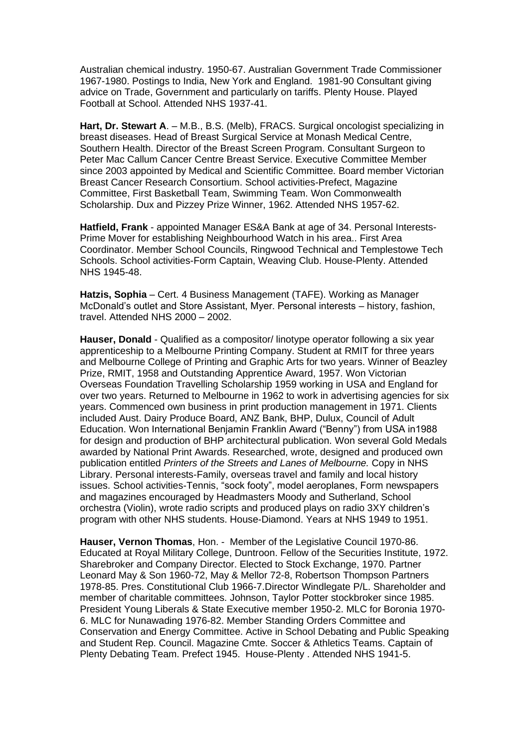Australian chemical industry. 1950-67. Australian Government Trade Commissioner 1967-1980. Postings to India, New York and England. 1981-90 Consultant giving advice on Trade, Government and particularly on tariffs. Plenty House. Played Football at School. Attended NHS 1937-41.

**Hart, Dr. Stewart A**. – M.B., B.S. (Melb), FRACS. Surgical oncologist specializing in breast diseases. Head of Breast Surgical Service at Monash Medical Centre, Southern Health. Director of the Breast Screen Program. Consultant Surgeon to Peter Mac Callum Cancer Centre Breast Service. Executive Committee Member since 2003 appointed by Medical and Scientific Committee. Board member Victorian Breast Cancer Research Consortium. School activities-Prefect, Magazine Committee, First Basketball Team, Swimming Team. Won Commonwealth Scholarship. Dux and Pizzey Prize Winner, 1962. Attended NHS 1957-62.

**Hatfield, Frank** - appointed Manager ES&A Bank at age of 34. Personal Interests-Prime Mover for establishing Neighbourhood Watch in his area.. First Area Coordinator. Member School Councils, Ringwood Technical and Templestowe Tech Schools. School activities-Form Captain, Weaving Club. House-Plenty. Attended NHS 1945-48.

**Hatzis, Sophia** – Cert. 4 Business Management (TAFE). Working as Manager McDonald's outlet and Store Assistant, Myer. Personal interests – history, fashion, travel. Attended NHS 2000 – 2002.

**Hauser, Donald** - Qualified as a compositor/ linotype operator following a six year apprenticeship to a Melbourne Printing Company. Student at RMIT for three years and Melbourne College of Printing and Graphic Arts for two years. Winner of Beazley Prize, RMIT, 1958 and Outstanding Apprentice Award, 1957. Won Victorian Overseas Foundation Travelling Scholarship 1959 working in USA and England for over two years. Returned to Melbourne in 1962 to work in advertising agencies for six years. Commenced own business in print production management in 1971. Clients included Aust. Dairy Produce Board, ANZ Bank, BHP, Dulux, Council of Adult Education. Won International Benjamin Franklin Award ("Benny") from USA in1988 for design and production of BHP architectural publication. Won several Gold Medals awarded by National Print Awards. Researched, wrote, designed and produced own publication entitled *Printers of the Streets and Lanes of Melbourne.* Copy in NHS Library. Personal interests-Family, overseas travel and family and local history issues. School activities-Tennis, "sock footy", model aeroplanes, Form newspapers and magazines encouraged by Headmasters Moody and Sutherland, School orchestra (Violin), wrote radio scripts and produced plays on radio 3XY children's program with other NHS students. House-Diamond. Years at NHS 1949 to 1951.

**Hauser, Vernon Thomas**, Hon. - Member of the Legislative Council 1970-86. Educated at Royal Military College, Duntroon. Fellow of the Securities Institute, 1972. Sharebroker and Company Director. Elected to Stock Exchange, 1970. Partner Leonard May & Son 1960-72, May & Mellor 72-8, Robertson Thompson Partners 1978-85. Pres. Constitutional Club 1966-7.Director Windlegate P/L. Shareholder and member of charitable committees. Johnson, Taylor Potter stockbroker since 1985. President Young Liberals & State Executive member 1950-2. MLC for Boronia 1970-6. MLC for Nunawading 1976-82. Member Standing Orders Committee and Conservation and Energy Committee. Active in School Debating and Public Speaking and Student Rep. Council. Magazine Cmte. Soccer & Athletics Teams. Captain of Plenty Debating Team. Prefect 1945. House-Plenty . Attended NHS 1941-5.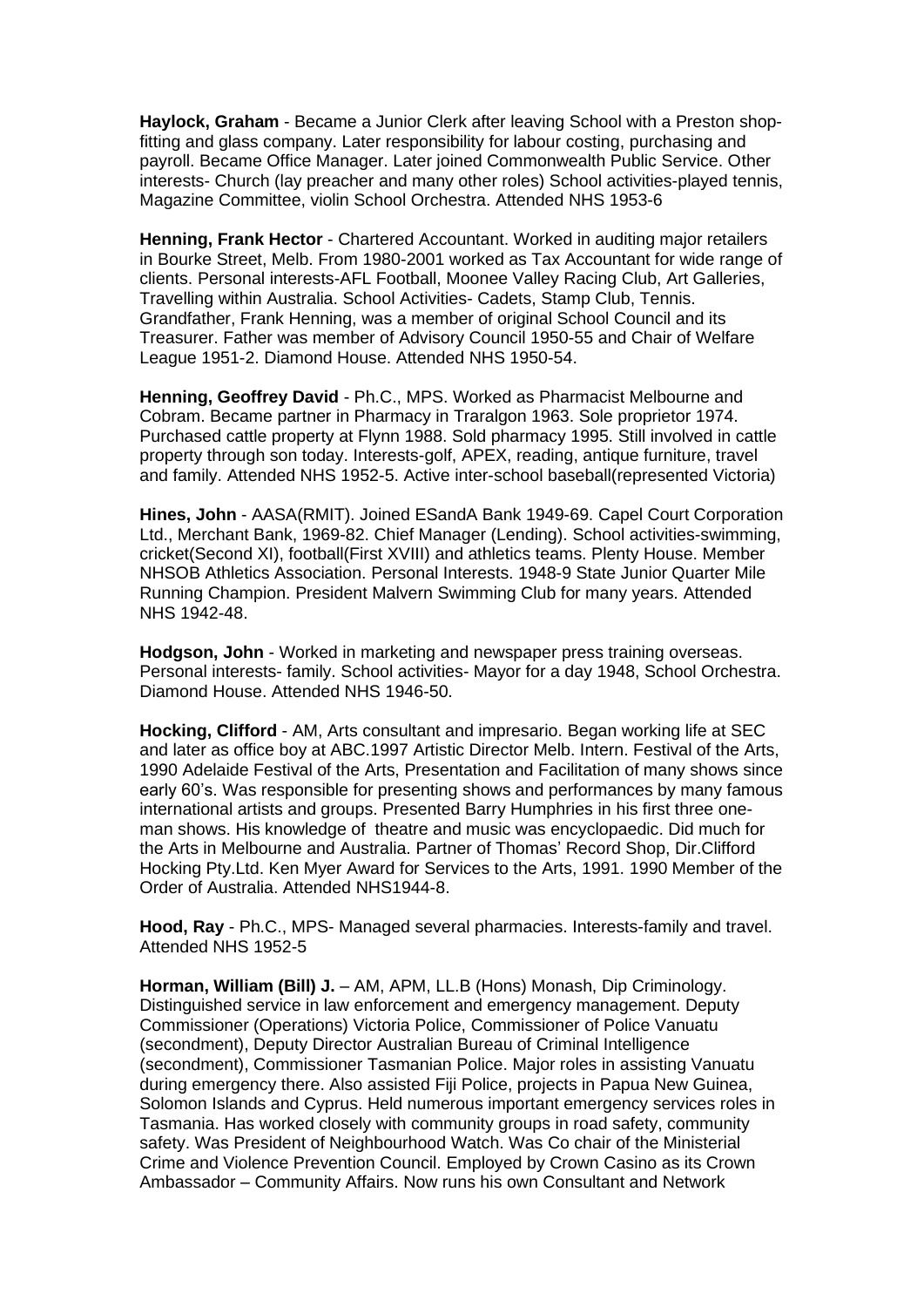**Haylock, Graham** - Became a Junior Clerk after leaving School with a Preston shop-fitting and glass company. Later responsibility for labour costing, purchasing and payroll. Became Office Manager. Later joined Commonwealth Public Service. Other interests- Church (lay preacher and many other roles) School activities-played tennis, Magazine Committee, violin School Orchestra. Attended NHS 1953-6

**Henning, Frank Hector** - Chartered Accountant. Worked in auditing major retailers in Bourke Street, Melb. From 1980-2001 worked as Tax Accountant for wide range of clients. Personal interests-AFL Football, Moonee Valley Racing Club, Art Galleries, Travelling within Australia. School Activities- Cadets, Stamp Club, Tennis. Grandfather, Frank Henning, was a member of original School Council and its Treasurer. Father was member of Advisory Council 1950-55 and Chair of Welfare League 1951-2. Diamond House. Attended NHS 1950-54.

**Henning, Geoffrey David** - Ph.C., MPS. Worked as Pharmacist Melbourne and Cobram. Became partner in Pharmacy in Traralgon 1963. Sole proprietor 1974. Purchased cattle property at Flynn 1988. Sold pharmacy 1995. Still involved in cattle property through son today. Interests-golf, APEX, reading, antique furniture, travel and family. Attended NHS 1952-5. Active inter-school baseball(represented Victoria)

**Hines, John** - AASA(RMIT). Joined ESandA Bank 1949-69. Capel Court Corporation Ltd., Merchant Bank, 1969-82. Chief Manager (Lending). School activities-swimming, cricket(Second XI), football(First XVIII) and athletics teams. Plenty House. Member NHSOB Athletics Association. Personal Interests. 1948-9 State Junior Quarter Mile Running Champion. President Malvern Swimming Club for many years. Attended NHS 1942-48.

**Hodgson, John** - Worked in marketing and newspaper press training overseas. Personal interests- family. School activities- Mayor for a day 1948, School Orchestra. Diamond House. Attended NHS 1946-50.

**Hocking, Clifford** - AM, Arts consultant and impresario. Began working life at SEC and later as office boy at ABC.1997 Artistic Director Melb. Intern. Festival of the Arts, 1990 Adelaide Festival of the Arts, Presentation and Facilitation of many shows since early 60's. Was responsible for presenting shows and performances by many famous international artists and groups. Presented Barry Humphries in his first three one-man shows. His knowledge of theatre and music was encyclopaedic. Did much for the Arts in Melbourne and Australia. Partner of Thomas' Record Shop, Dir.Clifford Hocking Pty.Ltd. Ken Myer Award for Services to the Arts, 1991. 1990 Member of the Order of Australia. Attended NHS1944-8.

**Hood, Ray** - Ph.C., MPS- Managed several pharmacies. Interests-family and travel. Attended NHS 1952-5

**Horman, William (Bill) J.** – AM, APM, LL.B (Hons) Monash, Dip Criminology. Distinguished service in law enforcement and emergency management. Deputy Commissioner (Operations) Victoria Police, Commissioner of Police Vanuatu (secondment), Deputy Director Australian Bureau of Criminal Intelligence (secondment), Commissioner Tasmanian Police. Major roles in assisting Vanuatu during emergency there. Also assisted Fiji Police, projects in Papua New Guinea, Solomon Islands and Cyprus. Held numerous important emergency services roles in Tasmania. Has worked closely with community groups in road safety, community safety. Was President of Neighbourhood Watch. Was Co chair of the Ministerial Crime and Violence Prevention Council. Employed by Crown Casino as its Crown Ambassador – Community Affairs. Now runs his own Consultant and Network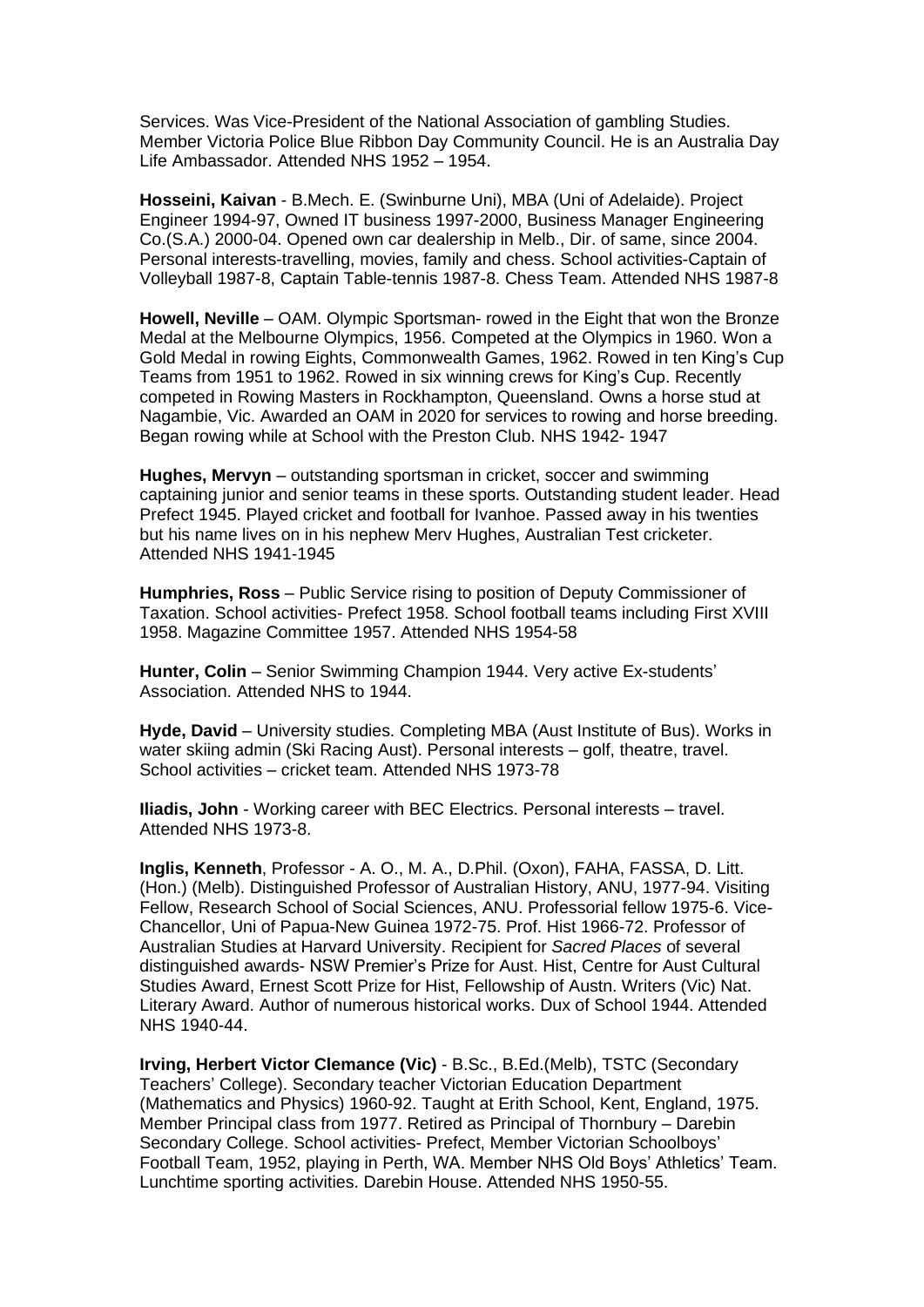Services. Was Vice-President of the National Association of gambling Studies. Member Victoria Police Blue Ribbon Day Community Council. He is an Australia Day Life Ambassador. Attended NHS 1952 – 1954.

**Hosseini, Kaivan** - B.Mech. E. (Swinburne Uni), MBA (Uni of Adelaide). Project Engineer 1994-97, Owned IT business 1997-2000, Business Manager Engineering Co.(S.A.) 2000-04. Opened own car dealership in Melb., Dir. of same, since 2004. Personal interests-travelling, movies, family and chess. School activities-Captain of Volleyball 1987-8, Captain Table-tennis 1987-8. Chess Team. Attended NHS 1987-8

**Howell, Neville** – OAM. Olympic Sportsman- rowed in the Eight that won the Bronze Medal at the Melbourne Olympics, 1956. Competed at the Olympics in 1960. Won a Gold Medal in rowing Eights, Commonwealth Games, 1962. Rowed in ten King's Cup Teams from 1951 to 1962. Rowed in six winning crews for King's Cup. Recently competed in Rowing Masters in Rockhampton, Queensland. Owns a horse stud at Nagambie, Vic. Awarded an OAM in 2020 for services to rowing and horse breeding. Began rowing while at School with the Preston Club. NHS 1942- 1947

**Hughes, Mervyn** – outstanding sportsman in cricket, soccer and swimming captaining junior and senior teams in these sports. Outstanding student leader. Head Prefect 1945. Played cricket and football for Ivanhoe. Passed away in his twenties but his name lives on in his nephew Merv Hughes, Australian Test cricketer. Attended NHS 1941-1945

**Humphries, Ross** – Public Service rising to position of Deputy Commissioner of Taxation. School activities- Prefect 1958. School football teams including First XVIII 1958. Magazine Committee 1957. Attended NHS 1954-58

**Hunter, Colin** – Senior Swimming Champion 1944. Very active Ex-students' Association. Attended NHS to 1944.

**Hyde, David** – University studies. Completing MBA (Aust Institute of Bus). Works in water skiing admin (Ski Racing Aust). Personal interests – golf, theatre, travel. School activities – cricket team. Attended NHS 1973-78

**Iliadis, John** - Working career with BEC Electrics. Personal interests – travel. Attended NHS 1973-8.

**Inglis, Kenneth**, Professor - A. O., M. A., D.Phil. (Oxon), FAHA, FASSA, D. Litt. (Hon.) (Melb). Distinguished Professor of Australian History, ANU, 1977-94. Visiting Fellow, Research School of Social Sciences, ANU. Professorial fellow 1975-6. Vice-Chancellor, Uni of Papua-New Guinea 1972-75. Prof. Hist 1966-72. Professor of Australian Studies at Harvard University. Recipient for *Sacred Places* of several distinguished awards- NSW Premier's Prize for Aust. Hist, Centre for Aust Cultural Studies Award, Ernest Scott Prize for Hist, Fellowship of Austn. Writers (Vic) Nat. Literary Award. Author of numerous historical works. Dux of School 1944. Attended NHS 1940-44.

**Irving, Herbert Victor Clemance (Vic)** - B.Sc., B.Ed.(Melb), TSTC (Secondary Teachers' College). Secondary teacher Victorian Education Department (Mathematics and Physics) 1960-92. Taught at Erith School, Kent, England, 1975. Member Principal class from 1977. Retired as Principal of Thornbury – Darebin Secondary College. School activities- Prefect, Member Victorian Schoolboys' Football Team, 1952, playing in Perth, WA. Member NHS Old Boys' Athletics' Team. Lunchtime sporting activities. Darebin House. Attended NHS 1950-55.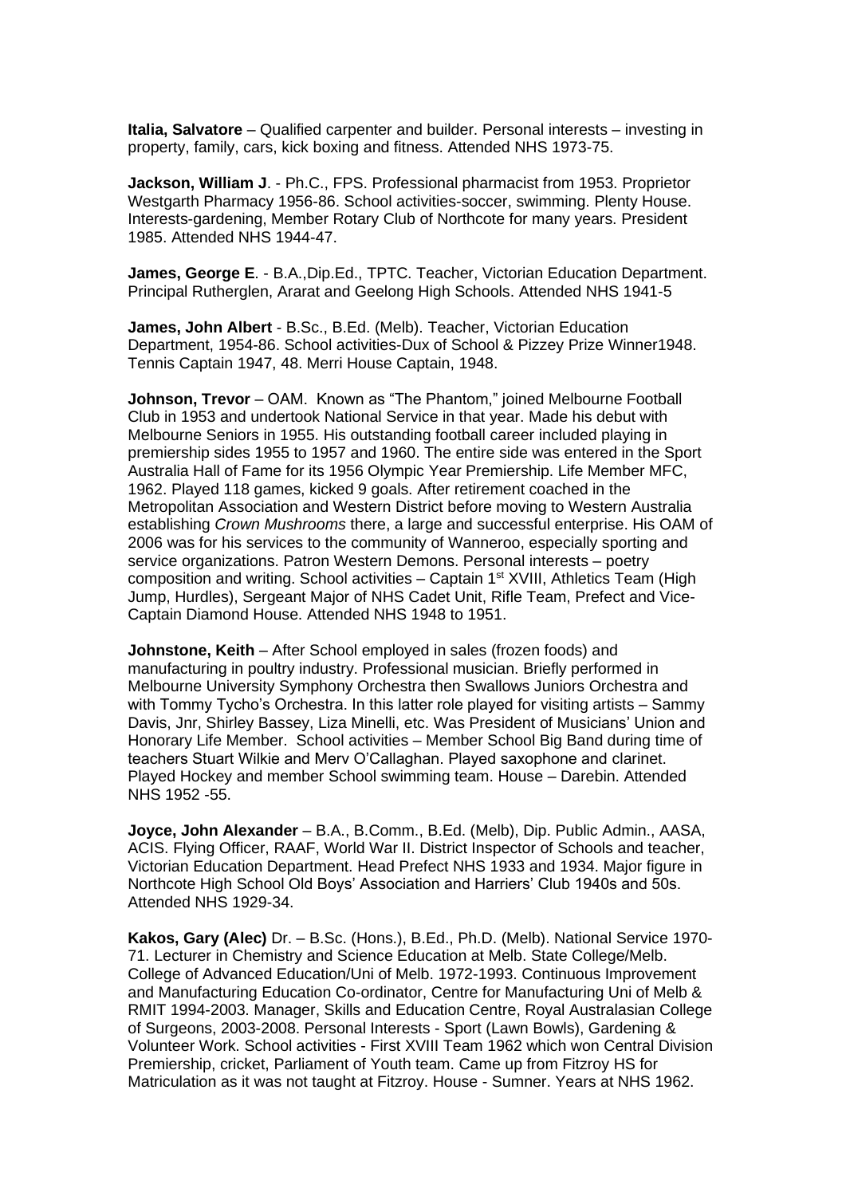**Italia, Salvatore** – Qualified carpenter and builder. Personal interests – investing in property, family, cars, kick boxing and fitness. Attended NHS 1973-75.

**Jackson, William J**. - Ph.C., FPS. Professional pharmacist from 1953. Proprietor Westgarth Pharmacy 1956-86. School activities-soccer, swimming. Plenty House. Interests-gardening, Member Rotary Club of Northcote for many years. President 1985. Attended NHS 1944-47.

**James, George E**. - B.A.,Dip.Ed., TPTC. Teacher, Victorian Education Department. Principal Rutherglen, Ararat and Geelong High Schools. Attended NHS 1941-5

**James, John Albert** - B.Sc., B.Ed. (Melb). Teacher, Victorian Education Department, 1954-86. School activities-Dux of School & Pizzey Prize Winner1948. Tennis Captain 1947, 48. Merri House Captain, 1948.

**Johnson, Trevor** – OAM. Known as "The Phantom," joined Melbourne Football Club in 1953 and undertook National Service in that year. Made his debut with Melbourne Seniors in 1955. His outstanding football career included playing in premiership sides 1955 to 1957 and 1960. The entire side was entered in the Sport Australia Hall of Fame for its 1956 Olympic Year Premiership. Life Member MFC, 1962. Played 118 games, kicked 9 goals. After retirement coached in the Metropolitan Association and Western District before moving to Western Australia establishing *Crown Mushrooms* there, a large and successful enterprise. His OAM of 2006 was for his services to the community of Wanneroo, especially sporting and service organizations. Patron Western Demons. Personal interests – poetry composition and writing. School activities – Captain 1st XVIII, Athletics Team (High Jump, Hurdles), Sergeant Major of NHS Cadet Unit, Rifle Team, Prefect and Vice-Captain Diamond House. Attended NHS 1948 to 1951.

**Johnstone, Keith** – After School employed in sales (frozen foods) and manufacturing in poultry industry. Professional musician. Briefly performed in Melbourne University Symphony Orchestra then Swallows Juniors Orchestra and with Tommy Tycho's Orchestra. In this latter role played for visiting artists – Sammy Davis, Jnr, Shirley Bassey, Liza Minelli, etc. Was President of Musicians' Union and Honorary Life Member. School activities – Member School Big Band during time of teachers Stuart Wilkie and Merv O'Callaghan. Played saxophone and clarinet. Played Hockey and member School swimming team. House – Darebin. Attended NHS 1952 -55.

**Joyce, John Alexander** – B.A., B.Comm., B.Ed. (Melb), Dip. Public Admin., AASA, ACIS. Flying Officer, RAAF, World War II. District Inspector of Schools and teacher, Victorian Education Department. Head Prefect NHS 1933 and 1934. Major figure in Northcote High School Old Boys' Association and Harriers' Club 1940s and 50s. Attended NHS 1929-34.

**Kakos, Gary (Alec)** Dr. – B.Sc. (Hons.), B.Ed., Ph.D. (Melb). National Service 1970-71. Lecturer in Chemistry and Science Education at Melb. State College/Melb. College of Advanced Education/Uni of Melb. 1972-1993. Continuous Improvement and Manufacturing Education Co-ordinator, Centre for Manufacturing Uni of Melb & RMIT 1994-2003. Manager, Skills and Education Centre, Royal Australasian College of Surgeons, 2003-2008. Personal Interests - Sport (Lawn Bowls), Gardening & Volunteer Work. School activities - First XVIII Team 1962 which won Central Division Premiership, cricket, Parliament of Youth team. Came up from Fitzroy HS for Matriculation as it was not taught at Fitzroy. House - Sumner. Years at NHS 1962.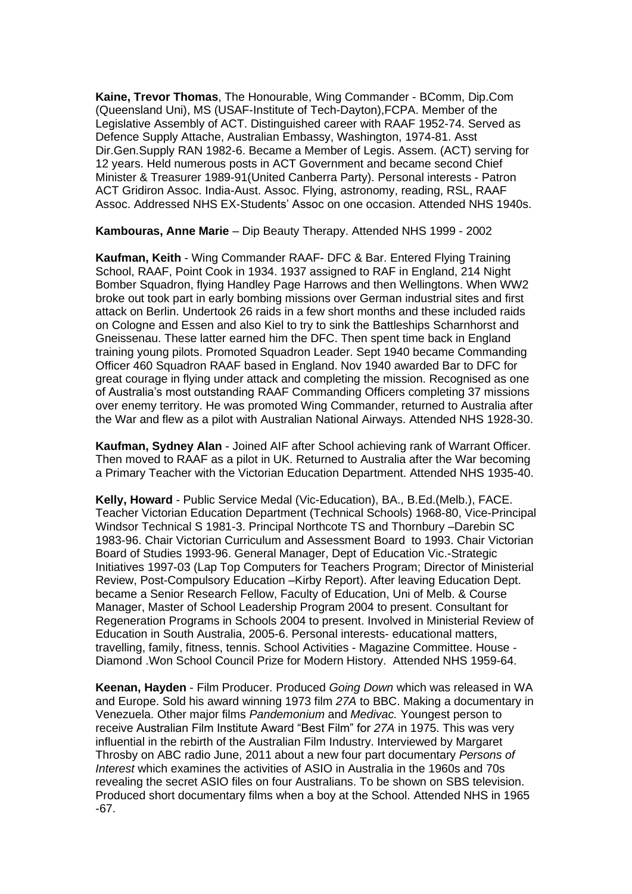**Kaine, Trevor Thomas**, The Honourable, Wing Commander - BComm, Dip.Com (Queensland Uni), MS (USAF-Institute of Tech-Dayton),FCPA. Member of the Legislative Assembly of ACT. Distinguished career with RAAF 1952-74. Served as Defence Supply Attache, Australian Embassy, Washington, 1974-81. Asst Dir.Gen.Supply RAN 1982-6. Became a Member of Legis. Assem. (ACT) serving for 12 years. Held numerous posts in ACT Government and became second Chief Minister & Treasurer 1989-91(United Canberra Party). Personal interests - Patron ACT Gridiron Assoc. India-Aust. Assoc. Flying, astronomy, reading, RSL, RAAF Assoc. Addressed NHS EX-Students' Assoc on one occasion. Attended NHS 1940s.

**Kambouras, Anne Marie** – Dip Beauty Therapy. Attended NHS 1999 - 2002

**Kaufman, Keith** - Wing Commander RAAF- DFC & Bar. Entered Flying Training School, RAAF, Point Cook in 1934. 1937 assigned to RAF in England, 214 Night Bomber Squadron, flying Handley Page Harrows and then Wellingtons. When WW2 broke out took part in early bombing missions over German industrial sites and first attack on Berlin. Undertook 26 raids in a few short months and these included raids on Cologne and Essen and also Kiel to try to sink the Battleships Scharnhorst and Gneissenau. These latter earned him the DFC. Then spent time back in England training young pilots. Promoted Squadron Leader. Sept 1940 became Commanding Officer 460 Squadron RAAF based in England. Nov 1940 awarded Bar to DFC for great courage in flying under attack and completing the mission. Recognised as one of Australia's most outstanding RAAF Commanding Officers completing 37 missions over enemy territory. He was promoted Wing Commander, returned to Australia after the War and flew as a pilot with Australian National Airways. Attended NHS 1928-30.

**Kaufman, Sydney Alan** - Joined AIF after School achieving rank of Warrant Officer. Then moved to RAAF as a pilot in UK. Returned to Australia after the War becoming a Primary Teacher with the Victorian Education Department. Attended NHS 1935-40.

**Kelly, Howard** - Public Service Medal (Vic-Education), BA., B.Ed.(Melb.), FACE. Teacher Victorian Education Department (Technical Schools) 1968-80, Vice-Principal Windsor Technical S 1981-3. Principal Northcote TS and Thornbury –Darebin SC 1983-96. Chair Victorian Curriculum and Assessment Board to 1993. Chair Victorian Board of Studies 1993-96. General Manager, Dept of Education Vic.-Strategic Initiatives 1997-03 (Lap Top Computers for Teachers Program; Director of Ministerial Review, Post-Compulsory Education –Kirby Report). After leaving Education Dept. became a Senior Research Fellow, Faculty of Education, Uni of Melb. & Course Manager, Master of School Leadership Program 2004 to present. Consultant for Regeneration Programs in Schools 2004 to present. Involved in Ministerial Review of Education in South Australia, 2005-6. Personal interests- educational matters, travelling, family, fitness, tennis. School Activities - Magazine Committee. House - Diamond .Won School Council Prize for Modern History. Attended NHS 1959-64.

**Keenan, Hayden** - Film Producer. Produced *Going Down* which was released in WA and Europe. Sold his award winning 1973 film *27A* to BBC. Making a documentary in Venezuela. Other major films *Pandemonium* and *Medivac.* Youngest person to receive Australian Film Institute Award "Best Film" for *27A* in 1975. This was very influential in the rebirth of the Australian Film Industry. Interviewed by Margaret Throsby on ABC radio June, 2011 about a new four part documentary *Persons of Interest* which examines the activities of ASIO in Australia in the 1960s and 70s revealing the secret ASIO files on four Australians. To be shown on SBS television. Produced short documentary films when a boy at the School. Attended NHS in 1965 -67.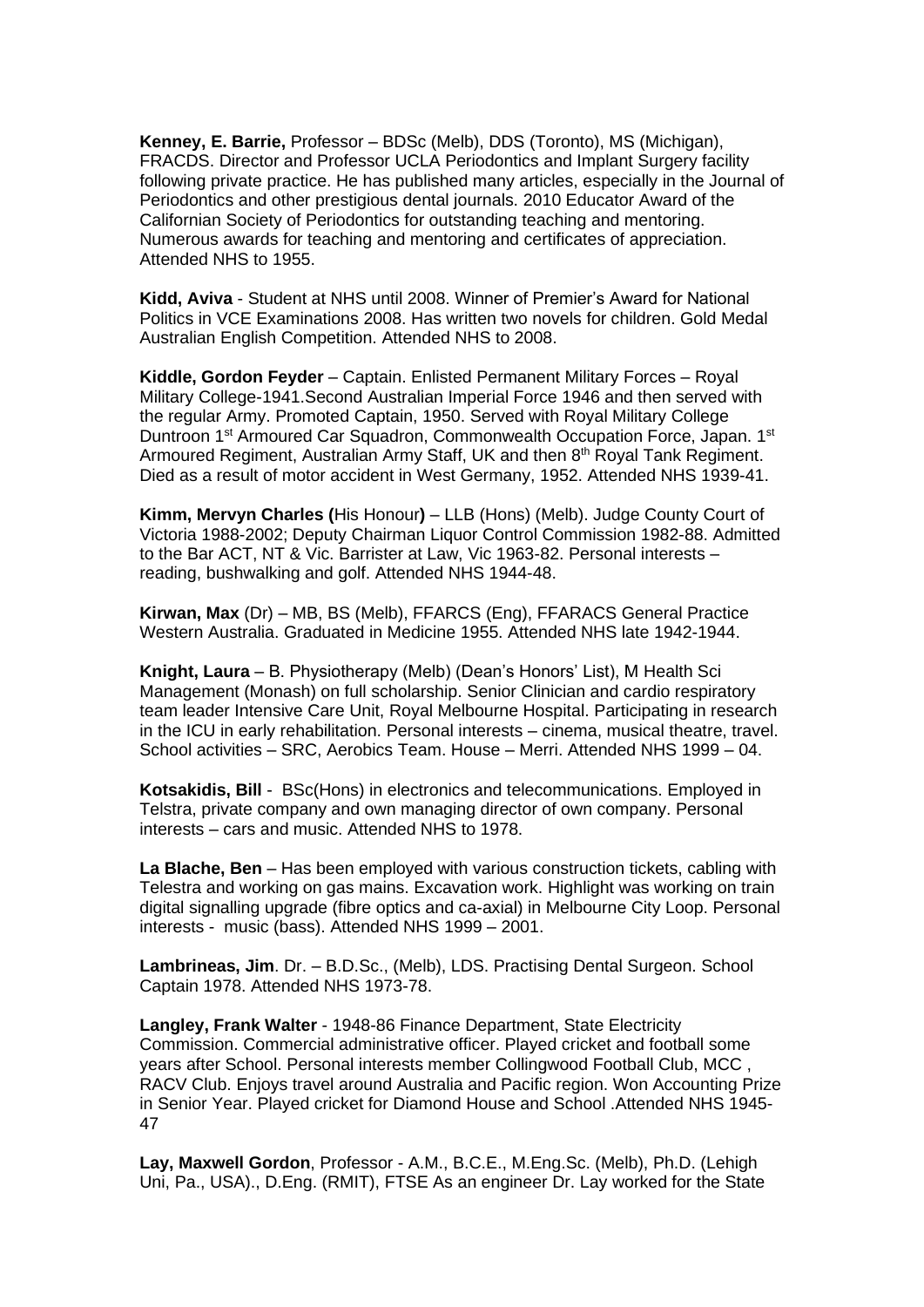**Kenney, E. Barrie,** Professor – BDSc (Melb), DDS (Toronto), MS (Michigan), FRACDS. Director and Professor UCLA Periodontics and Implant Surgery facility following private practice. He has published many articles, especially in the Journal of Periodontics and other prestigious dental journals. 2010 Educator Award of the Californian Society of Periodontics for outstanding teaching and mentoring. Numerous awards for teaching and mentoring and certificates of appreciation. Attended NHS to 1955.

**Kidd, Aviva** - Student at NHS until 2008. Winner of Premier's Award for National Politics in VCE Examinations 2008. Has written two novels for children. Gold Medal Australian English Competition. Attended NHS to 2008.

**Kiddle, Gordon Feyder** – Captain. Enlisted Permanent Military Forces – Royal Military College-1941.Second Australian Imperial Force 1946 and then served with the regular Army. Promoted Captain, 1950. Served with Royal Military College Duntroon 1st Armoured Car Squadron, Commonwealth Occupation Force, Japan. 1st Armoured Regiment, Australian Army Staff, UK and then 8th Royal Tank Regiment. Died as a result of motor accident in West Germany, 1952. Attended NHS 1939-41.

**Kimm, Mervyn Charles (**His Honour**)** – LLB (Hons) (Melb). Judge County Court of Victoria 1988-2002; Deputy Chairman Liquor Control Commission 1982-88. Admitted to the Bar ACT, NT & Vic. Barrister at Law, Vic 1963-82. Personal interests – reading, bushwalking and golf. Attended NHS 1944-48.

**Kirwan, Max** (Dr) – MB, BS (Melb), FFARCS (Eng), FFARACS General Practice Western Australia. Graduated in Medicine 1955. Attended NHS late 1942-1944.

**Knight, Laura** – B. Physiotherapy (Melb) (Dean's Honors' List), M Health Sci Management (Monash) on full scholarship. Senior Clinician and cardio respiratory team leader Intensive Care Unit, Royal Melbourne Hospital. Participating in research in the ICU in early rehabilitation. Personal interests – cinema, musical theatre, travel. School activities – SRC, Aerobics Team. House – Merri. Attended NHS 1999 – 04.

**Kotsakidis, Bill** - BSc(Hons) in electronics and telecommunications. Employed in Telstra, private company and own managing director of own company. Personal interests – cars and music. Attended NHS to 1978.

**La Blache, Ben** – Has been employed with various construction tickets, cabling with Telestra and working on gas mains. Excavation work. Highlight was working on train digital signalling upgrade (fibre optics and ca-axial) in Melbourne City Loop. Personal interests - music (bass). Attended NHS 1999 – 2001.

**Lambrineas, Jim**. Dr. – B.D.Sc., (Melb), LDS. Practising Dental Surgeon. School Captain 1978. Attended NHS 1973-78.

**Langley, Frank Walter** - 1948-86 Finance Department, State Electricity Commission. Commercial administrative officer. Played cricket and football some years after School. Personal interests member Collingwood Football Club, MCC , RACV Club. Enjoys travel around Australia and Pacific region. Won Accounting Prize in Senior Year. Played cricket for Diamond House and School .Attended NHS 1945-47

**Lay, Maxwell Gordon**, Professor - A.M., B.C.E., M.Eng.Sc. (Melb), Ph.D. (Lehigh Uni, Pa., USA)., D.Eng. (RMIT), FTSE As an engineer Dr. Lay worked for the State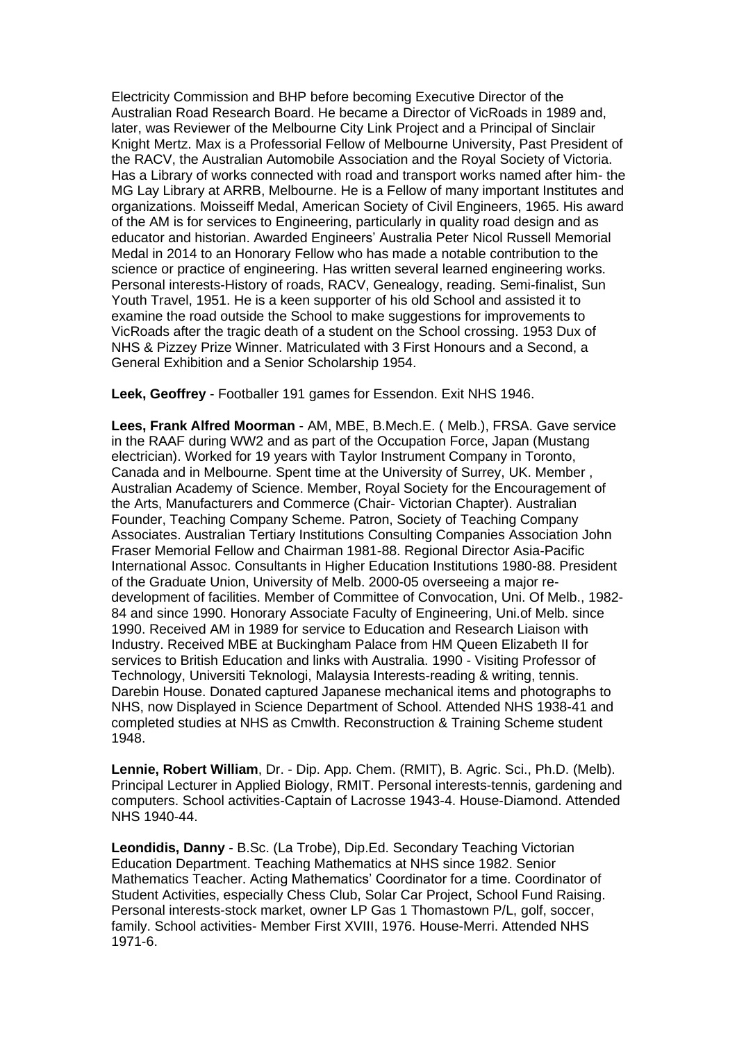Electricity Commission and BHP before becoming Executive Director of the Australian Road Research Board. He became a Director of VicRoads in 1989 and, later, was Reviewer of the Melbourne City Link Project and a Principal of Sinclair Knight Mertz. Max is a Professorial Fellow of Melbourne University, Past President of the RACV, the Australian Automobile Association and the Royal Society of Victoria. Has a Library of works connected with road and transport works named after him- the MG Lay Library at ARRB, Melbourne. He is a Fellow of many important Institutes and organizations. Moisseiff Medal, American Society of Civil Engineers, 1965. His award of the AM is for services to Engineering, particularly in quality road design and as educator and historian. Awarded Engineers' Australia Peter Nicol Russell Memorial Medal in 2014 to an Honorary Fellow who has made a notable contribution to the science or practice of engineering. Has written several learned engineering works. Personal interests-History of roads, RACV, Genealogy, reading. Semi-finalist, Sun Youth Travel, 1951. He is a keen supporter of his old School and assisted it to examine the road outside the School to make suggestions for improvements to VicRoads after the tragic death of a student on the School crossing. 1953 Dux of NHS & Pizzey Prize Winner. Matriculated with 3 First Honours and a Second, a General Exhibition and a Senior Scholarship 1954.

**Leek, Geoffrey** - Footballer 191 games for Essendon. Exit NHS 1946.

**Lees, Frank Alfred Moorman** - AM, MBE, B.Mech.E. ( Melb.), FRSA. Gave service in the RAAF during WW2 and as part of the Occupation Force, Japan (Mustang electrician). Worked for 19 years with Taylor Instrument Company in Toronto, Canada and in Melbourne. Spent time at the University of Surrey, UK. Member , Australian Academy of Science. Member, Royal Society for the Encouragement of the Arts, Manufacturers and Commerce (Chair- Victorian Chapter). Australian Founder, Teaching Company Scheme. Patron, Society of Teaching Company Associates. Australian Tertiary Institutions Consulting Companies Association John Fraser Memorial Fellow and Chairman 1981-88. Regional Director Asia-Pacific International Assoc. Consultants in Higher Education Institutions 1980-88. President of the Graduate Union, University of Melb. 2000-05 overseeing a major re-development of facilities. Member of Committee of Convocation, Uni. Of Melb., 1982-84 and since 1990. Honorary Associate Faculty of Engineering, Uni.of Melb. since 1990. Received AM in 1989 for service to Education and Research Liaison with Industry. Received MBE at Buckingham Palace from HM Queen Elizabeth II for services to British Education and links with Australia. 1990 - Visiting Professor of Technology, Universiti Teknologi, Malaysia Interests-reading & writing, tennis. Darebin House. Donated captured Japanese mechanical items and photographs to NHS, now Displayed in Science Department of School. Attended NHS 1938-41 and completed studies at NHS as Cmwlth. Reconstruction & Training Scheme student 1948.

**Lennie, Robert William**, Dr. - Dip. App. Chem. (RMIT), B. Agric. Sci., Ph.D. (Melb). Principal Lecturer in Applied Biology, RMIT. Personal interests-tennis, gardening and computers. School activities-Captain of Lacrosse 1943-4. House-Diamond. Attended NHS 1940-44.

**Leondidis, Danny** - B.Sc. (La Trobe), Dip.Ed. Secondary Teaching Victorian Education Department. Teaching Mathematics at NHS since 1982. Senior Mathematics Teacher. Acting Mathematics' Coordinator for a time. Coordinator of Student Activities, especially Chess Club, Solar Car Project, School Fund Raising. Personal interests-stock market, owner LP Gas 1 Thomastown P/L, golf, soccer, family. School activities- Member First XVIII, 1976. House-Merri. Attended NHS 1971-6.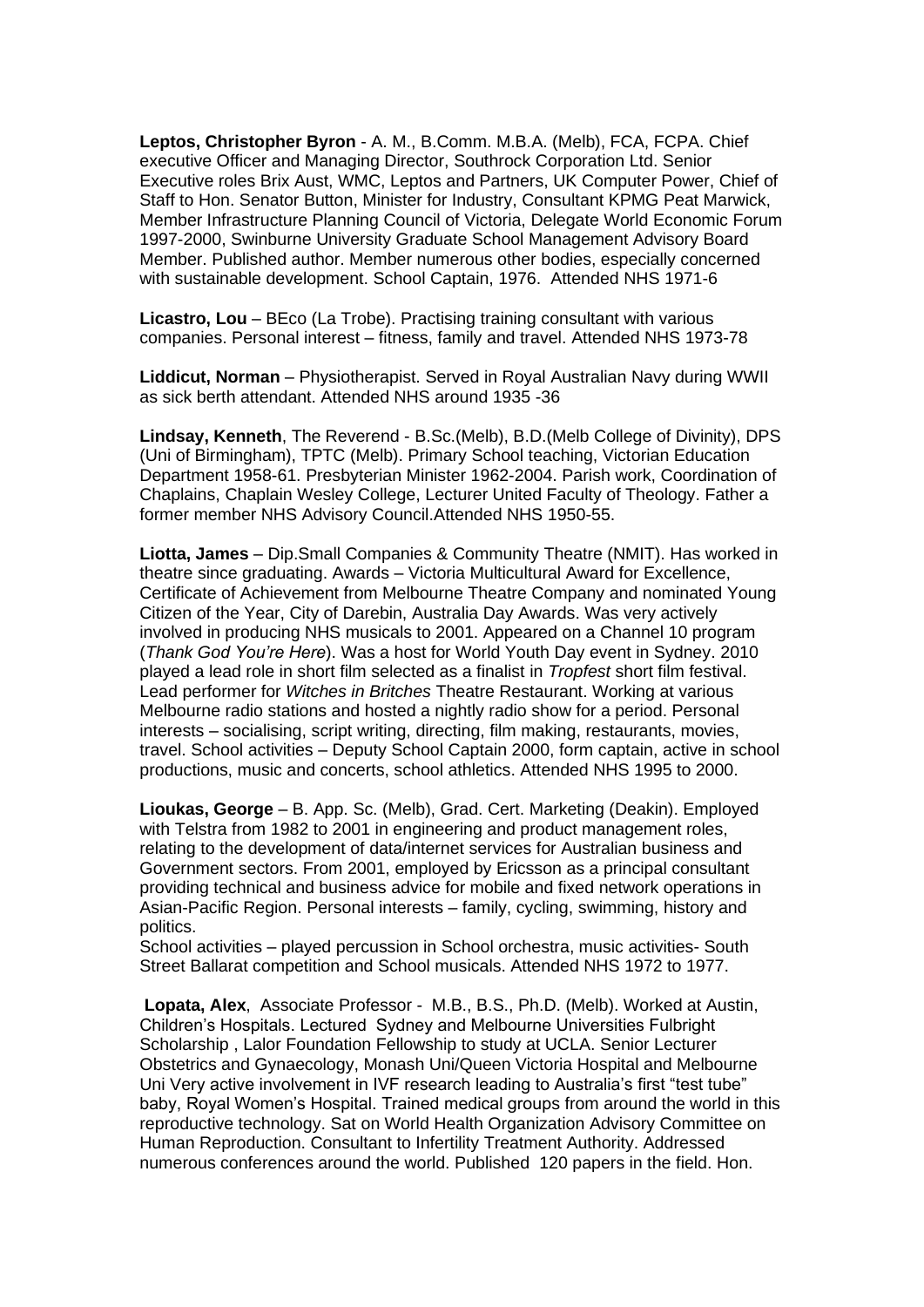**Leptos, Christopher Byron** - A. M., B.Comm. M.B.A. (Melb), FCA, FCPA. Chief executive Officer and Managing Director, Southrock Corporation Ltd. Senior Executive roles Brix Aust, WMC, Leptos and Partners, UK Computer Power, Chief of Staff to Hon. Senator Button, Minister for Industry, Consultant KPMG Peat Marwick, Member Infrastructure Planning Council of Victoria, Delegate World Economic Forum 1997-2000, Swinburne University Graduate School Management Advisory Board Member. Published author. Member numerous other bodies, especially concerned with sustainable development. School Captain, 1976. Attended NHS 1971-6

**Licastro, Lou** – BEco (La Trobe). Practising training consultant with various companies. Personal interest – fitness, family and travel. Attended NHS 1973-78

**Liddicut, Norman** – Physiotherapist. Served in Royal Australian Navy during WWII as sick berth attendant. Attended NHS around 1935 -36

**Lindsay, Kenneth**, The Reverend - B.Sc.(Melb), B.D.(Melb College of Divinity), DPS (Uni of Birmingham), TPTC (Melb). Primary School teaching, Victorian Education Department 1958-61. Presbyterian Minister 1962-2004. Parish work, Coordination of Chaplains, Chaplain Wesley College, Lecturer United Faculty of Theology. Father a former member NHS Advisory Council.Attended NHS 1950-55.

**Liotta, James** – Dip.Small Companies & Community Theatre (NMIT). Has worked in theatre since graduating. Awards – Victoria Multicultural Award for Excellence, Certificate of Achievement from Melbourne Theatre Company and nominated Young Citizen of the Year, City of Darebin, Australia Day Awards. Was very actively involved in producing NHS musicals to 2001. Appeared on a Channel 10 program (*Thank God You're Here*). Was a host for World Youth Day event in Sydney. 2010 played a lead role in short film selected as a finalist in *Tropfest* short film festival. Lead performer for *Witches in Britches* Theatre Restaurant. Working at various Melbourne radio stations and hosted a nightly radio show for a period. Personal interests – socialising, script writing, directing, film making, restaurants, movies, travel. School activities – Deputy School Captain 2000, form captain, active in school productions, music and concerts, school athletics. Attended NHS 1995 to 2000.

**Lioukas, George** – B. App. Sc. (Melb), Grad. Cert. Marketing (Deakin). Employed with Telstra from 1982 to 2001 in engineering and product management roles, relating to the development of data/internet services for Australian business and Government sectors. From 2001, employed by Ericsson as a principal consultant providing technical and business advice for mobile and fixed network operations in Asian-Pacific Region. Personal interests – family, cycling, swimming, history and politics.
School activities – played percussion in School orchestra, music activities- South Street Ballarat competition and School musicals. Attended NHS 1972 to 1977.

**Lopata, Alex**, Associate Professor - M.B., B.S., Ph.D. (Melb). Worked at Austin, Children's Hospitals. Lectured Sydney and Melbourne Universities Fulbright Scholarship , Lalor Foundation Fellowship to study at UCLA. Senior Lecturer Obstetrics and Gynaecology, Monash Uni/Queen Victoria Hospital and Melbourne Uni Very active involvement in IVF research leading to Australia's first "test tube" baby, Royal Women's Hospital. Trained medical groups from around the world in this reproductive technology. Sat on World Health Organization Advisory Committee on Human Reproduction. Consultant to Infertility Treatment Authority. Addressed numerous conferences around the world. Published 120 papers in the field. Hon.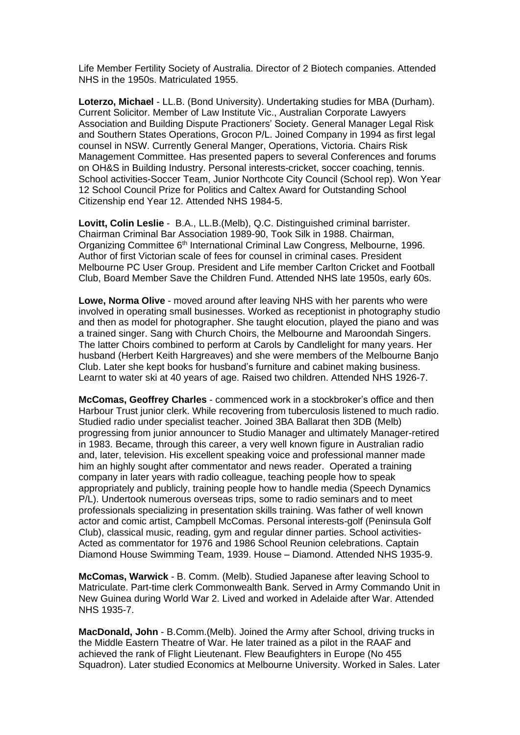Life Member Fertility Society of Australia. Director of 2 Biotech companies. Attended NHS in the 1950s. Matriculated 1955.

**Loterzo, Michael** - LL.B. (Bond University). Undertaking studies for MBA (Durham). Current Solicitor. Member of Law Institute Vic., Australian Corporate Lawyers Association and Building Dispute Practioners' Society. General Manager Legal Risk and Southern States Operations, Grocon P/L. Joined Company in 1994 as first legal counsel in NSW. Currently General Manger, Operations, Victoria. Chairs Risk Management Committee. Has presented papers to several Conferences and forums on OH&S in Building Industry. Personal interests-cricket, soccer coaching, tennis. School activities-Soccer Team, Junior Northcote City Council (School rep). Won Year 12 School Council Prize for Politics and Caltex Award for Outstanding School Citizenship end Year 12. Attended NHS 1984-5.

**Lovitt, Colin Leslie** - B.A., LL.B.(Melb), Q.C. Distinguished criminal barrister. Chairman Criminal Bar Association 1989-90, Took Silk in 1988. Chairman, Organizing Committee 6th International Criminal Law Congress, Melbourne, 1996. Author of first Victorian scale of fees for counsel in criminal cases. President Melbourne PC User Group. President and Life member Carlton Cricket and Football Club, Board Member Save the Children Fund. Attended NHS late 1950s, early 60s.

**Lowe, Norma Olive** - moved around after leaving NHS with her parents who were involved in operating small businesses. Worked as receptionist in photography studio and then as model for photographer. She taught elocution, played the piano and was a trained singer. Sang with Church Choirs, the Melbourne and Maroondah Singers. The latter Choirs combined to perform at Carols by Candlelight for many years. Her husband (Herbert Keith Hargreaves) and she were members of the Melbourne Banjo Club. Later she kept books for husband's furniture and cabinet making business. Learnt to water ski at 40 years of age. Raised two children. Attended NHS 1926-7.

**McComas, Geoffrey Charles** - commenced work in a stockbroker's office and then Harbour Trust junior clerk. While recovering from tuberculosis listened to much radio. Studied radio under specialist teacher. Joined 3BA Ballarat then 3DB (Melb) progressing from junior announcer to Studio Manager and ultimately Manager-retired in 1983. Became, through this career, a very well known figure in Australian radio and, later, television. His excellent speaking voice and professional manner made him an highly sought after commentator and news reader. Operated a training company in later years with radio colleague, teaching people how to speak appropriately and publicly, training people how to handle media (Speech Dynamics P/L). Undertook numerous overseas trips, some to radio seminars and to meet professionals specializing in presentation skills training. Was father of well known actor and comic artist, Campbell McComas. Personal interests-golf (Peninsula Golf Club), classical music, reading, gym and regular dinner parties. School activities-Acted as commentator for 1976 and 1986 School Reunion celebrations. Captain Diamond House Swimming Team, 1939. House – Diamond. Attended NHS 1935-9.

**McComas, Warwick** - B. Comm. (Melb). Studied Japanese after leaving School to Matriculate. Part-time clerk Commonwealth Bank. Served in Army Commando Unit in New Guinea during World War 2. Lived and worked in Adelaide after War. Attended NHS 1935-7.

**MacDonald, John** - B.Comm.(Melb). Joined the Army after School, driving trucks in the Middle Eastern Theatre of War. He later trained as a pilot in the RAAF and achieved the rank of Flight Lieutenant. Flew Beaufighters in Europe (No 455 Squadron). Later studied Economics at Melbourne University. Worked in Sales. Later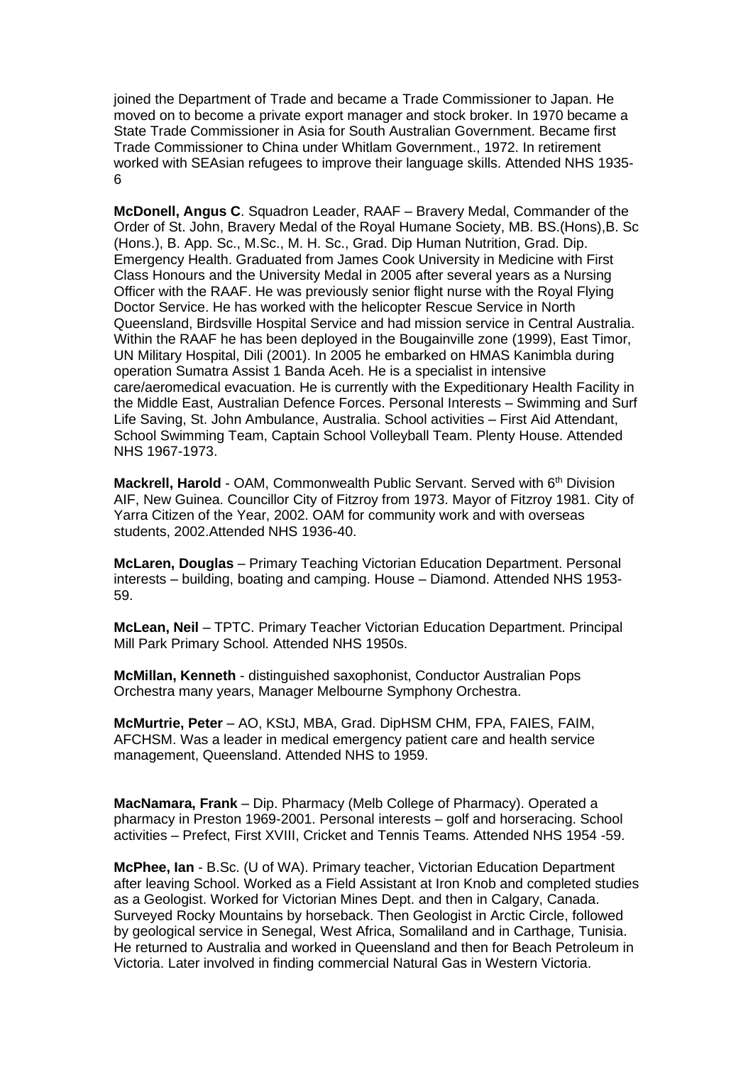joined the Department of Trade and became a Trade Commissioner to Japan. He moved on to become a private export manager and stock broker. In 1970 became a State Trade Commissioner in Asia for South Australian Government. Became first Trade Commissioner to China under Whitlam Government., 1972. In retirement worked with SEAsian refugees to improve their language skills. Attended NHS 1935-6

**McDonell, Angus C**. Squadron Leader, RAAF – Bravery Medal, Commander of the Order of St. John, Bravery Medal of the Royal Humane Society, MB. BS.(Hons),B. Sc (Hons.), B. App. Sc., M.Sc., M. H. Sc., Grad. Dip Human Nutrition, Grad. Dip. Emergency Health. Graduated from James Cook University in Medicine with First Class Honours and the University Medal in 2005 after several years as a Nursing Officer with the RAAF. He was previously senior flight nurse with the Royal Flying Doctor Service. He has worked with the helicopter Rescue Service in North Queensland, Birdsville Hospital Service and had mission service in Central Australia. Within the RAAF he has been deployed in the Bougainville zone (1999), East Timor, UN Military Hospital, Dili (2001). In 2005 he embarked on HMAS Kanimbla during operation Sumatra Assist 1 Banda Aceh. He is a specialist in intensive care/aeromedical evacuation. He is currently with the Expeditionary Health Facility in the Middle East, Australian Defence Forces. Personal Interests – Swimming and Surf Life Saving, St. John Ambulance, Australia. School activities – First Aid Attendant, School Swimming Team, Captain School Volleyball Team. Plenty House. Attended NHS 1967-1973.

**Mackrell, Harold** - OAM, Commonwealth Public Servant. Served with 6th Division AIF, New Guinea. Councillor City of Fitzroy from 1973. Mayor of Fitzroy 1981. City of Yarra Citizen of the Year, 2002. OAM for community work and with overseas students, 2002.Attended NHS 1936-40.

**McLaren, Douglas** – Primary Teaching Victorian Education Department. Personal interests – building, boating and camping. House – Diamond. Attended NHS 1953-59.

**McLean, Neil** – TPTC. Primary Teacher Victorian Education Department. Principal Mill Park Primary School. Attended NHS 1950s.

**McMillan, Kenneth** - distinguished saxophonist, Conductor Australian Pops Orchestra many years, Manager Melbourne Symphony Orchestra.

**McMurtrie, Peter** – AO, KStJ, MBA, Grad. DipHSM CHM, FPA, FAIES, FAIM, AFCHSM. Was a leader in medical emergency patient care and health service management, Queensland. Attended NHS to 1959.

**MacNamara, Frank** – Dip. Pharmacy (Melb College of Pharmacy). Operated a pharmacy in Preston 1969-2001. Personal interests – golf and horseracing. School activities – Prefect, First XVIII, Cricket and Tennis Teams. Attended NHS 1954 -59.

**McPhee, Ian** - B.Sc. (U of WA). Primary teacher, Victorian Education Department after leaving School. Worked as a Field Assistant at Iron Knob and completed studies as a Geologist. Worked for Victorian Mines Dept. and then in Calgary, Canada. Surveyed Rocky Mountains by horseback. Then Geologist in Arctic Circle, followed by geological service in Senegal, West Africa, Somaliland and in Carthage, Tunisia. He returned to Australia and worked in Queensland and then for Beach Petroleum in Victoria. Later involved in finding commercial Natural Gas in Western Victoria.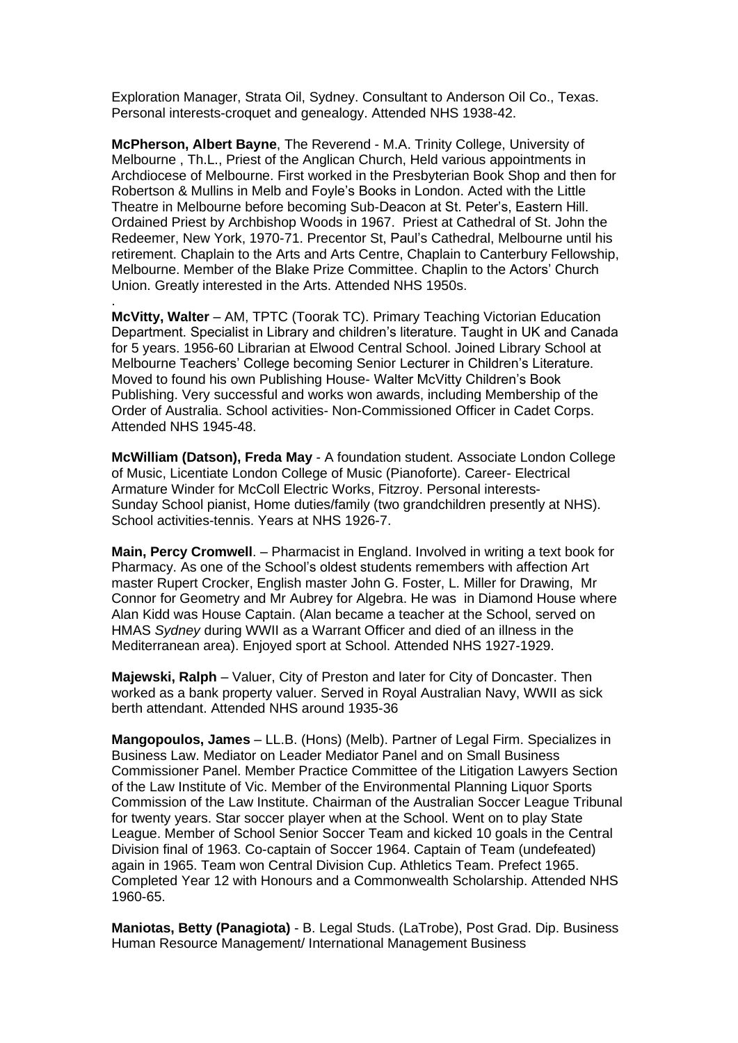Exploration Manager, Strata Oil, Sydney. Consultant to Anderson Oil Co., Texas. Personal interests-croquet and genealogy. Attended NHS 1938-42.

**McPherson, Albert Bayne**, The Reverend - M.A. Trinity College, University of Melbourne , Th.L., Priest of the Anglican Church, Held various appointments in Archdiocese of Melbourne. First worked in the Presbyterian Book Shop and then for Robertson & Mullins in Melb and Foyle's Books in London. Acted with the Little Theatre in Melbourne before becoming Sub-Deacon at St. Peter's, Eastern Hill. Ordained Priest by Archbishop Woods in 1967. Priest at Cathedral of St. John the Redeemer, New York, 1970-71. Precentor St, Paul's Cathedral, Melbourne until his retirement. Chaplain to the Arts and Arts Centre, Chaplain to Canterbury Fellowship, Melbourne. Member of the Blake Prize Committee. Chaplin to the Actors' Church Union. Greatly interested in the Arts. Attended NHS 1950s.

.

**McVitty, Walter** – AM, TPTC (Toorak TC). Primary Teaching Victorian Education Department. Specialist in Library and children's literature. Taught in UK and Canada for 5 years. 1956-60 Librarian at Elwood Central School. Joined Library School at Melbourne Teachers' College becoming Senior Lecturer in Children's Literature. Moved to found his own Publishing House- Walter McVitty Children's Book Publishing. Very successful and works won awards, including Membership of the Order of Australia. School activities- Non-Commissioned Officer in Cadet Corps. Attended NHS 1945-48.

**McWilliam (Datson), Freda May** - A foundation student. Associate London College of Music, Licentiate London College of Music (Pianoforte). Career- Electrical Armature Winder for McColl Electric Works, Fitzroy. Personal interests- Sunday School pianist, Home duties/family (two grandchildren presently at NHS). School activities-tennis. Years at NHS 1926-7.

**Main, Percy Cromwell**. – Pharmacist in England. Involved in writing a text book for Pharmacy. As one of the School's oldest students remembers with affection Art master Rupert Crocker, English master John G. Foster, L. Miller for Drawing, Mr Connor for Geometry and Mr Aubrey for Algebra. He was in Diamond House where Alan Kidd was House Captain. (Alan became a teacher at the School, served on HMAS *Sydney* during WWII as a Warrant Officer and died of an illness in the Mediterranean area). Enjoyed sport at School. Attended NHS 1927-1929.

**Majewski, Ralph** – Valuer, City of Preston and later for City of Doncaster. Then worked as a bank property valuer. Served in Royal Australian Navy, WWII as sick berth attendant. Attended NHS around 1935-36

**Mangopoulos, James** – LL.B. (Hons) (Melb). Partner of Legal Firm. Specializes in Business Law. Mediator on Leader Mediator Panel and on Small Business Commissioner Panel. Member Practice Committee of the Litigation Lawyers Section of the Law Institute of Vic. Member of the Environmental Planning Liquor Sports Commission of the Law Institute. Chairman of the Australian Soccer League Tribunal for twenty years. Star soccer player when at the School. Went on to play State League. Member of School Senior Soccer Team and kicked 10 goals in the Central Division final of 1963. Co-captain of Soccer 1964. Captain of Team (undefeated) again in 1965. Team won Central Division Cup. Athletics Team. Prefect 1965. Completed Year 12 with Honours and a Commonwealth Scholarship. Attended NHS 1960-65.

**Maniotas, Betty (Panagiota)** - B. Legal Studs. (LaTrobe), Post Grad. Dip. Business Human Resource Management/ International Management Business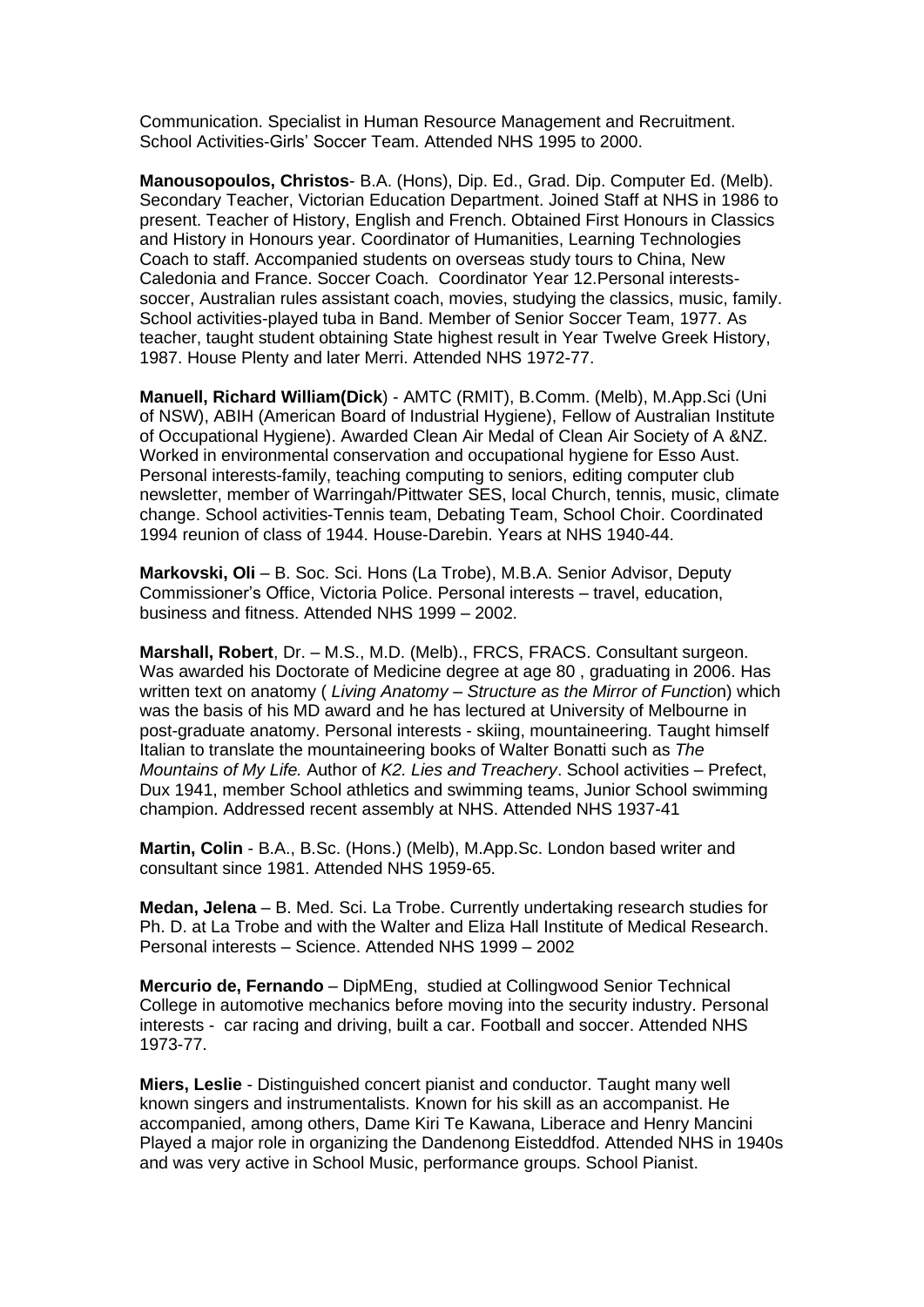Communication. Specialist in Human Resource Management and Recruitment. School Activities-Girls' Soccer Team. Attended NHS 1995 to 2000.

**Manousopoulos, Christos**- B.A. (Hons), Dip. Ed., Grad. Dip. Computer Ed. (Melb). Secondary Teacher, Victorian Education Department. Joined Staff at NHS in 1986 to present. Teacher of History, English and French. Obtained First Honours in Classics and History in Honours year. Coordinator of Humanities, Learning Technologies Coach to staff. Accompanied students on overseas study tours to China, New Caledonia and France. Soccer Coach. Coordinator Year 12.Personal interests-soccer, Australian rules assistant coach, movies, studying the classics, music, family. School activities-played tuba in Band. Member of Senior Soccer Team, 1977. As teacher, taught student obtaining State highest result in Year Twelve Greek History, 1987. House Plenty and later Merri. Attended NHS 1972-77.

**Manuell, Richard William(Dick**) - AMTC (RMIT), B.Comm. (Melb), M.App.Sci (Uni of NSW), ABIH (American Board of Industrial Hygiene), Fellow of Australian Institute of Occupational Hygiene). Awarded Clean Air Medal of Clean Air Society of A &NZ. Worked in environmental conservation and occupational hygiene for Esso Aust. Personal interests-family, teaching computing to seniors, editing computer club newsletter, member of Warringah/Pittwater SES, local Church, tennis, music, climate change. School activities-Tennis team, Debating Team, School Choir. Coordinated 1994 reunion of class of 1944. House-Darebin. Years at NHS 1940-44.

**Markovski, Oli** – B. Soc. Sci. Hons (La Trobe), M.B.A. Senior Advisor, Deputy Commissioner's Office, Victoria Police. Personal interests – travel, education, business and fitness. Attended NHS 1999 – 2002.

**Marshall, Robert**, Dr. – M.S., M.D. (Melb)., FRCS, FRACS. Consultant surgeon. Was awarded his Doctorate of Medicine degree at age 80 , graduating in 2006. Has written text on anatomy ( *Living Anatomy – Structure as the Mirror of Functio*n) which was the basis of his MD award and he has lectured at University of Melbourne in post-graduate anatomy. Personal interests - skiing, mountaineering. Taught himself Italian to translate the mountaineering books of Walter Bonatti such as *The Mountains of My Life.* Author of *K2. Lies and Treachery*. School activities – Prefect, Dux 1941, member School athletics and swimming teams, Junior School swimming champion. Addressed recent assembly at NHS. Attended NHS 1937-41

**Martin, Colin** - B.A., B.Sc. (Hons.) (Melb), M.App.Sc. London based writer and consultant since 1981. Attended NHS 1959-65.

**Medan, Jelena** – B. Med. Sci. La Trobe. Currently undertaking research studies for Ph. D. at La Trobe and with the Walter and Eliza Hall Institute of Medical Research. Personal interests – Science. Attended NHS 1999 – 2002

**Mercurio de, Fernando** – DipMEng, studied at Collingwood Senior Technical College in automotive mechanics before moving into the security industry. Personal interests - car racing and driving, built a car. Football and soccer. Attended NHS 1973-77.

**Miers, Leslie** - Distinguished concert pianist and conductor. Taught many well known singers and instrumentalists. Known for his skill as an accompanist. He accompanied, among others, Dame Kiri Te Kawana, Liberace and Henry Mancini Played a major role in organizing the Dandenong Eisteddfod. Attended NHS in 1940s and was very active in School Music, performance groups. School Pianist.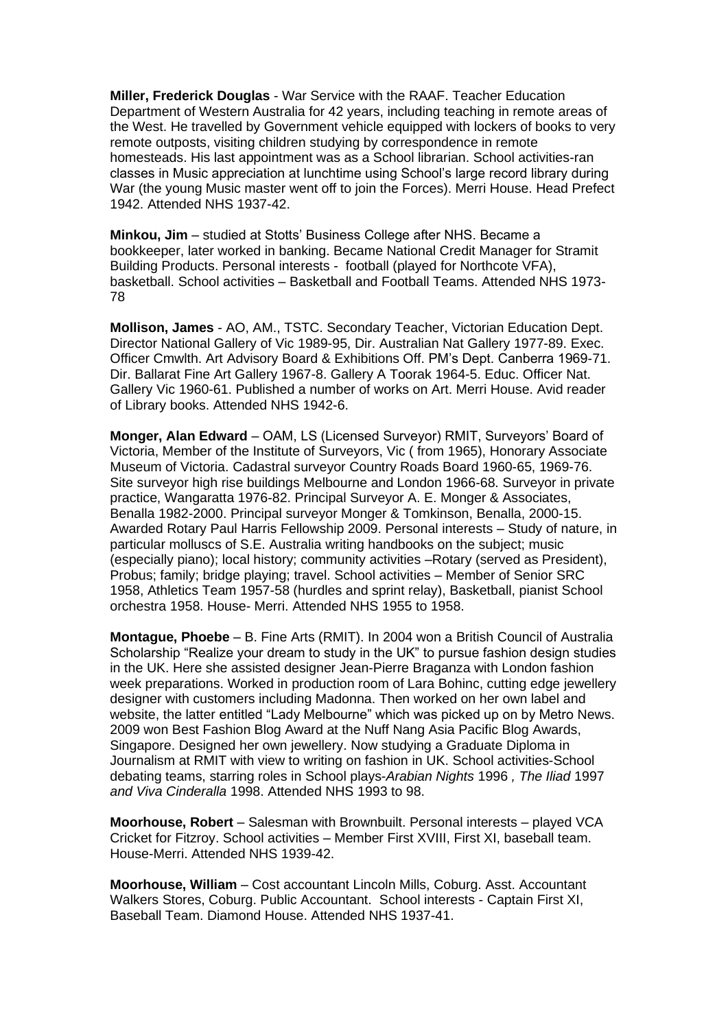**Miller, Frederick Douglas** - War Service with the RAAF. Teacher Education Department of Western Australia for 42 years, including teaching in remote areas of the West. He travelled by Government vehicle equipped with lockers of books to very remote outposts, visiting children studying by correspondence in remote homesteads. His last appointment was as a School librarian. School activities-ran classes in Music appreciation at lunchtime using School's large record library during War (the young Music master went off to join the Forces). Merri House. Head Prefect 1942. Attended NHS 1937-42.

**Minkou, Jim** – studied at Stotts' Business College after NHS. Became a bookkeeper, later worked in banking. Became National Credit Manager for Stramit Building Products. Personal interests - football (played for Northcote VFA), basketball. School activities – Basketball and Football Teams. Attended NHS 1973-78

**Mollison, James** - AO, AM., TSTC. Secondary Teacher, Victorian Education Dept. Director National Gallery of Vic 1989-95, Dir. Australian Nat Gallery 1977-89. Exec. Officer Cmwlth. Art Advisory Board & Exhibitions Off. PM's Dept. Canberra 1969-71. Dir. Ballarat Fine Art Gallery 1967-8. Gallery A Toorak 1964-5. Educ. Officer Nat. Gallery Vic 1960-61. Published a number of works on Art. Merri House. Avid reader of Library books. Attended NHS 1942-6.

**Monger, Alan Edward** – OAM, LS (Licensed Surveyor) RMIT, Surveyors' Board of Victoria, Member of the Institute of Surveyors, Vic ( from 1965), Honorary Associate Museum of Victoria. Cadastral surveyor Country Roads Board 1960-65, 1969-76. Site surveyor high rise buildings Melbourne and London 1966-68. Surveyor in private practice, Wangaratta 1976-82. Principal Surveyor A. E. Monger & Associates, Benalla 1982-2000. Principal surveyor Monger & Tomkinson, Benalla, 2000-15. Awarded Rotary Paul Harris Fellowship 2009. Personal interests – Study of nature, in particular molluscs of S.E. Australia writing handbooks on the subject; music (especially piano); local history; community activities –Rotary (served as President), Probus; family; bridge playing; travel. School activities – Member of Senior SRC 1958, Athletics Team 1957-58 (hurdles and sprint relay), Basketball, pianist School orchestra 1958. House- Merri. Attended NHS 1955 to 1958.

**Montague, Phoebe** – B. Fine Arts (RMIT). In 2004 won a British Council of Australia Scholarship "Realize your dream to study in the UK" to pursue fashion design studies in the UK. Here she assisted designer Jean-Pierre Braganza with London fashion week preparations. Worked in production room of Lara Bohinc, cutting edge jewellery designer with customers including Madonna. Then worked on her own label and website, the latter entitled "Lady Melbourne" which was picked up on by Metro News. 2009 won Best Fashion Blog Award at the Nuff Nang Asia Pacific Blog Awards, Singapore. Designed her own jewellery. Now studying a Graduate Diploma in Journalism at RMIT with view to writing on fashion in UK. School activities-School debating teams, starring roles in School plays-*Arabian Nights* 1996 *, The Iliad* 1997 *and Viva Cinderalla* 1998. Attended NHS 1993 to 98.

**Moorhouse, Robert** – Salesman with Brownbuilt. Personal interests – played VCA Cricket for Fitzroy. School activities – Member First XVIII, First XI, baseball team. House-Merri. Attended NHS 1939-42.

**Moorhouse, William** – Cost accountant Lincoln Mills, Coburg. Asst. Accountant Walkers Stores, Coburg. Public Accountant. School interests - Captain First XI, Baseball Team. Diamond House. Attended NHS 1937-41.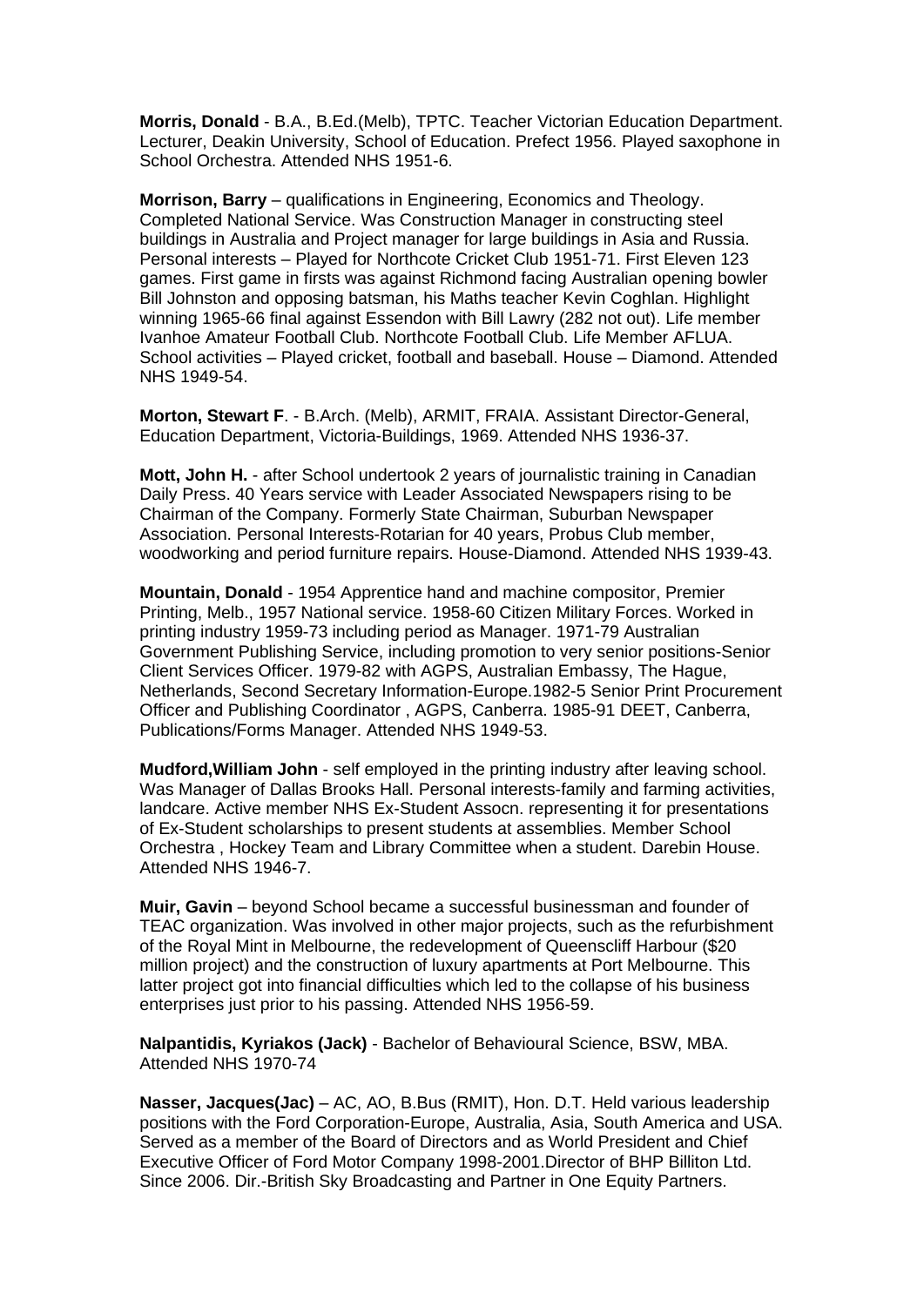**Morris, Donald** - B.A., B.Ed.(Melb), TPTC. Teacher Victorian Education Department. Lecturer, Deakin University, School of Education. Prefect 1956. Played saxophone in School Orchestra. Attended NHS 1951-6.

**Morrison, Barry** – qualifications in Engineering, Economics and Theology. Completed National Service. Was Construction Manager in constructing steel buildings in Australia and Project manager for large buildings in Asia and Russia. Personal interests – Played for Northcote Cricket Club 1951-71. First Eleven 123 games. First game in firsts was against Richmond facing Australian opening bowler Bill Johnston and opposing batsman, his Maths teacher Kevin Coghlan. Highlight winning 1965-66 final against Essendon with Bill Lawry (282 not out). Life member Ivanhoe Amateur Football Club. Northcote Football Club. Life Member AFLUA. School activities – Played cricket, football and baseball. House – Diamond. Attended NHS 1949-54.

**Morton, Stewart F**. - B.Arch. (Melb), ARMIT, FRAIA. Assistant Director-General, Education Department, Victoria-Buildings, 1969. Attended NHS 1936-37.

**Mott, John H.** - after School undertook 2 years of journalistic training in Canadian Daily Press. 40 Years service with Leader Associated Newspapers rising to be Chairman of the Company. Formerly State Chairman, Suburban Newspaper Association. Personal Interests-Rotarian for 40 years, Probus Club member, woodworking and period furniture repairs. House-Diamond. Attended NHS 1939-43.

**Mountain, Donald** - 1954 Apprentice hand and machine compositor, Premier Printing, Melb., 1957 National service. 1958-60 Citizen Military Forces. Worked in printing industry 1959-73 including period as Manager. 1971-79 Australian Government Publishing Service, including promotion to very senior positions-Senior Client Services Officer. 1979-82 with AGPS, Australian Embassy, The Hague, Netherlands, Second Secretary Information-Europe.1982-5 Senior Print Procurement Officer and Publishing Coordinator , AGPS, Canberra. 1985-91 DEET, Canberra, Publications/Forms Manager. Attended NHS 1949-53.

**Mudford,William John** - self employed in the printing industry after leaving school. Was Manager of Dallas Brooks Hall. Personal interests-family and farming activities, landcare. Active member NHS Ex-Student Assocn. representing it for presentations of Ex-Student scholarships to present students at assemblies. Member School Orchestra , Hockey Team and Library Committee when a student. Darebin House. Attended NHS 1946-7.

**Muir, Gavin** – beyond School became a successful businessman and founder of TEAC organization. Was involved in other major projects, such as the refurbishment of the Royal Mint in Melbourne, the redevelopment of Queenscliff Harbour ($20 million project) and the construction of luxury apartments at Port Melbourne. This latter project got into financial difficulties which led to the collapse of his business enterprises just prior to his passing. Attended NHS 1956-59.

**Nalpantidis, Kyriakos (Jack)** - Bachelor of Behavioural Science, BSW, MBA. Attended NHS 1970-74

**Nasser, Jacques(Jac)** – AC, AO, B.Bus (RMIT), Hon. D.T. Held various leadership positions with the Ford Corporation-Europe, Australia, Asia, South America and USA. Served as a member of the Board of Directors and as World President and Chief Executive Officer of Ford Motor Company 1998-2001.Director of BHP Billiton Ltd. Since 2006. Dir.-British Sky Broadcasting and Partner in One Equity Partners.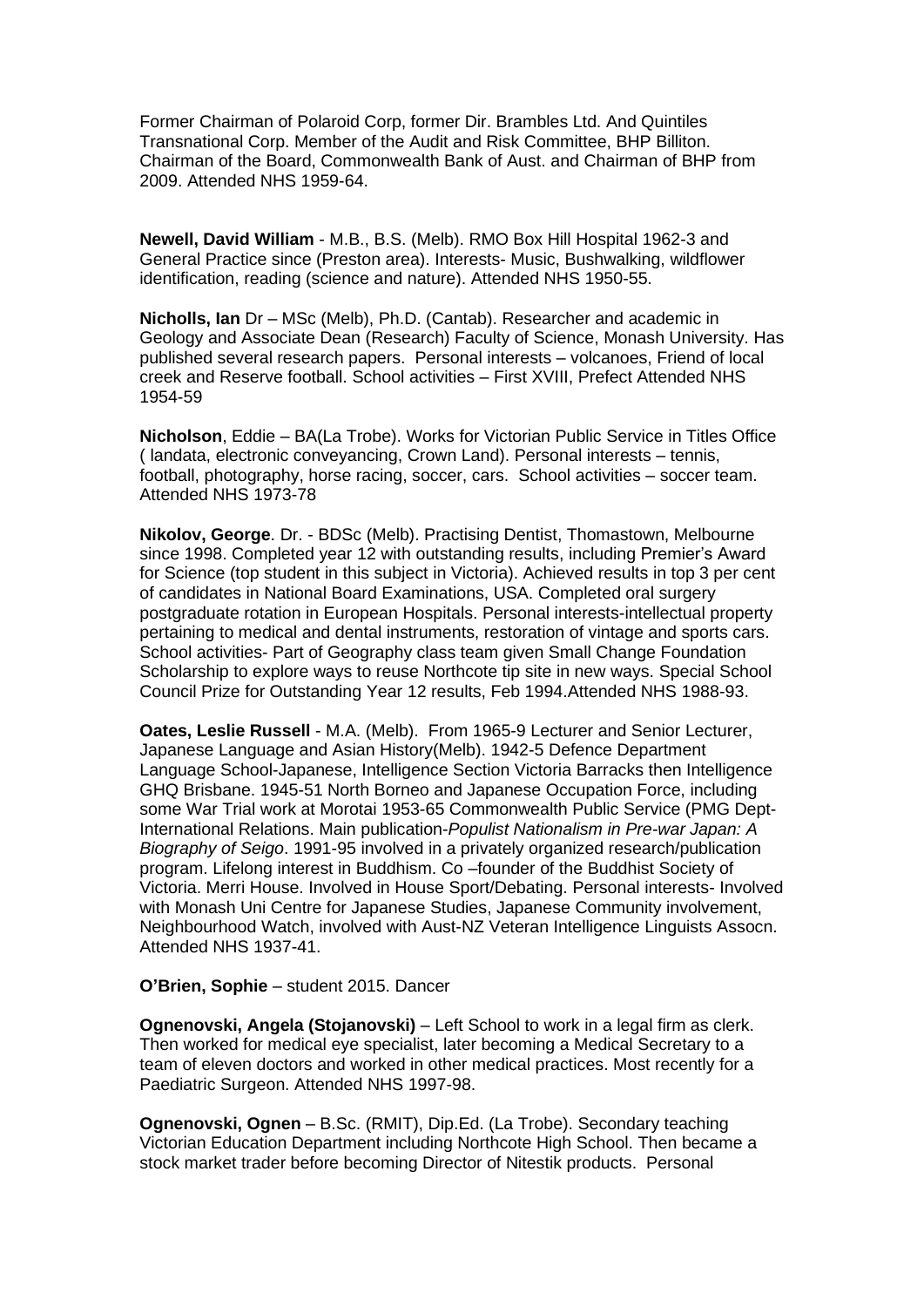Former Chairman of Polaroid Corp, former Dir. Brambles Ltd. And Quintiles Transnational Corp. Member of the Audit and Risk Committee, BHP Billiton. Chairman of the Board, Commonwealth Bank of Aust. and Chairman of BHP from 2009. Attended NHS 1959-64.

**Newell, David William** - M.B., B.S. (Melb). RMO Box Hill Hospital 1962-3 and General Practice since (Preston area). Interests- Music, Bushwalking, wildflower identification, reading (science and nature). Attended NHS 1950-55.

**Nicholls, Ian** Dr – MSc (Melb), Ph.D. (Cantab). Researcher and academic in Geology and Associate Dean (Research) Faculty of Science, Monash University. Has published several research papers. Personal interests – volcanoes, Friend of local creek and Reserve football. School activities – First XVIII, Prefect Attended NHS 1954-59

**Nicholson**, Eddie – BA(La Trobe). Works for Victorian Public Service in Titles Office ( landata, electronic conveyancing, Crown Land). Personal interests – tennis, football, photography, horse racing, soccer, cars. School activities – soccer team. Attended NHS 1973-78

**Nikolov, George**. Dr. - BDSc (Melb). Practising Dentist, Thomastown, Melbourne since 1998. Completed year 12 with outstanding results, including Premier's Award for Science (top student in this subject in Victoria). Achieved results in top 3 per cent of candidates in National Board Examinations, USA. Completed oral surgery postgraduate rotation in European Hospitals. Personal interests-intellectual property pertaining to medical and dental instruments, restoration of vintage and sports cars. School activities- Part of Geography class team given Small Change Foundation Scholarship to explore ways to reuse Northcote tip site in new ways. Special School Council Prize for Outstanding Year 12 results, Feb 1994.Attended NHS 1988-93.

**Oates, Leslie Russell** - M.A. (Melb). From 1965-9 Lecturer and Senior Lecturer, Japanese Language and Asian History(Melb). 1942-5 Defence Department Language School-Japanese, Intelligence Section Victoria Barracks then Intelligence GHQ Brisbane. 1945-51 North Borneo and Japanese Occupation Force, including some War Trial work at Morotai 1953-65 Commonwealth Public Service (PMG Dept-International Relations. Main publication-*Populist Nationalism in Pre-war Japan: A Biography of Seigo*. 1991-95 involved in a privately organized research/publication program. Lifelong interest in Buddhism. Co –founder of the Buddhist Society of Victoria. Merri House. Involved in House Sport/Debating. Personal interests- Involved with Monash Uni Centre for Japanese Studies, Japanese Community involvement, Neighbourhood Watch, involved with Aust-NZ Veteran Intelligence Linguists Assocn. Attended NHS 1937-41.

**O'Brien, Sophie** – student 2015. Dancer

**Ognenovski, Angela (Stojanovski)** – Left School to work in a legal firm as clerk. Then worked for medical eye specialist, later becoming a Medical Secretary to a team of eleven doctors and worked in other medical practices. Most recently for a Paediatric Surgeon. Attended NHS 1997-98.

**Ognenovski, Ognen** – B.Sc. (RMIT), Dip.Ed. (La Trobe). Secondary teaching Victorian Education Department including Northcote High School. Then became a stock market trader before becoming Director of Nitestik products. Personal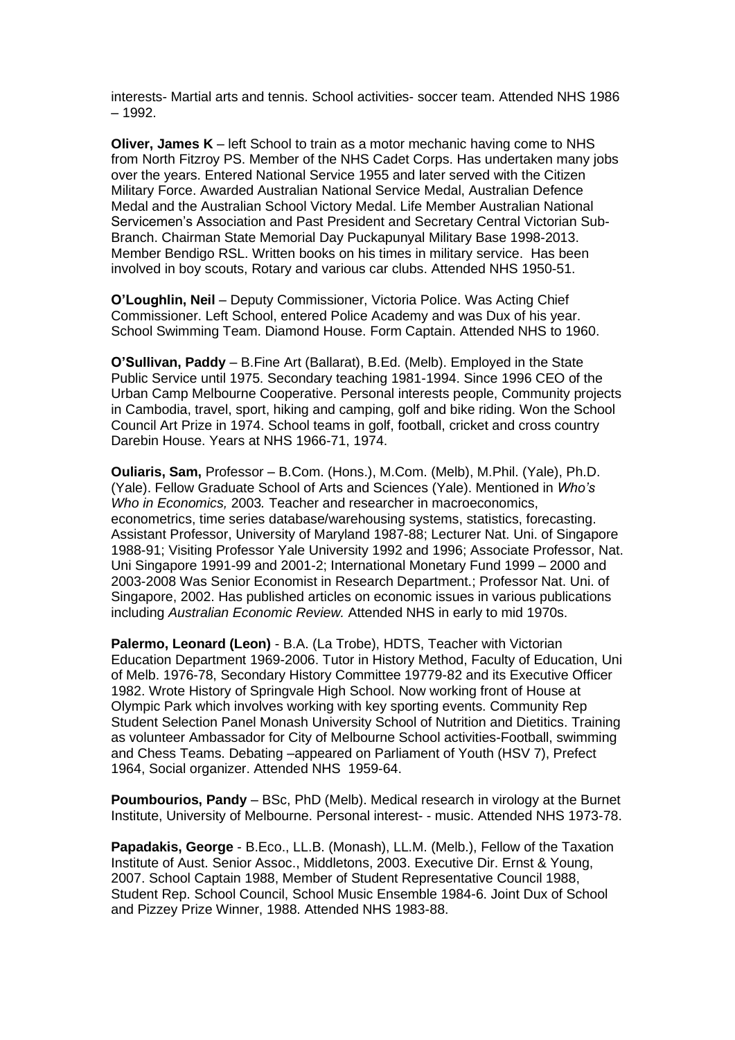interests- Martial arts and tennis. School activities- soccer team. Attended NHS 1986 – 1992.

**Oliver, James K** – left School to train as a motor mechanic having come to NHS from North Fitzroy PS. Member of the NHS Cadet Corps. Has undertaken many jobs over the years. Entered National Service 1955 and later served with the Citizen Military Force. Awarded Australian National Service Medal, Australian Defence Medal and the Australian School Victory Medal. Life Member Australian National Servicemen's Association and Past President and Secretary Central Victorian Sub-Branch. Chairman State Memorial Day Puckapunyal Military Base 1998-2013. Member Bendigo RSL. Written books on his times in military service. Has been involved in boy scouts, Rotary and various car clubs. Attended NHS 1950-51.

**O'Loughlin, Neil** – Deputy Commissioner, Victoria Police. Was Acting Chief Commissioner. Left School, entered Police Academy and was Dux of his year. School Swimming Team. Diamond House. Form Captain. Attended NHS to 1960.

**O'Sullivan, Paddy** – B.Fine Art (Ballarat), B.Ed. (Melb). Employed in the State Public Service until 1975. Secondary teaching 1981-1994. Since 1996 CEO of the Urban Camp Melbourne Cooperative. Personal interests people, Community projects in Cambodia, travel, sport, hiking and camping, golf and bike riding. Won the School Council Art Prize in 1974. School teams in golf, football, cricket and cross country Darebin House. Years at NHS 1966-71, 1974.

**Ouliaris, Sam,** Professor – B.Com. (Hons.), M.Com. (Melb), M.Phil. (Yale), Ph.D. (Yale). Fellow Graduate School of Arts and Sciences (Yale). Mentioned in *Who's Who in Economics,* 2003*.* Teacher and researcher in macroeconomics, econometrics, time series database/warehousing systems, statistics, forecasting. Assistant Professor, University of Maryland 1987-88; Lecturer Nat. Uni. of Singapore 1988-91; Visiting Professor Yale University 1992 and 1996; Associate Professor, Nat. Uni Singapore 1991-99 and 2001-2; International Monetary Fund 1999 – 2000 and 2003-2008 Was Senior Economist in Research Department.; Professor Nat. Uni. of Singapore, 2002. Has published articles on economic issues in various publications including *Australian Economic Review.* Attended NHS in early to mid 1970s.

**Palermo, Leonard (Leon)** - B.A. (La Trobe), HDTS, Teacher with Victorian Education Department 1969-2006. Tutor in History Method, Faculty of Education, Uni of Melb. 1976-78, Secondary History Committee 19779-82 and its Executive Officer 1982. Wrote History of Springvale High School. Now working front of House at Olympic Park which involves working with key sporting events. Community Rep Student Selection Panel Monash University School of Nutrition and Dietitics. Training as volunteer Ambassador for City of Melbourne School activities-Football, swimming and Chess Teams. Debating –appeared on Parliament of Youth (HSV 7), Prefect 1964, Social organizer. Attended NHS 1959-64.

**Poumbourios, Pandy** – BSc, PhD (Melb). Medical research in virology at the Burnet Institute, University of Melbourne. Personal interest- - music. Attended NHS 1973-78.

**Papadakis, George** - B.Eco., LL.B. (Monash), LL.M. (Melb.), Fellow of the Taxation Institute of Aust. Senior Assoc., Middletons, 2003. Executive Dir. Ernst & Young, 2007. School Captain 1988, Member of Student Representative Council 1988, Student Rep. School Council, School Music Ensemble 1984-6. Joint Dux of School and Pizzey Prize Winner, 1988. Attended NHS 1983-88.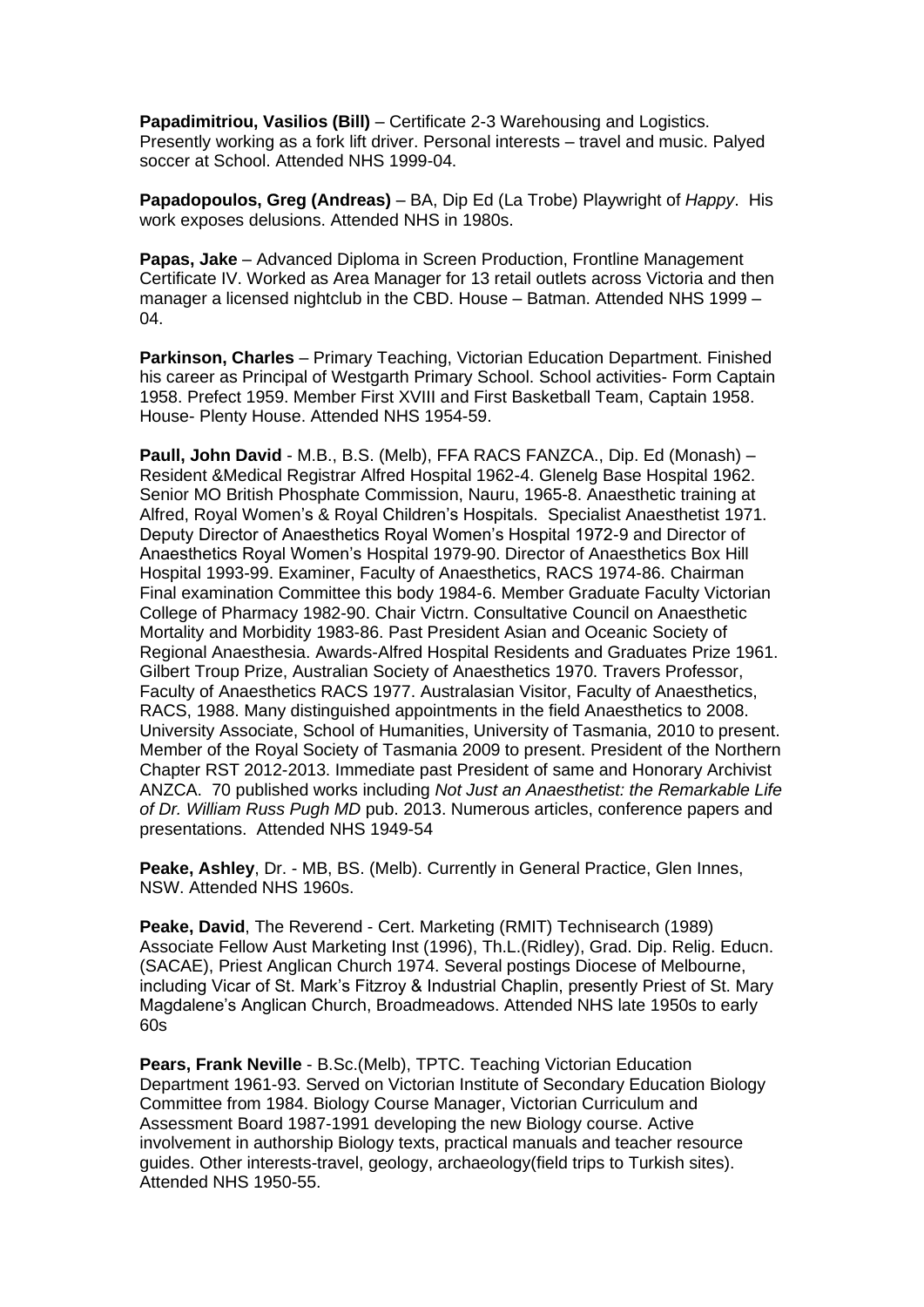**Papadimitriou, Vasilios (Bill)** – Certificate 2-3 Warehousing and Logistics. Presently working as a fork lift driver. Personal interests – travel and music. Palyed soccer at School. Attended NHS 1999-04.

**Papadopoulos, Greg (Andreas)** – BA, Dip Ed (La Trobe) Playwright of *Happy*. His work exposes delusions. Attended NHS in 1980s.

**Papas, Jake** – Advanced Diploma in Screen Production, Frontline Management Certificate IV. Worked as Area Manager for 13 retail outlets across Victoria and then manager a licensed nightclub in the CBD. House – Batman. Attended NHS 1999 – 04.

**Parkinson, Charles** – Primary Teaching, Victorian Education Department. Finished his career as Principal of Westgarth Primary School. School activities- Form Captain 1958. Prefect 1959. Member First XVIII and First Basketball Team, Captain 1958. House- Plenty House. Attended NHS 1954-59.

**Paull, John David** - M.B., B.S. (Melb), FFA RACS FANZCA., Dip. Ed (Monash) – Resident &Medical Registrar Alfred Hospital 1962-4. Glenelg Base Hospital 1962. Senior MO British Phosphate Commission, Nauru, 1965-8. Anaesthetic training at Alfred, Royal Women's & Royal Children's Hospitals. Specialist Anaesthetist 1971. Deputy Director of Anaesthetics Royal Women's Hospital 1972-9 and Director of Anaesthetics Royal Women's Hospital 1979-90. Director of Anaesthetics Box Hill Hospital 1993-99. Examiner, Faculty of Anaesthetics, RACS 1974-86. Chairman Final examination Committee this body 1984-6. Member Graduate Faculty Victorian College of Pharmacy 1982-90. Chair Victrn. Consultative Council on Anaesthetic Mortality and Morbidity 1983-86. Past President Asian and Oceanic Society of Regional Anaesthesia. Awards-Alfred Hospital Residents and Graduates Prize 1961. Gilbert Troup Prize, Australian Society of Anaesthetics 1970. Travers Professor, Faculty of Anaesthetics RACS 1977. Australasian Visitor, Faculty of Anaesthetics, RACS, 1988. Many distinguished appointments in the field Anaesthetics to 2008. University Associate, School of Humanities, University of Tasmania, 2010 to present. Member of the Royal Society of Tasmania 2009 to present. President of the Northern Chapter RST 2012-2013. Immediate past President of same and Honorary Archivist ANZCA. 70 published works including *Not Just an Anaesthetist: the Remarkable Life of Dr. William Russ Pugh MD* pub. 2013. Numerous articles, conference papers and presentations. Attended NHS 1949-54

**Peake, Ashley**, Dr. - MB, BS. (Melb). Currently in General Practice, Glen Innes, NSW. Attended NHS 1960s.

**Peake, David**, The Reverend - Cert. Marketing (RMIT) Technisearch (1989) Associate Fellow Aust Marketing Inst (1996), Th.L.(Ridley), Grad. Dip. Relig. Educn. (SACAE), Priest Anglican Church 1974. Several postings Diocese of Melbourne, including Vicar of St. Mark's Fitzroy & Industrial Chaplin, presently Priest of St. Mary Magdalene's Anglican Church, Broadmeadows. Attended NHS late 1950s to early 60s

**Pears, Frank Neville** - B.Sc.(Melb), TPTC. Teaching Victorian Education Department 1961-93. Served on Victorian Institute of Secondary Education Biology Committee from 1984. Biology Course Manager, Victorian Curriculum and Assessment Board 1987-1991 developing the new Biology course. Active involvement in authorship Biology texts, practical manuals and teacher resource guides. Other interests-travel, geology, archaeology(field trips to Turkish sites). Attended NHS 1950-55.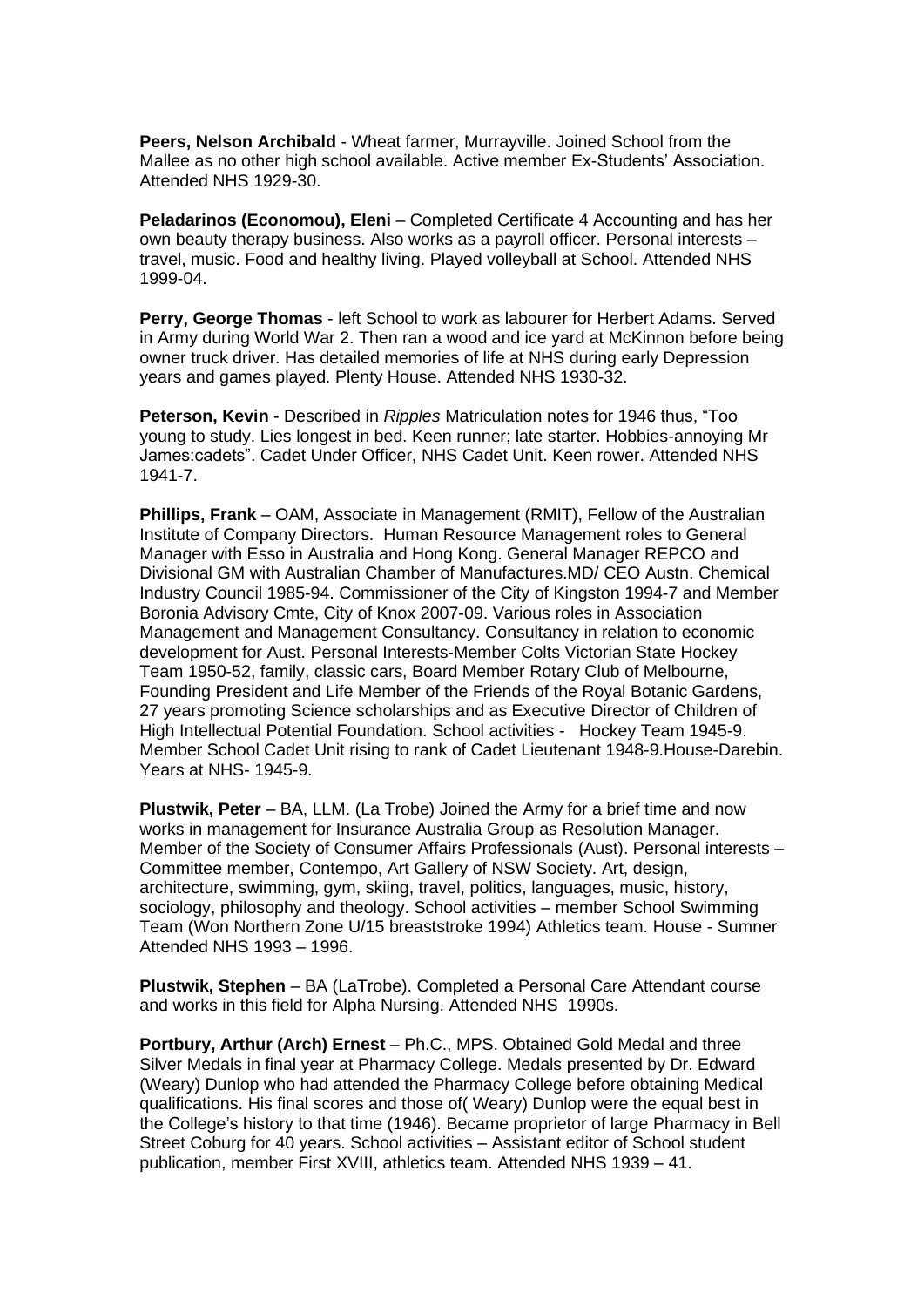**Peers, Nelson Archibald** - Wheat farmer, Murrayville. Joined School from the Mallee as no other high school available. Active member Ex-Students' Association. Attended NHS 1929-30.

**Peladarinos (Economou), Eleni** – Completed Certificate 4 Accounting and has her own beauty therapy business. Also works as a payroll officer. Personal interests – travel, music. Food and healthy living. Played volleyball at School. Attended NHS 1999-04.

**Perry, George Thomas** - left School to work as labourer for Herbert Adams. Served in Army during World War 2. Then ran a wood and ice yard at McKinnon before being owner truck driver. Has detailed memories of life at NHS during early Depression years and games played. Plenty House. Attended NHS 1930-32.

**Peterson, Kevin** - Described in *Ripples* Matriculation notes for 1946 thus, "Too young to study. Lies longest in bed. Keen runner; late starter. Hobbies-annoying Mr James:cadets". Cadet Under Officer, NHS Cadet Unit. Keen rower. Attended NHS 1941-7.

**Phillips, Frank** – OAM, Associate in Management (RMIT), Fellow of the Australian Institute of Company Directors. Human Resource Management roles to General Manager with Esso in Australia and Hong Kong. General Manager REPCO and Divisional GM with Australian Chamber of Manufactures.MD/ CEO Austn. Chemical Industry Council 1985-94. Commissioner of the City of Kingston 1994-7 and Member Boronia Advisory Cmte, City of Knox 2007-09. Various roles in Association Management and Management Consultancy. Consultancy in relation to economic development for Aust. Personal Interests-Member Colts Victorian State Hockey Team 1950-52, family, classic cars, Board Member Rotary Club of Melbourne, Founding President and Life Member of the Friends of the Royal Botanic Gardens, 27 years promoting Science scholarships and as Executive Director of Children of High Intellectual Potential Foundation. School activities - Hockey Team 1945-9. Member School Cadet Unit rising to rank of Cadet Lieutenant 1948-9.House-Darebin. Years at NHS- 1945-9.

**Plustwik, Peter** – BA, LLM. (La Trobe) Joined the Army for a brief time and now works in management for Insurance Australia Group as Resolution Manager. Member of the Society of Consumer Affairs Professionals (Aust). Personal interests – Committee member, Contempo, Art Gallery of NSW Society. Art, design, architecture, swimming, gym, skiing, travel, politics, languages, music, history, sociology, philosophy and theology. School activities – member School Swimming Team (Won Northern Zone U/15 breaststroke 1994) Athletics team. House - Sumner Attended NHS 1993 – 1996.

**Plustwik, Stephen** – BA (LaTrobe). Completed a Personal Care Attendant course and works in this field for Alpha Nursing. Attended NHS 1990s.

**Portbury, Arthur (Arch) Ernest** – Ph.C., MPS. Obtained Gold Medal and three Silver Medals in final year at Pharmacy College. Medals presented by Dr. Edward (Weary) Dunlop who had attended the Pharmacy College before obtaining Medical qualifications. His final scores and those of( Weary) Dunlop were the equal best in the College's history to that time (1946). Became proprietor of large Pharmacy in Bell Street Coburg for 40 years. School activities – Assistant editor of School student publication, member First XVIII, athletics team. Attended NHS 1939 – 41.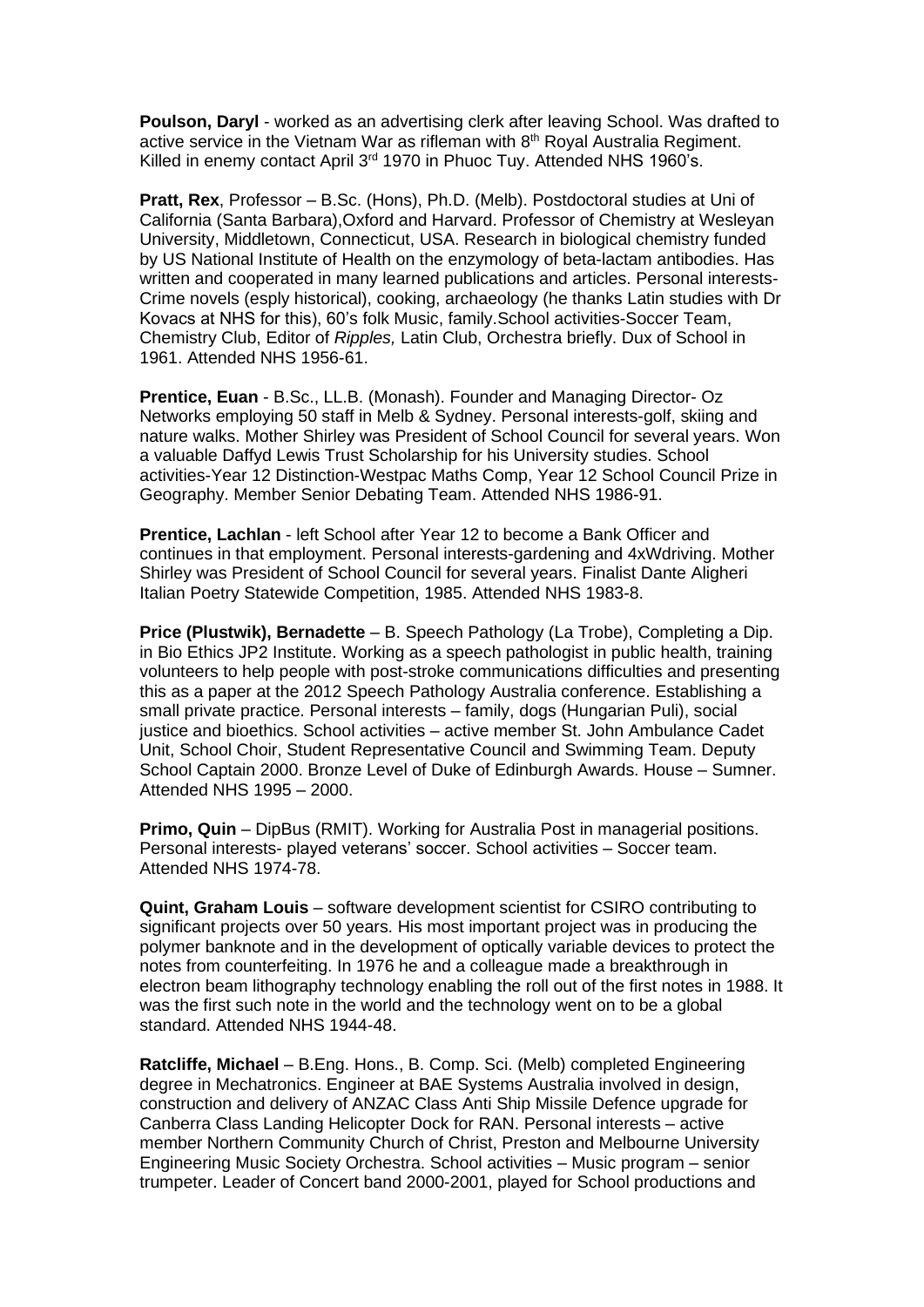**Poulson, Daryl** - worked as an advertising clerk after leaving School. Was drafted to active service in the Vietnam War as rifleman with 8th Royal Australia Regiment. Killed in enemy contact April 3rd 1970 in Phuoc Tuy. Attended NHS 1960's.

**Pratt, Rex**, Professor – B.Sc. (Hons), Ph.D. (Melb). Postdoctoral studies at Uni of California (Santa Barbara),Oxford and Harvard. Professor of Chemistry at Wesleyan University, Middletown, Connecticut, USA. Research in biological chemistry funded by US National Institute of Health on the enzymology of beta-lactam antibodies. Has written and cooperated in many learned publications and articles. Personal interests-Crime novels (esply historical), cooking, archaeology (he thanks Latin studies with Dr Kovacs at NHS for this), 60's folk Music, family.School activities-Soccer Team, Chemistry Club, Editor of *Ripples,* Latin Club, Orchestra briefly. Dux of School in 1961. Attended NHS 1956-61.

**Prentice, Euan** - B.Sc., LL.B. (Monash). Founder and Managing Director- Oz Networks employing 50 staff in Melb & Sydney. Personal interests-golf, skiing and nature walks. Mother Shirley was President of School Council for several years. Won a valuable Daffyd Lewis Trust Scholarship for his University studies. School activities-Year 12 Distinction-Westpac Maths Comp, Year 12 School Council Prize in Geography. Member Senior Debating Team. Attended NHS 1986-91.

**Prentice, Lachlan** - left School after Year 12 to become a Bank Officer and continues in that employment. Personal interests-gardening and 4xWdriving. Mother Shirley was President of School Council for several years. Finalist Dante Aligheri Italian Poetry Statewide Competition, 1985. Attended NHS 1983-8.

**Price (Plustwik), Bernadette** – B. Speech Pathology (La Trobe), Completing a Dip. in Bio Ethics JP2 Institute. Working as a speech pathologist in public health, training volunteers to help people with post-stroke communications difficulties and presenting this as a paper at the 2012 Speech Pathology Australia conference. Establishing a small private practice. Personal interests – family, dogs (Hungarian Puli), social justice and bioethics. School activities – active member St. John Ambulance Cadet Unit, School Choir, Student Representative Council and Swimming Team. Deputy School Captain 2000. Bronze Level of Duke of Edinburgh Awards. House – Sumner. Attended NHS 1995 – 2000.

**Primo, Quin** – DipBus (RMIT). Working for Australia Post in managerial positions. Personal interests- played veterans' soccer. School activities – Soccer team. Attended NHS 1974-78.

**Quint, Graham Louis** – software development scientist for CSIRO contributing to significant projects over 50 years. His most important project was in producing the polymer banknote and in the development of optically variable devices to protect the notes from counterfeiting. In 1976 he and a colleague made a breakthrough in electron beam lithography technology enabling the roll out of the first notes in 1988. It was the first such note in the world and the technology went on to be a global standard. Attended NHS 1944-48.

**Ratcliffe, Michael** – B.Eng. Hons., B. Comp. Sci. (Melb) completed Engineering degree in Mechatronics. Engineer at BAE Systems Australia involved in design, construction and delivery of ANZAC Class Anti Ship Missile Defence upgrade for Canberra Class Landing Helicopter Dock for RAN. Personal interests – active member Northern Community Church of Christ, Preston and Melbourne University Engineering Music Society Orchestra. School activities – Music program – senior trumpeter. Leader of Concert band 2000-2001, played for School productions and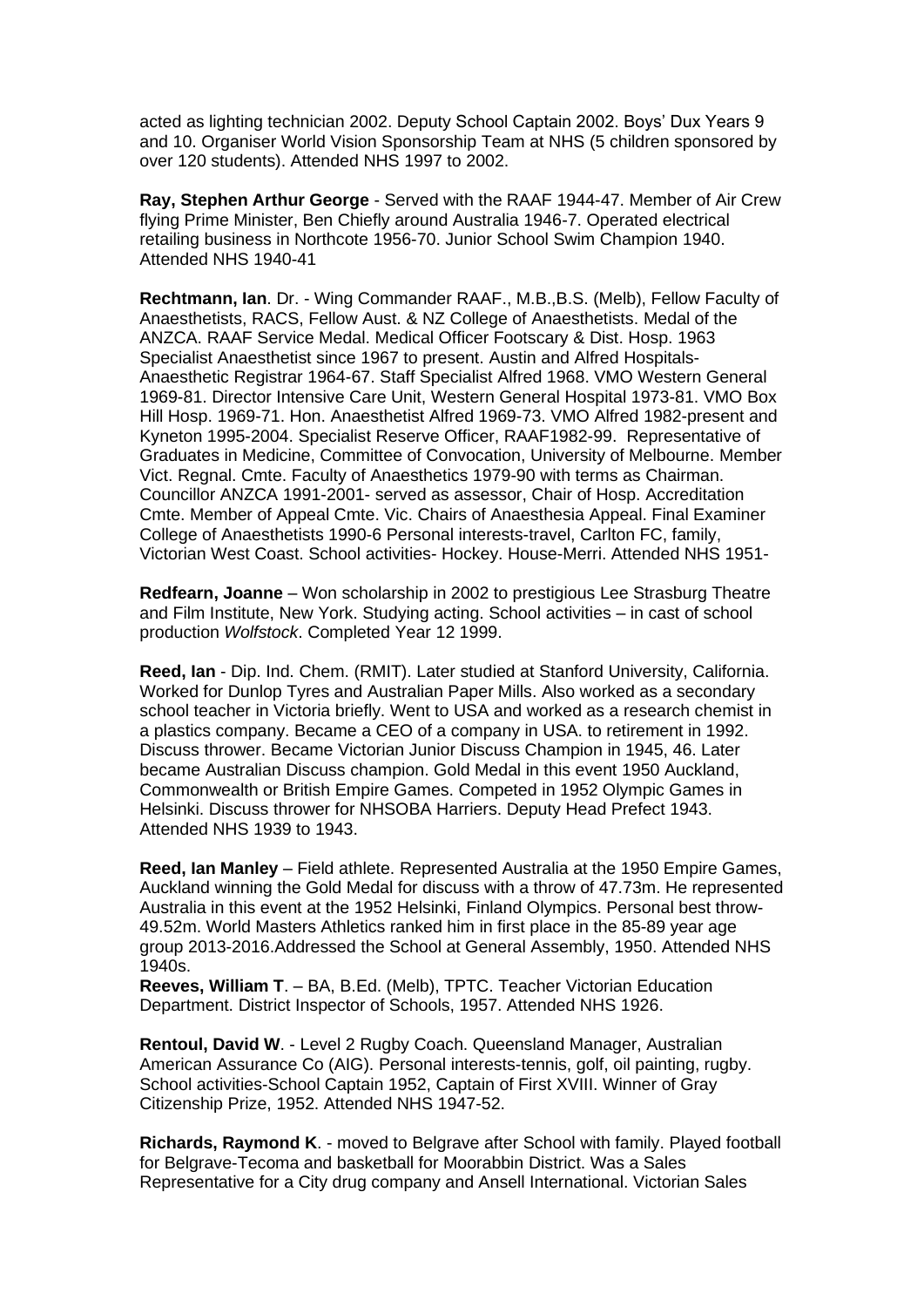acted as lighting technician 2002. Deputy School Captain 2002. Boys' Dux Years 9 and 10. Organiser World Vision Sponsorship Team at NHS (5 children sponsored by over 120 students). Attended NHS 1997 to 2002.

**Ray, Stephen Arthur George** - Served with the RAAF 1944-47. Member of Air Crew flying Prime Minister, Ben Chiefly around Australia 1946-7. Operated electrical retailing business in Northcote 1956-70. Junior School Swim Champion 1940. Attended NHS 1940-41

**Rechtmann, Ian**. Dr. - Wing Commander RAAF., M.B.,B.S. (Melb), Fellow Faculty of Anaesthetists, RACS, Fellow Aust. & NZ College of Anaesthetists. Medal of the ANZCA. RAAF Service Medal. Medical Officer Footscary & Dist. Hosp. 1963 Specialist Anaesthetist since 1967 to present. Austin and Alfred Hospitals- Anaesthetic Registrar 1964-67. Staff Specialist Alfred 1968. VMO Western General 1969-81. Director Intensive Care Unit, Western General Hospital 1973-81. VMO Box Hill Hosp. 1969-71. Hon. Anaesthetist Alfred 1969-73. VMO Alfred 1982-present and Kyneton 1995-2004. Specialist Reserve Officer, RAAF1982-99. Representative of Graduates in Medicine, Committee of Convocation, University of Melbourne. Member Vict. Regnal. Cmte. Faculty of Anaesthetics 1979-90 with terms as Chairman. Councillor ANZCA 1991-2001- served as assessor, Chair of Hosp. Accreditation Cmte. Member of Appeal Cmte. Vic. Chairs of Anaesthesia Appeal. Final Examiner College of Anaesthetists 1990-6 Personal interests-travel, Carlton FC, family, Victorian West Coast. School activities- Hockey. House-Merri. Attended NHS 1951-

**Redfearn, Joanne** – Won scholarship in 2002 to prestigious Lee Strasburg Theatre and Film Institute, New York. Studying acting. School activities – in cast of school production *Wolfstock*. Completed Year 12 1999.

**Reed, Ian** - Dip. Ind. Chem. (RMIT). Later studied at Stanford University, California. Worked for Dunlop Tyres and Australian Paper Mills. Also worked as a secondary school teacher in Victoria briefly. Went to USA and worked as a research chemist in a plastics company. Became a CEO of a company in USA. to retirement in 1992. Discuss thrower. Became Victorian Junior Discuss Champion in 1945, 46. Later became Australian Discuss champion. Gold Medal in this event 1950 Auckland, Commonwealth or British Empire Games. Competed in 1952 Olympic Games in Helsinki. Discuss thrower for NHSOBA Harriers. Deputy Head Prefect 1943. Attended NHS 1939 to 1943.

**Reed, Ian Manley** – Field athlete. Represented Australia at the 1950 Empire Games, Auckland winning the Gold Medal for discuss with a throw of 47.73m. He represented Australia in this event at the 1952 Helsinki, Finland Olympics. Personal best throw- 49.52m. World Masters Athletics ranked him in first place in the 85-89 year age group 2013-2016.Addressed the School at General Assembly, 1950. Attended NHS 1940s.

**Reeves, William T**. – BA, B.Ed. (Melb), TPTC. Teacher Victorian Education Department. District Inspector of Schools, 1957. Attended NHS 1926.

**Rentoul, David W**. - Level 2 Rugby Coach. Queensland Manager, Australian American Assurance Co (AIG). Personal interests-tennis, golf, oil painting, rugby. School activities-School Captain 1952, Captain of First XVIII. Winner of Gray Citizenship Prize, 1952. Attended NHS 1947-52.

**Richards, Raymond K**. - moved to Belgrave after School with family. Played football for Belgrave-Tecoma and basketball for Moorabbin District. Was a Sales Representative for a City drug company and Ansell International. Victorian Sales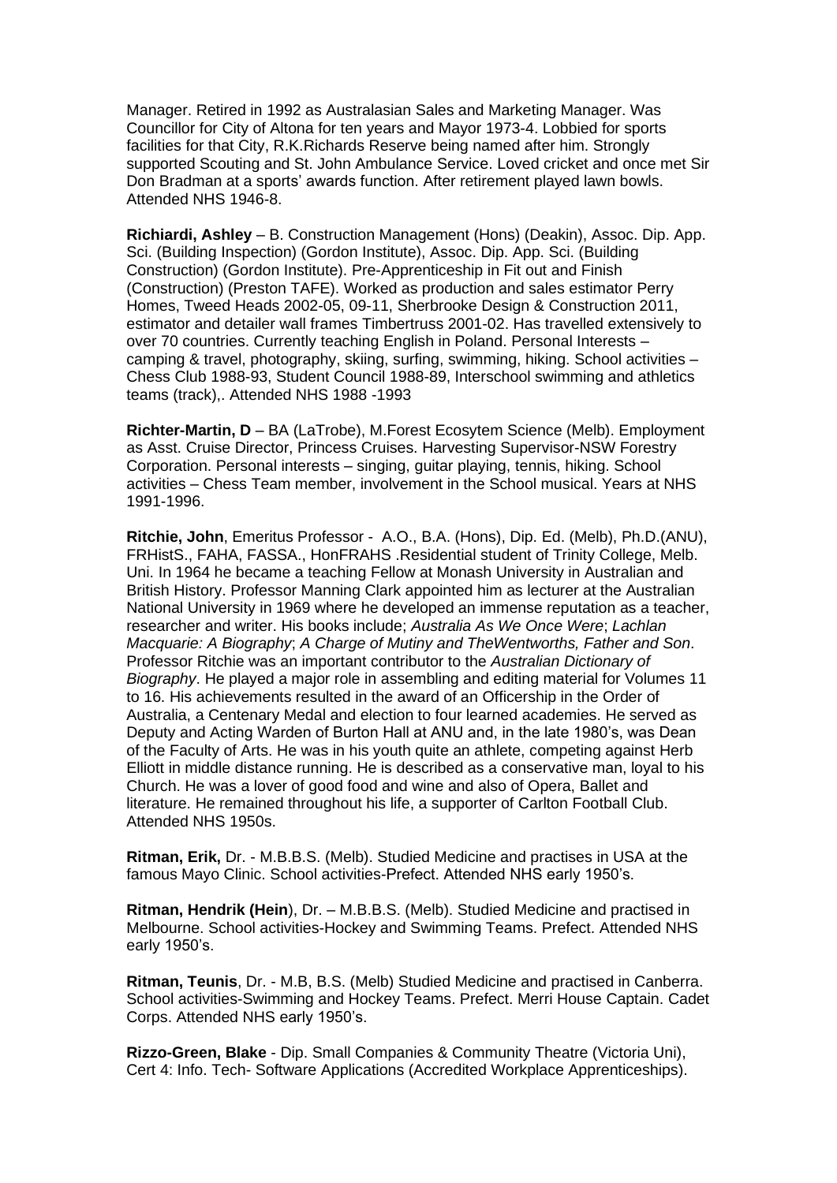Manager. Retired in 1992 as Australasian Sales and Marketing Manager. Was Councillor for City of Altona for ten years and Mayor 1973-4. Lobbied for sports facilities for that City, R.K.Richards Reserve being named after him. Strongly supported Scouting and St. John Ambulance Service. Loved cricket and once met Sir Don Bradman at a sports' awards function. After retirement played lawn bowls. Attended NHS 1946-8.

**Richiardi, Ashley** – B. Construction Management (Hons) (Deakin), Assoc. Dip. App. Sci. (Building Inspection) (Gordon Institute), Assoc. Dip. App. Sci. (Building Construction) (Gordon Institute). Pre-Apprenticeship in Fit out and Finish (Construction) (Preston TAFE). Worked as production and sales estimator Perry Homes, Tweed Heads 2002-05, 09-11, Sherbrooke Design & Construction 2011, estimator and detailer wall frames Timbertruss 2001-02. Has travelled extensively to over 70 countries. Currently teaching English in Poland. Personal Interests – camping & travel, photography, skiing, surfing, swimming, hiking. School activities – Chess Club 1988-93, Student Council 1988-89, Interschool swimming and athletics teams (track),. Attended NHS 1988 -1993

**Richter-Martin, D** – BA (LaTrobe), M.Forest Ecosytem Science (Melb). Employment as Asst. Cruise Director, Princess Cruises. Harvesting Supervisor-NSW Forestry Corporation. Personal interests – singing, guitar playing, tennis, hiking. School activities – Chess Team member, involvement in the School musical. Years at NHS 1991-1996.

**Ritchie, John**, Emeritus Professor - A.O., B.A. (Hons), Dip. Ed. (Melb), Ph.D.(ANU), FRHistS., FAHA, FASSA., HonFRAHS .Residential student of Trinity College, Melb. Uni. In 1964 he became a teaching Fellow at Monash University in Australian and British History. Professor Manning Clark appointed him as lecturer at the Australian National University in 1969 where he developed an immense reputation as a teacher, researcher and writer. His books include; *Australia As We Once Were*; *Lachlan Macquarie: A Biography*; *A Charge of Mutiny and TheWentworths, Father and Son*. Professor Ritchie was an important contributor to the *Australian Dictionary of Biography*. He played a major role in assembling and editing material for Volumes 11 to 16. His achievements resulted in the award of an Officership in the Order of Australia, a Centenary Medal and election to four learned academies. He served as Deputy and Acting Warden of Burton Hall at ANU and, in the late 1980's, was Dean of the Faculty of Arts. He was in his youth quite an athlete, competing against Herb Elliott in middle distance running. He is described as a conservative man, loyal to his Church. He was a lover of good food and wine and also of Opera, Ballet and literature. He remained throughout his life, a supporter of Carlton Football Club. Attended NHS 1950s.

**Ritman, Erik,** Dr. - M.B.B.S. (Melb). Studied Medicine and practises in USA at the famous Mayo Clinic. School activities-Prefect. Attended NHS early 1950's.

**Ritman, Hendrik (Hein**), Dr. – M.B.B.S. (Melb). Studied Medicine and practised in Melbourne. School activities-Hockey and Swimming Teams. Prefect. Attended NHS early 1950's.

**Ritman, Teunis**, Dr. - M.B, B.S. (Melb) Studied Medicine and practised in Canberra. School activities-Swimming and Hockey Teams. Prefect. Merri House Captain. Cadet Corps. Attended NHS early 1950's.

**Rizzo-Green, Blake** - Dip. Small Companies & Community Theatre (Victoria Uni), Cert 4: Info. Tech- Software Applications (Accredited Workplace Apprenticeships).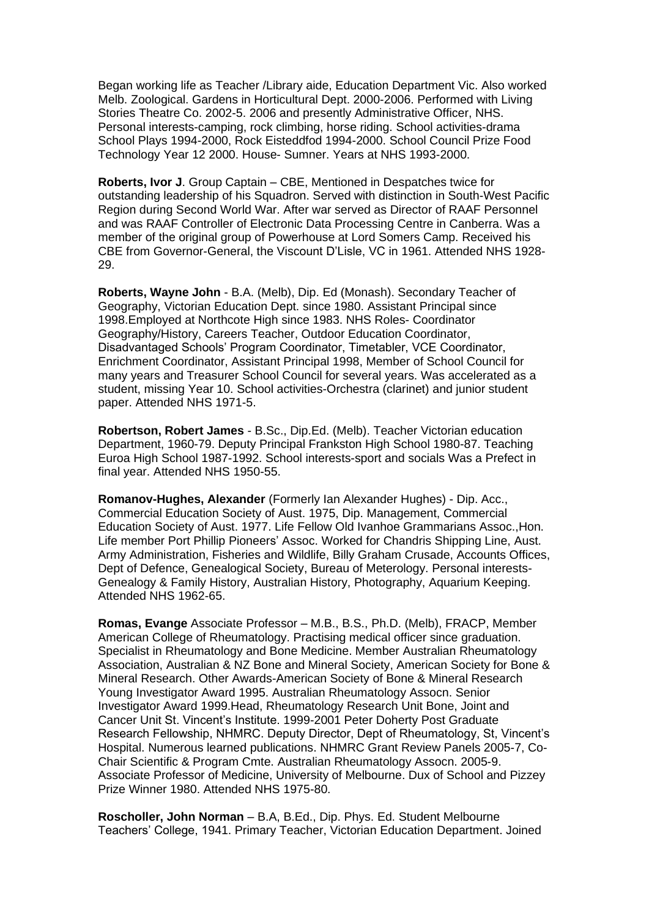Began working life as Teacher /Library aide, Education Department Vic. Also worked Melb. Zoological. Gardens in Horticultural Dept. 2000-2006. Performed with Living Stories Theatre Co. 2002-5. 2006 and presently Administrative Officer, NHS. Personal interests-camping, rock climbing, horse riding. School activities-drama School Plays 1994-2000, Rock Eisteddfod 1994-2000. School Council Prize Food Technology Year 12 2000. House- Sumner. Years at NHS 1993-2000.

**Roberts, Ivor J**. Group Captain – CBE, Mentioned in Despatches twice for outstanding leadership of his Squadron. Served with distinction in South-West Pacific Region during Second World War. After war served as Director of RAAF Personnel and was RAAF Controller of Electronic Data Processing Centre in Canberra. Was a member of the original group of Powerhouse at Lord Somers Camp. Received his CBE from Governor-General, the Viscount D'Lisle, VC in 1961. Attended NHS 1928-29.

**Roberts, Wayne John** - B.A. (Melb), Dip. Ed (Monash). Secondary Teacher of Geography, Victorian Education Dept. since 1980. Assistant Principal since 1998.Employed at Northcote High since 1983. NHS Roles- Coordinator Geography/History, Careers Teacher, Outdoor Education Coordinator, Disadvantaged Schools' Program Coordinator, Timetabler, VCE Coordinator, Enrichment Coordinator, Assistant Principal 1998, Member of School Council for many years and Treasurer School Council for several years. Was accelerated as a student, missing Year 10. School activities-Orchestra (clarinet) and junior student paper. Attended NHS 1971-5.

**Robertson, Robert James** - B.Sc., Dip.Ed. (Melb). Teacher Victorian education Department, 1960-79. Deputy Principal Frankston High School 1980-87. Teaching Euroa High School 1987-1992. School interests-sport and socials Was a Prefect in final year. Attended NHS 1950-55.

**Romanov-Hughes, Alexander** (Formerly Ian Alexander Hughes) - Dip. Acc., Commercial Education Society of Aust. 1975, Dip. Management, Commercial Education Society of Aust. 1977. Life Fellow Old Ivanhoe Grammarians Assoc.,Hon. Life member Port Phillip Pioneers' Assoc. Worked for Chandris Shipping Line, Aust. Army Administration, Fisheries and Wildlife, Billy Graham Crusade, Accounts Offices, Dept of Defence, Genealogical Society, Bureau of Meterology. Personal interests-Genealogy & Family History, Australian History, Photography, Aquarium Keeping. Attended NHS 1962-65.

**Romas, Evange** Associate Professor – M.B., B.S., Ph.D. (Melb), FRACP, Member American College of Rheumatology. Practising medical officer since graduation. Specialist in Rheumatology and Bone Medicine. Member Australian Rheumatology Association, Australian & NZ Bone and Mineral Society, American Society for Bone & Mineral Research. Other Awards-American Society of Bone & Mineral Research Young Investigator Award 1995. Australian Rheumatology Assocn. Senior Investigator Award 1999.Head, Rheumatology Research Unit Bone, Joint and Cancer Unit St. Vincent's Institute. 1999-2001 Peter Doherty Post Graduate Research Fellowship, NHMRC. Deputy Director, Dept of Rheumatology, St, Vincent's Hospital. Numerous learned publications. NHMRC Grant Review Panels 2005-7, Co-Chair Scientific & Program Cmte. Australian Rheumatology Assocn. 2005-9. Associate Professor of Medicine, University of Melbourne. Dux of School and Pizzey Prize Winner 1980. Attended NHS 1975-80.

**Roscholler, John Norman** – B.A, B.Ed., Dip. Phys. Ed. Student Melbourne Teachers' College, 1941. Primary Teacher, Victorian Education Department. Joined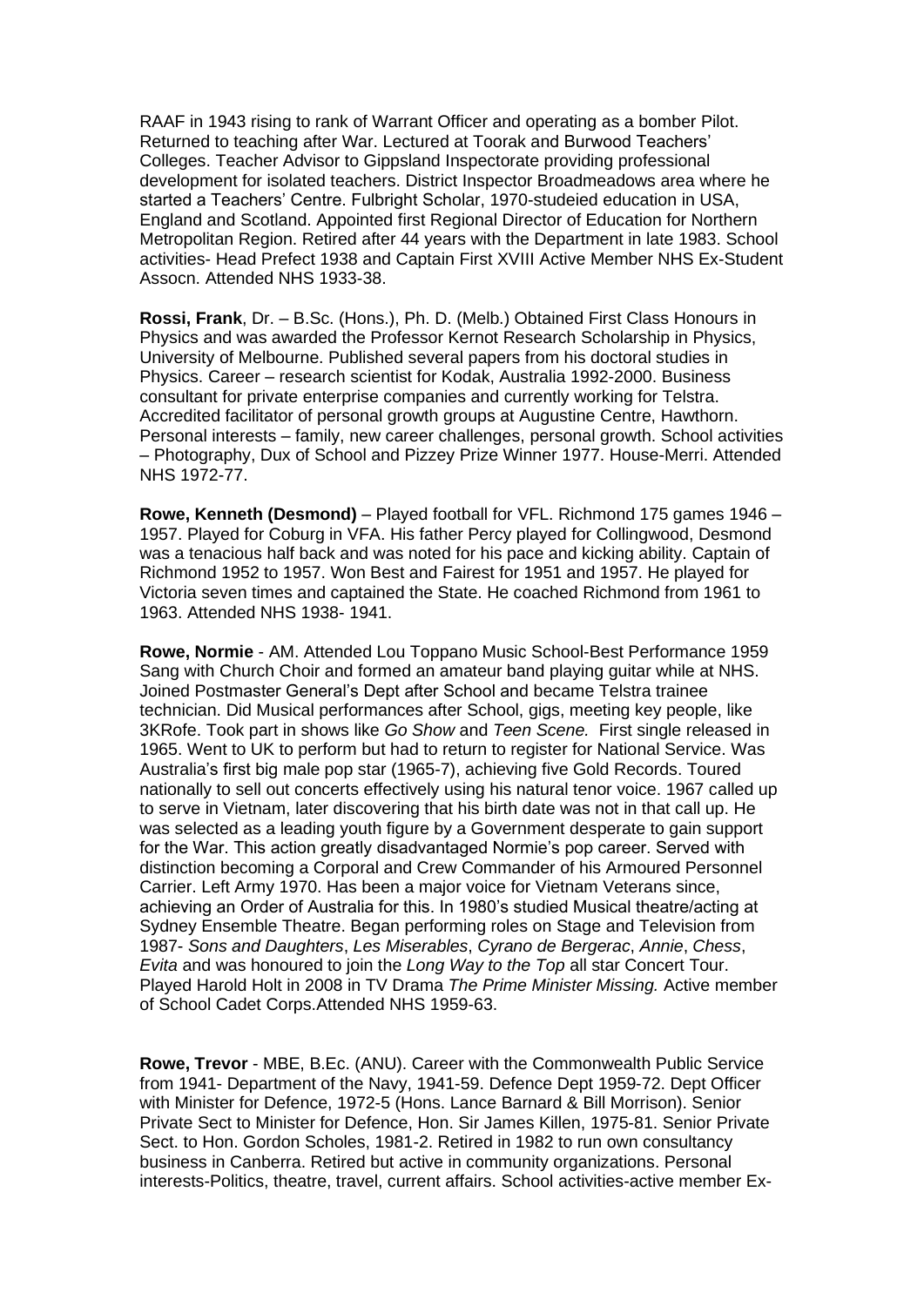RAAF in 1943 rising to rank of Warrant Officer and operating as a bomber Pilot. Returned to teaching after War. Lectured at Toorak and Burwood Teachers' Colleges. Teacher Advisor to Gippsland Inspectorate providing professional development for isolated teachers. District Inspector Broadmeadows area where he started a Teachers' Centre. Fulbright Scholar, 1970-studeied education in USA, England and Scotland. Appointed first Regional Director of Education for Northern Metropolitan Region. Retired after 44 years with the Department in late 1983. School activities- Head Prefect 1938 and Captain First XVIII Active Member NHS Ex-Student Assocn. Attended NHS 1933-38.

**Rossi, Frank**, Dr. – B.Sc. (Hons.), Ph. D. (Melb.) Obtained First Class Honours in Physics and was awarded the Professor Kernot Research Scholarship in Physics, University of Melbourne. Published several papers from his doctoral studies in Physics. Career – research scientist for Kodak, Australia 1992-2000. Business consultant for private enterprise companies and currently working for Telstra. Accredited facilitator of personal growth groups at Augustine Centre, Hawthorn. Personal interests – family, new career challenges, personal growth. School activities – Photography, Dux of School and Pizzey Prize Winner 1977. House-Merri. Attended NHS 1972-77.

**Rowe, Kenneth (Desmond)** – Played football for VFL. Richmond 175 games 1946 – 1957. Played for Coburg in VFA. His father Percy played for Collingwood, Desmond was a tenacious half back and was noted for his pace and kicking ability. Captain of Richmond 1952 to 1957. Won Best and Fairest for 1951 and 1957. He played for Victoria seven times and captained the State. He coached Richmond from 1961 to 1963. Attended NHS 1938- 1941.

**Rowe, Normie** - AM. Attended Lou Toppano Music School-Best Performance 1959 Sang with Church Choir and formed an amateur band playing guitar while at NHS. Joined Postmaster General's Dept after School and became Telstra trainee technician. Did Musical performances after School, gigs, meeting key people, like 3KRofe. Took part in shows like *Go Show* and *Teen Scene.* First single released in 1965. Went to UK to perform but had to return to register for National Service. Was Australia's first big male pop star (1965-7), achieving five Gold Records. Toured nationally to sell out concerts effectively using his natural tenor voice. 1967 called up to serve in Vietnam, later discovering that his birth date was not in that call up. He was selected as a leading youth figure by a Government desperate to gain support for the War. This action greatly disadvantaged Normie's pop career. Served with distinction becoming a Corporal and Crew Commander of his Armoured Personnel Carrier. Left Army 1970. Has been a major voice for Vietnam Veterans since, achieving an Order of Australia for this. In 1980's studied Musical theatre/acting at Sydney Ensemble Theatre. Began performing roles on Stage and Television from 1987- *Sons and Daughters*, *Les Miserables*, *Cyrano de Bergerac*, *Annie*, *Chess*, *Evita* and was honoured to join the *Long Way to the Top* all star Concert Tour. Played Harold Holt in 2008 in TV Drama *The Prime Minister Missing.* Active member of School Cadet Corps.Attended NHS 1959-63.

**Rowe, Trevor** - MBE, B.Ec. (ANU). Career with the Commonwealth Public Service from 1941- Department of the Navy, 1941-59. Defence Dept 1959-72. Dept Officer with Minister for Defence, 1972-5 (Hons. Lance Barnard & Bill Morrison). Senior Private Sect to Minister for Defence, Hon. Sir James Killen, 1975-81. Senior Private Sect. to Hon. Gordon Scholes, 1981-2. Retired in 1982 to run own consultancy business in Canberra. Retired but active in community organizations. Personal interests-Politics, theatre, travel, current affairs. School activities-active member Ex-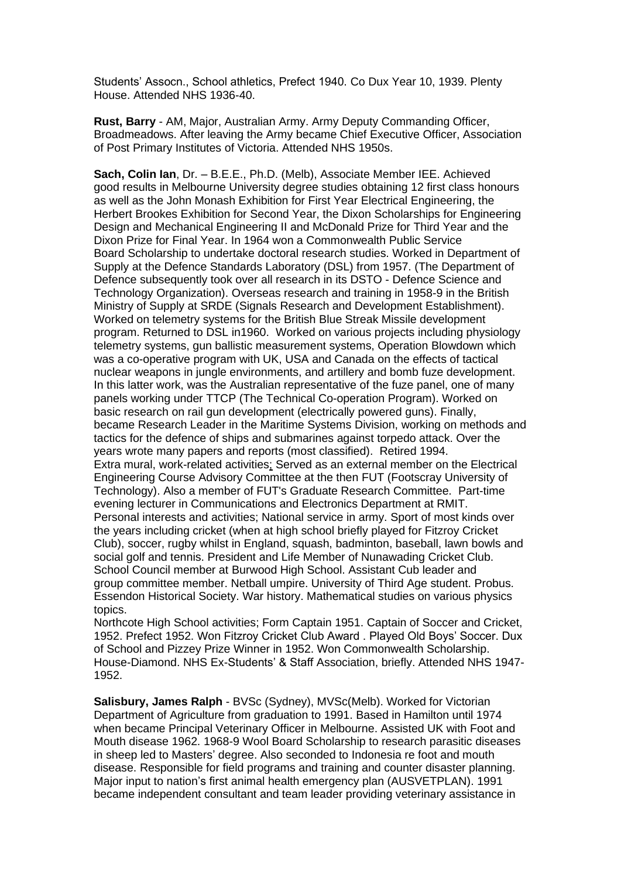Students' Assocn., School athletics, Prefect 1940. Co Dux Year 10, 1939. Plenty House. Attended NHS 1936-40.

**Rust, Barry** - AM, Major, Australian Army. Army Deputy Commanding Officer, Broadmeadows. After leaving the Army became Chief Executive Officer, Association of Post Primary Institutes of Victoria. Attended NHS 1950s.

**Sach, Colin Ian**, Dr. – B.E.E., Ph.D. (Melb), Associate Member IEE. Achieved good results in Melbourne University degree studies obtaining 12 first class honours as well as the John Monash Exhibition for First Year Electrical Engineering, the Herbert Brookes Exhibition for Second Year, the Dixon Scholarships for Engineering Design and Mechanical Engineering II and McDonald Prize for Third Year and the Dixon Prize for Final Year. In 1964 won a Commonwealth Public Service Board Scholarship to undertake doctoral research studies. Worked in Department of Supply at the Defence Standards Laboratory (DSL) from 1957. (The Department of Defence subsequently took over all research in its DSTO - Defence Science and Technology Organization). Overseas research and training in 1958-9 in the British Ministry of Supply at SRDE (Signals Research and Development Establishment). Worked on telemetry systems for the British Blue Streak Missile development program. Returned to DSL in1960. Worked on various projects including physiology telemetry systems, gun ballistic measurement systems, Operation Blowdown which was a co-operative program with UK, USA and Canada on the effects of tactical nuclear weapons in jungle environments, and artillery and bomb fuze development. In this latter work, was the Australian representative of the fuze panel, one of many panels working under TTCP (The Technical Co-operation Program). Worked on basic research on rail gun development (electrically powered guns). Finally, became Research Leader in the Maritime Systems Division, working on methods and tactics for the defence of ships and submarines against torpedo attack. Over the years wrote many papers and reports (most classified). Retired 1994.
Extra mural, work-related activities; Served as an external member on the Electrical Engineering Course Advisory Committee at the then FUT (Footscray University of Technology). Also a member of FUT's Graduate Research Committee. Part-time evening lecturer in Communications and Electronics Department at RMIT.
Personal interests and activities; National service in army. Sport of most kinds over the years including cricket (when at high school briefly played for Fitzroy Cricket Club), soccer, rugby whilst in England, squash, badminton, baseball, lawn bowls and social golf and tennis. President and Life Member of Nunawading Cricket Club. School Council member at Burwood High School. Assistant Cub leader and group committee member. Netball umpire. University of Third Age student. Probus. Essendon Historical Society. War history. Mathematical studies on various physics topics.
Northcote High School activities; Form Captain 1951. Captain of Soccer and Cricket, 1952. Prefect 1952. Won Fitzroy Cricket Club Award . Played Old Boys' Soccer. Dux of School and Pizzey Prize Winner in 1952. Won Commonwealth Scholarship. House-Diamond. NHS Ex-Students' & Staff Association, briefly. Attended NHS 1947-1952.

**Salisbury, James Ralph** - BVSc (Sydney), MVSc(Melb). Worked for Victorian Department of Agriculture from graduation to 1991. Based in Hamilton until 1974 when became Principal Veterinary Officer in Melbourne. Assisted UK with Foot and Mouth disease 1962. 1968-9 Wool Board Scholarship to research parasitic diseases in sheep led to Masters' degree. Also seconded to Indonesia re foot and mouth disease. Responsible for field programs and training and counter disaster planning. Major input to nation's first animal health emergency plan (AUSVETPLAN). 1991 became independent consultant and team leader providing veterinary assistance in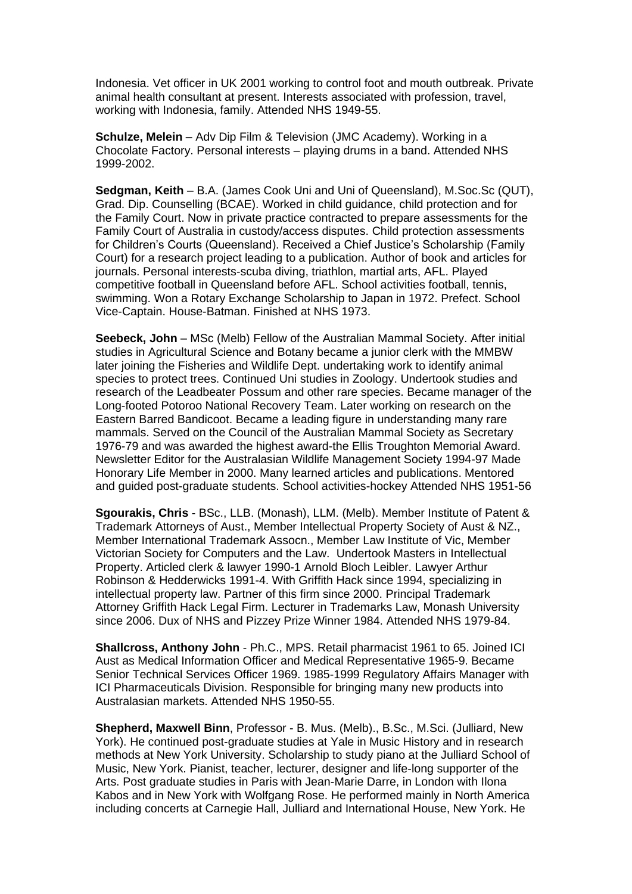Indonesia. Vet officer in UK 2001 working to control foot and mouth outbreak. Private animal health consultant at present. Interests associated with profession, travel, working with Indonesia, family. Attended NHS 1949-55.

**Schulze, Melein** – Adv Dip Film & Television (JMC Academy). Working in a Chocolate Factory. Personal interests – playing drums in a band. Attended NHS 1999-2002.

**Sedgman, Keith** – B.A. (James Cook Uni and Uni of Queensland), M.Soc.Sc (QUT), Grad. Dip. Counselling (BCAE). Worked in child guidance, child protection and for the Family Court. Now in private practice contracted to prepare assessments for the Family Court of Australia in custody/access disputes. Child protection assessments for Children's Courts (Queensland). Received a Chief Justice's Scholarship (Family Court) for a research project leading to a publication. Author of book and articles for journals. Personal interests-scuba diving, triathlon, martial arts, AFL. Played competitive football in Queensland before AFL. School activities football, tennis, swimming. Won a Rotary Exchange Scholarship to Japan in 1972. Prefect. School Vice-Captain. House-Batman. Finished at NHS 1973.

**Seebeck, John** – MSc (Melb) Fellow of the Australian Mammal Society. After initial studies in Agricultural Science and Botany became a junior clerk with the MMBW later joining the Fisheries and Wildlife Dept. undertaking work to identify animal species to protect trees. Continued Uni studies in Zoology. Undertook studies and research of the Leadbeater Possum and other rare species. Became manager of the Long-footed Potoroo National Recovery Team. Later working on research on the Eastern Barred Bandicoot. Became a leading figure in understanding many rare mammals. Served on the Council of the Australian Mammal Society as Secretary 1976-79 and was awarded the highest award-the Ellis Troughton Memorial Award. Newsletter Editor for the Australasian Wildlife Management Society 1994-97 Made Honorary Life Member in 2000. Many learned articles and publications. Mentored and guided post-graduate students. School activities-hockey Attended NHS 1951-56

**Sgourakis, Chris** - BSc., LLB. (Monash), LLM. (Melb). Member Institute of Patent & Trademark Attorneys of Aust., Member Intellectual Property Society of Aust & NZ., Member International Trademark Assocn., Member Law Institute of Vic, Member Victorian Society for Computers and the Law. Undertook Masters in Intellectual Property. Articled clerk & lawyer 1990-1 Arnold Bloch Leibler. Lawyer Arthur Robinson & Hedderwicks 1991-4. With Griffith Hack since 1994, specializing in intellectual property law. Partner of this firm since 2000. Principal Trademark Attorney Griffith Hack Legal Firm. Lecturer in Trademarks Law, Monash University since 2006. Dux of NHS and Pizzey Prize Winner 1984. Attended NHS 1979-84.

**Shallcross, Anthony John** - Ph.C., MPS. Retail pharmacist 1961 to 65. Joined ICI Aust as Medical Information Officer and Medical Representative 1965-9. Became Senior Technical Services Officer 1969. 1985-1999 Regulatory Affairs Manager with ICI Pharmaceuticals Division. Responsible for bringing many new products into Australasian markets. Attended NHS 1950-55.

**Shepherd, Maxwell Binn**, Professor - B. Mus. (Melb)., B.Sc., M.Sci. (Julliard, New York). He continued post-graduate studies at Yale in Music History and in research methods at New York University. Scholarship to study piano at the Julliard School of Music, New York. Pianist, teacher, lecturer, designer and life-long supporter of the Arts. Post graduate studies in Paris with Jean-Marie Darre, in London with Ilona Kabos and in New York with Wolfgang Rose. He performed mainly in North America including concerts at Carnegie Hall, Julliard and International House, New York. He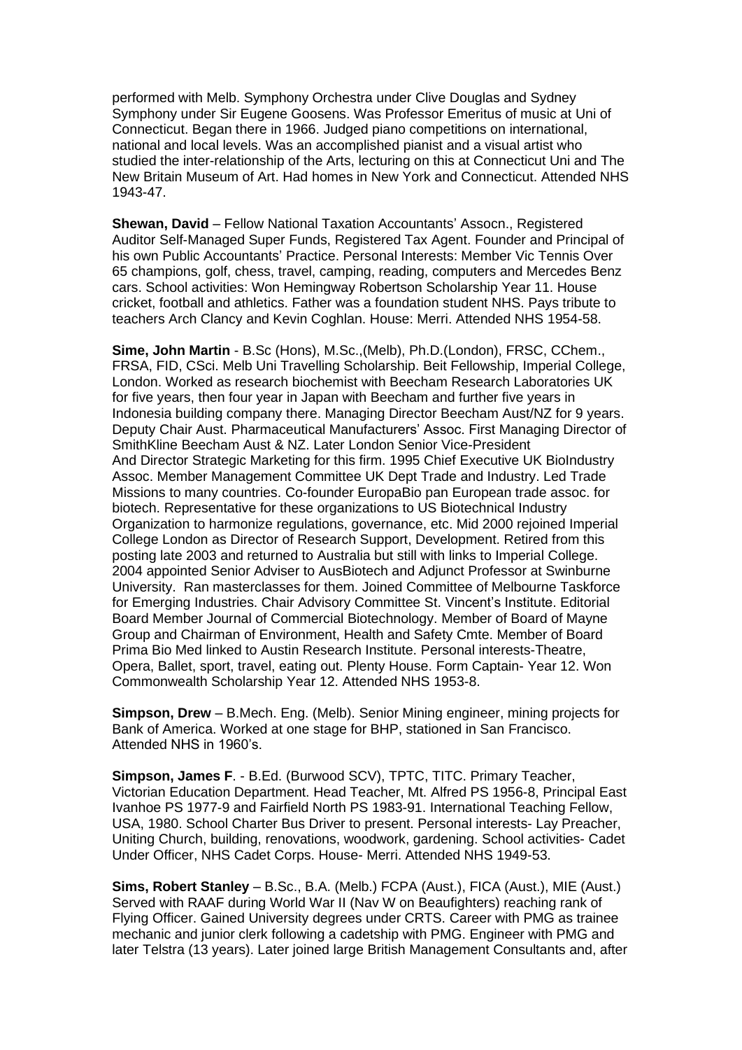performed with Melb. Symphony Orchestra under Clive Douglas and Sydney Symphony under Sir Eugene Goosens. Was Professor Emeritus of music at Uni of Connecticut. Began there in 1966. Judged piano competitions on international, national and local levels. Was an accomplished pianist and a visual artist who studied the inter-relationship of the Arts, lecturing on this at Connecticut Uni and The New Britain Museum of Art. Had homes in New York and Connecticut. Attended NHS 1943-47.

**Shewan, David** – Fellow National Taxation Accountants' Assocn., Registered Auditor Self-Managed Super Funds, Registered Tax Agent. Founder and Principal of his own Public Accountants' Practice. Personal Interests: Member Vic Tennis Over 65 champions, golf, chess, travel, camping, reading, computers and Mercedes Benz cars. School activities: Won Hemingway Robertson Scholarship Year 11. House cricket, football and athletics. Father was a foundation student NHS. Pays tribute to teachers Arch Clancy and Kevin Coghlan. House: Merri. Attended NHS 1954-58.

**Sime, John Martin** - B.Sc (Hons), M.Sc.,(Melb), Ph.D.(London), FRSC, CChem., FRSA, FID, CSci. Melb Uni Travelling Scholarship. Beit Fellowship, Imperial College, London. Worked as research biochemist with Beecham Research Laboratories UK for five years, then four year in Japan with Beecham and further five years in Indonesia building company there. Managing Director Beecham Aust/NZ for 9 years. Deputy Chair Aust. Pharmaceutical Manufacturers' Assoc. First Managing Director of SmithKline Beecham Aust & NZ. Later London Senior Vice-President And Director Strategic Marketing for this firm. 1995 Chief Executive UK BioIndustry Assoc. Member Management Committee UK Dept Trade and Industry. Led Trade Missions to many countries. Co-founder EuropaBio pan European trade assoc. for biotech. Representative for these organizations to US Biotechnical Industry Organization to harmonize regulations, governance, etc. Mid 2000 rejoined Imperial College London as Director of Research Support, Development. Retired from this posting late 2003 and returned to Australia but still with links to Imperial College. 2004 appointed Senior Adviser to AusBiotech and Adjunct Professor at Swinburne University. Ran masterclasses for them. Joined Committee of Melbourne Taskforce for Emerging Industries. Chair Advisory Committee St. Vincent's Institute. Editorial Board Member Journal of Commercial Biotechnology. Member of Board of Mayne Group and Chairman of Environment, Health and Safety Cmte. Member of Board Prima Bio Med linked to Austin Research Institute. Personal interests-Theatre, Opera, Ballet, sport, travel, eating out. Plenty House. Form Captain- Year 12. Won Commonwealth Scholarship Year 12. Attended NHS 1953-8.

**Simpson, Drew** – B.Mech. Eng. (Melb). Senior Mining engineer, mining projects for Bank of America. Worked at one stage for BHP, stationed in San Francisco. Attended NHS in 1960's.

**Simpson, James F**. - B.Ed. (Burwood SCV), TPTC, TITC. Primary Teacher, Victorian Education Department. Head Teacher, Mt. Alfred PS 1956-8, Principal East Ivanhoe PS 1977-9 and Fairfield North PS 1983-91. International Teaching Fellow, USA, 1980. School Charter Bus Driver to present. Personal interests- Lay Preacher, Uniting Church, building, renovations, woodwork, gardening. School activities- Cadet Under Officer, NHS Cadet Corps. House- Merri. Attended NHS 1949-53.

**Sims, Robert Stanley** – B.Sc., B.A. (Melb.) FCPA (Aust.), FICA (Aust.), MIE (Aust.) Served with RAAF during World War II (Nav W on Beaufighters) reaching rank of Flying Officer. Gained University degrees under CRTS. Career with PMG as trainee mechanic and junior clerk following a cadetship with PMG. Engineer with PMG and later Telstra (13 years). Later joined large British Management Consultants and, after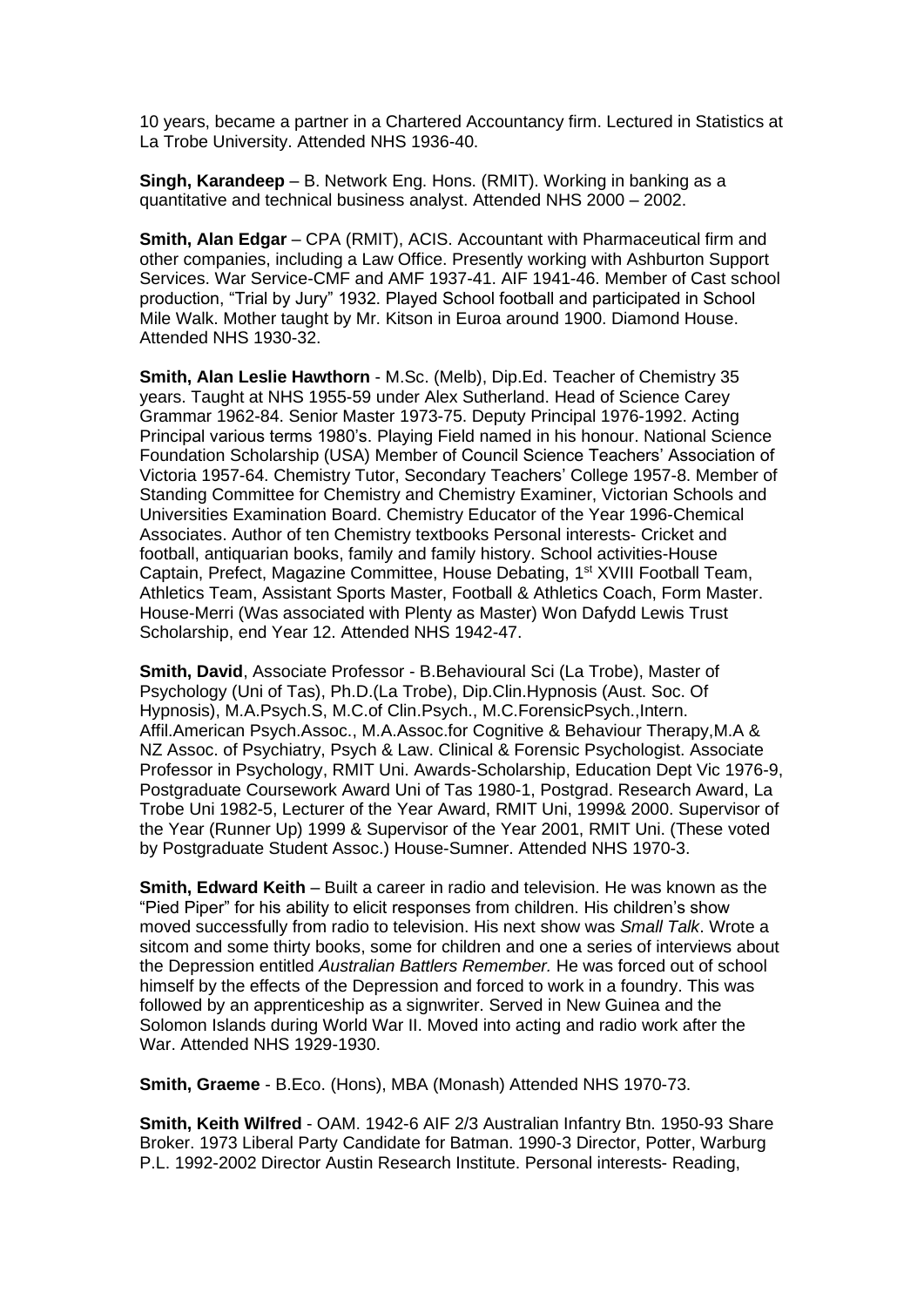10 years, became a partner in a Chartered Accountancy firm. Lectured in Statistics at La Trobe University. Attended NHS 1936-40.

**Singh, Karandeep** – B. Network Eng. Hons. (RMIT). Working in banking as a quantitative and technical business analyst. Attended NHS 2000 – 2002.

**Smith, Alan Edgar** – CPA (RMIT), ACIS. Accountant with Pharmaceutical firm and other companies, including a Law Office. Presently working with Ashburton Support Services. War Service-CMF and AMF 1937-41. AIF 1941-46. Member of Cast school production, "Trial by Jury" 1932. Played School football and participated in School Mile Walk. Mother taught by Mr. Kitson in Euroa around 1900. Diamond House. Attended NHS 1930-32.

**Smith, Alan Leslie Hawthorn** - M.Sc. (Melb), Dip.Ed. Teacher of Chemistry 35 years. Taught at NHS 1955-59 under Alex Sutherland. Head of Science Carey Grammar 1962-84. Senior Master 1973-75. Deputy Principal 1976-1992. Acting Principal various terms 1980's. Playing Field named in his honour. National Science Foundation Scholarship (USA) Member of Council Science Teachers' Association of Victoria 1957-64. Chemistry Tutor, Secondary Teachers' College 1957-8. Member of Standing Committee for Chemistry and Chemistry Examiner, Victorian Schools and Universities Examination Board. Chemistry Educator of the Year 1996-Chemical Associates. Author of ten Chemistry textbooks Personal interests- Cricket and football, antiquarian books, family and family history. School activities-House Captain, Prefect, Magazine Committee, House Debating, 1st XVIII Football Team, Athletics Team, Assistant Sports Master, Football & Athletics Coach, Form Master. House-Merri (Was associated with Plenty as Master) Won Dafydd Lewis Trust Scholarship, end Year 12. Attended NHS 1942-47.

**Smith, David**, Associate Professor - B.Behavioural Sci (La Trobe), Master of Psychology (Uni of Tas), Ph.D.(La Trobe), Dip.Clin.Hypnosis (Aust. Soc. Of Hypnosis), M.A.Psych.S, M.C.of Clin.Psych., M.C.ForensicPsych.,Intern. Affil.American Psych.Assoc., M.A.Assoc.for Cognitive & Behaviour Therapy,M.A & NZ Assoc. of Psychiatry, Psych & Law. Clinical & Forensic Psychologist. Associate Professor in Psychology, RMIT Uni. Awards-Scholarship, Education Dept Vic 1976-9, Postgraduate Coursework Award Uni of Tas 1980-1, Postgrad. Research Award, La Trobe Uni 1982-5, Lecturer of the Year Award, RMIT Uni, 1999& 2000. Supervisor of the Year (Runner Up) 1999 & Supervisor of the Year 2001, RMIT Uni. (These voted by Postgraduate Student Assoc.) House-Sumner. Attended NHS 1970-3.

**Smith, Edward Keith** – Built a career in radio and television. He was known as the "Pied Piper" for his ability to elicit responses from children. His children's show moved successfully from radio to television. His next show was *Small Talk*. Wrote a sitcom and some thirty books, some for children and one a series of interviews about the Depression entitled *Australian Battlers Remember.* He was forced out of school himself by the effects of the Depression and forced to work in a foundry. This was followed by an apprenticeship as a signwriter. Served in New Guinea and the Solomon Islands during World War II. Moved into acting and radio work after the War. Attended NHS 1929-1930.

**Smith, Graeme** - B.Eco. (Hons), MBA (Monash) Attended NHS 1970-73.

**Smith, Keith Wilfred** - OAM. 1942-6 AIF 2/3 Australian Infantry Btn. 1950-93 Share Broker. 1973 Liberal Party Candidate for Batman. 1990-3 Director, Potter, Warburg P.L. 1992-2002 Director Austin Research Institute. Personal interests- Reading,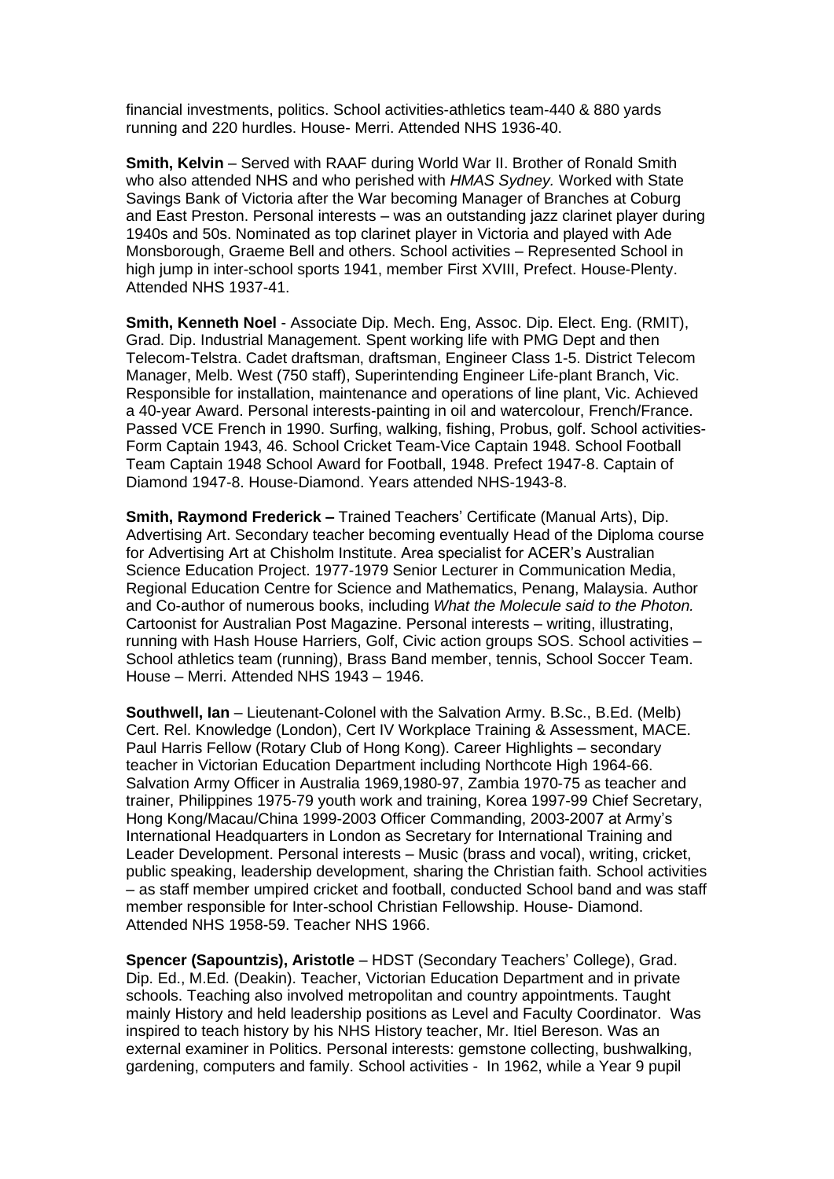financial investments, politics. School activities-athletics team-440 & 880 yards running and 220 hurdles. House- Merri. Attended NHS 1936-40.

**Smith, Kelvin** – Served with RAAF during World War II. Brother of Ronald Smith who also attended NHS and who perished with *HMAS Sydney.* Worked with State Savings Bank of Victoria after the War becoming Manager of Branches at Coburg and East Preston. Personal interests – was an outstanding jazz clarinet player during 1940s and 50s. Nominated as top clarinet player in Victoria and played with Ade Monsborough, Graeme Bell and others. School activities – Represented School in high jump in inter-school sports 1941, member First XVIII, Prefect. House-Plenty. Attended NHS 1937-41.

**Smith, Kenneth Noel** - Associate Dip. Mech. Eng, Assoc. Dip. Elect. Eng. (RMIT), Grad. Dip. Industrial Management. Spent working life with PMG Dept and then Telecom-Telstra. Cadet draftsman, draftsman, Engineer Class 1-5. District Telecom Manager, Melb. West (750 staff), Superintending Engineer Life-plant Branch, Vic. Responsible for installation, maintenance and operations of line plant, Vic. Achieved a 40-year Award. Personal interests-painting in oil and watercolour, French/France. Passed VCE French in 1990. Surfing, walking, fishing, Probus, golf. School activities- Form Captain 1943, 46. School Cricket Team-Vice Captain 1948. School Football Team Captain 1948 School Award for Football, 1948. Prefect 1947-8. Captain of Diamond 1947-8. House-Diamond. Years attended NHS-1943-8.

**Smith, Raymond Frederick –** Trained Teachers' Certificate (Manual Arts), Dip. Advertising Art. Secondary teacher becoming eventually Head of the Diploma course for Advertising Art at Chisholm Institute. Area specialist for ACER's Australian Science Education Project. 1977-1979 Senior Lecturer in Communication Media, Regional Education Centre for Science and Mathematics, Penang, Malaysia. Author and Co-author of numerous books, including *What the Molecule said to the Photon.* Cartoonist for Australian Post Magazine. Personal interests – writing, illustrating, running with Hash House Harriers, Golf, Civic action groups SOS. School activities – School athletics team (running), Brass Band member, tennis, School Soccer Team. House – Merri. Attended NHS 1943 – 1946.

**Southwell, Ian** – Lieutenant-Colonel with the Salvation Army. B.Sc., B.Ed. (Melb) Cert. Rel. Knowledge (London), Cert IV Workplace Training & Assessment, MACE. Paul Harris Fellow (Rotary Club of Hong Kong). Career Highlights – secondary teacher in Victorian Education Department including Northcote High 1964-66. Salvation Army Officer in Australia 1969,1980-97, Zambia 1970-75 as teacher and trainer, Philippines 1975-79 youth work and training, Korea 1997-99 Chief Secretary, Hong Kong/Macau/China 1999-2003 Officer Commanding, 2003-2007 at Army's International Headquarters in London as Secretary for International Training and Leader Development. Personal interests – Music (brass and vocal), writing, cricket, public speaking, leadership development, sharing the Christian faith. School activities – as staff member umpired cricket and football, conducted School band and was staff member responsible for Inter-school Christian Fellowship. House- Diamond. Attended NHS 1958-59. Teacher NHS 1966.

**Spencer (Sapountzis), Aristotle** – HDST (Secondary Teachers' College), Grad. Dip. Ed., M.Ed. (Deakin). Teacher, Victorian Education Department and in private schools. Teaching also involved metropolitan and country appointments. Taught mainly History and held leadership positions as Level and Faculty Coordinator. Was inspired to teach history by his NHS History teacher, Mr. Itiel Bereson. Was an external examiner in Politics. Personal interests: gemstone collecting, bushwalking, gardening, computers and family. School activities - In 1962, while a Year 9 pupil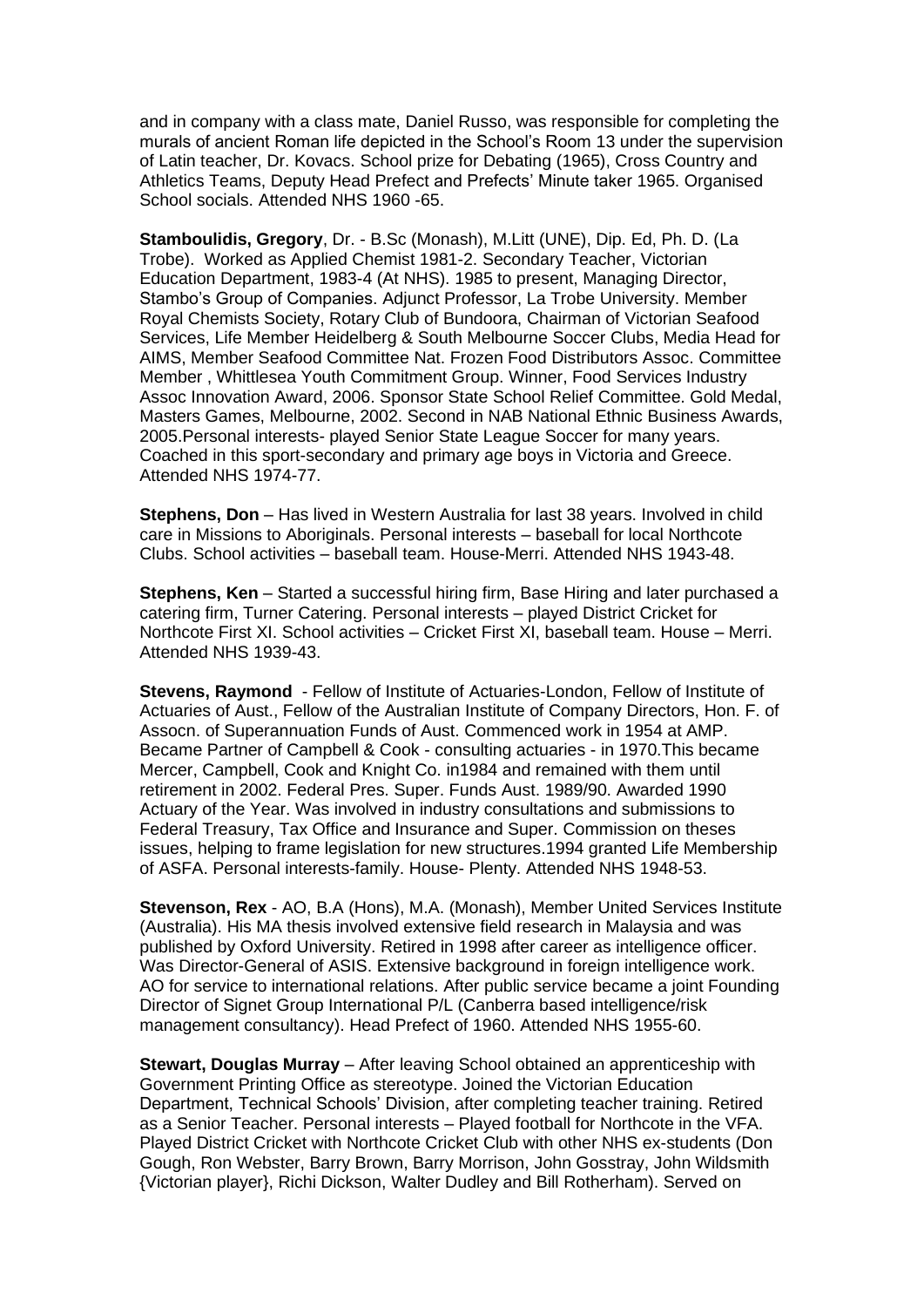and in company with a class mate, Daniel Russo, was responsible for completing the murals of ancient Roman life depicted in the School's Room 13 under the supervision of Latin teacher, Dr. Kovacs. School prize for Debating (1965), Cross Country and Athletics Teams, Deputy Head Prefect and Prefects' Minute taker 1965. Organised School socials. Attended NHS 1960 -65.

**Stamboulidis, Gregory**, Dr. - B.Sc (Monash), M.Litt (UNE), Dip. Ed, Ph. D. (La Trobe). Worked as Applied Chemist 1981-2. Secondary Teacher, Victorian Education Department, 1983-4 (At NHS). 1985 to present, Managing Director, Stambo's Group of Companies. Adjunct Professor, La Trobe University. Member Royal Chemists Society, Rotary Club of Bundoora, Chairman of Victorian Seafood Services, Life Member Heidelberg & South Melbourne Soccer Clubs, Media Head for AIMS, Member Seafood Committee Nat. Frozen Food Distributors Assoc. Committee Member , Whittlesea Youth Commitment Group. Winner, Food Services Industry Assoc Innovation Award, 2006. Sponsor State School Relief Committee. Gold Medal, Masters Games, Melbourne, 2002. Second in NAB National Ethnic Business Awards, 2005.Personal interests- played Senior State League Soccer for many years. Coached in this sport-secondary and primary age boys in Victoria and Greece. Attended NHS 1974-77.

**Stephens, Don** – Has lived in Western Australia for last 38 years. Involved in child care in Missions to Aboriginals. Personal interests – baseball for local Northcote Clubs. School activities – baseball team. House-Merri. Attended NHS 1943-48.

**Stephens, Ken** – Started a successful hiring firm, Base Hiring and later purchased a catering firm, Turner Catering. Personal interests – played District Cricket for Northcote First XI. School activities – Cricket First XI, baseball team. House – Merri. Attended NHS 1939-43.

**Stevens, Raymond** - Fellow of Institute of Actuaries-London, Fellow of Institute of Actuaries of Aust., Fellow of the Australian Institute of Company Directors, Hon. F. of Assocn. of Superannuation Funds of Aust. Commenced work in 1954 at AMP. Became Partner of Campbell & Cook - consulting actuaries - in 1970.This became Mercer, Campbell, Cook and Knight Co. in1984 and remained with them until retirement in 2002. Federal Pres. Super. Funds Aust. 1989/90. Awarded 1990 Actuary of the Year. Was involved in industry consultations and submissions to Federal Treasury, Tax Office and Insurance and Super. Commission on theses issues, helping to frame legislation for new structures.1994 granted Life Membership of ASFA. Personal interests-family. House- Plenty. Attended NHS 1948-53.

**Stevenson, Rex** - AO, B.A (Hons), M.A. (Monash), Member United Services Institute (Australia). His MA thesis involved extensive field research in Malaysia and was published by Oxford University. Retired in 1998 after career as intelligence officer. Was Director-General of ASIS. Extensive background in foreign intelligence work. AO for service to international relations. After public service became a joint Founding Director of Signet Group International P/L (Canberra based intelligence/risk management consultancy). Head Prefect of 1960. Attended NHS 1955-60.

**Stewart, Douglas Murray** – After leaving School obtained an apprenticeship with Government Printing Office as stereotype. Joined the Victorian Education Department, Technical Schools' Division, after completing teacher training. Retired as a Senior Teacher. Personal interests – Played football for Northcote in the VFA. Played District Cricket with Northcote Cricket Club with other NHS ex-students (Don Gough, Ron Webster, Barry Brown, Barry Morrison, John Gosstray, John Wildsmith {Victorian player}, Richi Dickson, Walter Dudley and Bill Rotherham). Served on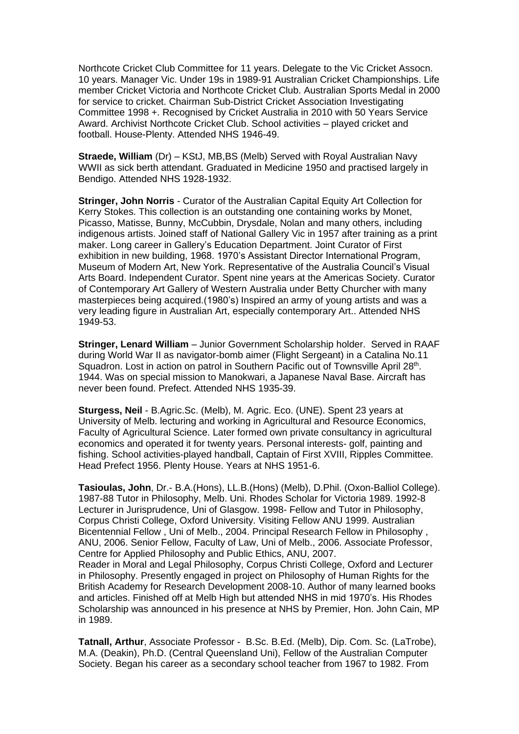Northcote Cricket Club Committee for 11 years. Delegate to the Vic Cricket Assocn. 10 years. Manager Vic. Under 19s in 1989-91 Australian Cricket Championships. Life member Cricket Victoria and Northcote Cricket Club. Australian Sports Medal in 2000 for service to cricket. Chairman Sub-District Cricket Association Investigating Committee 1998 +. Recognised by Cricket Australia in 2010 with 50 Years Service Award. Archivist Northcote Cricket Club. School activities – played cricket and football. House-Plenty. Attended NHS 1946-49.

**Straede, William** (Dr) – KStJ, MB,BS (Melb) Served with Royal Australian Navy WWII as sick berth attendant. Graduated in Medicine 1950 and practised largely in Bendigo. Attended NHS 1928-1932.

**Stringer, John Norris** - Curator of the Australian Capital Equity Art Collection for Kerry Stokes. This collection is an outstanding one containing works by Monet, Picasso, Matisse, Bunny, McCubbin, Drysdale, Nolan and many others, including indigenous artists. Joined staff of National Gallery Vic in 1957 after training as a print maker. Long career in Gallery's Education Department. Joint Curator of First exhibition in new building, 1968. 1970's Assistant Director International Program, Museum of Modern Art, New York. Representative of the Australia Council's Visual Arts Board. Independent Curator. Spent nine years at the Americas Society. Curator of Contemporary Art Gallery of Western Australia under Betty Churcher with many masterpieces being acquired.(1980's) Inspired an army of young artists and was a very leading figure in Australian Art, especially contemporary Art.. Attended NHS 1949-53.

**Stringer, Lenard William** – Junior Government Scholarship holder. Served in RAAF during World War II as navigator-bomb aimer (Flight Sergeant) in a Catalina No.11 Squadron. Lost in action on patrol in Southern Pacific out of Townsville April 28th. 1944. Was on special mission to Manokwari, a Japanese Naval Base. Aircraft has never been found. Prefect. Attended NHS 1935-39.

**Sturgess, Neil** - B.Agric.Sc. (Melb), M. Agric. Eco. (UNE). Spent 23 years at University of Melb. lecturing and working in Agricultural and Resource Economics, Faculty of Agricultural Science. Later formed own private consultancy in agricultural economics and operated it for twenty years. Personal interests- golf, painting and fishing. School activities-played handball, Captain of First XVIII, Ripples Committee. Head Prefect 1956. Plenty House. Years at NHS 1951-6.

**Tasioulas, John**, Dr.- B.A.(Hons), LL.B.(Hons) (Melb), D.Phil. (Oxon-Balliol College). 1987-88 Tutor in Philosophy, Melb. Uni. Rhodes Scholar for Victoria 1989. 1992-8 Lecturer in Jurisprudence, Uni of Glasgow. 1998- Fellow and Tutor in Philosophy, Corpus Christi College, Oxford University. Visiting Fellow ANU 1999. Australian Bicentennial Fellow , Uni of Melb., 2004. Principal Research Fellow in Philosophy , ANU, 2006. Senior Fellow, Faculty of Law, Uni of Melb., 2006. Associate Professor, Centre for Applied Philosophy and Public Ethics, ANU, 2007.
Reader in Moral and Legal Philosophy, Corpus Christi College, Oxford and Lecturer in Philosophy. Presently engaged in project on Philosophy of Human Rights for the British Academy for Research Development 2008-10. Author of many learned books and articles. Finished off at Melb High but attended NHS in mid 1970's. His Rhodes Scholarship was announced in his presence at NHS by Premier, Hon. John Cain, MP in 1989.

**Tatnall, Arthur**, Associate Professor - B.Sc. B.Ed. (Melb), Dip. Com. Sc. (LaTrobe), M.A. (Deakin), Ph.D. (Central Queensland Uni), Fellow of the Australian Computer Society. Began his career as a secondary school teacher from 1967 to 1982. From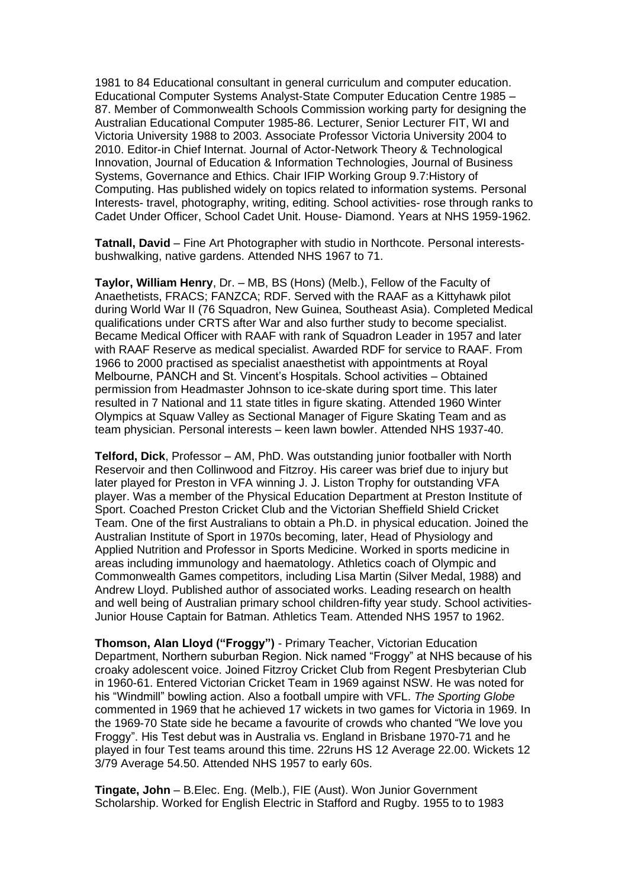1981 to 84 Educational consultant in general curriculum and computer education. Educational Computer Systems Analyst-State Computer Education Centre 1985 – 87. Member of Commonwealth Schools Commission working party for designing the Australian Educational Computer 1985-86. Lecturer, Senior Lecturer FIT, WI and Victoria University 1988 to 2003. Associate Professor Victoria University 2004 to 2010. Editor-in Chief Internat. Journal of Actor-Network Theory & Technological Innovation, Journal of Education & Information Technologies, Journal of Business Systems, Governance and Ethics. Chair IFIP Working Group 9.7:History of Computing. Has published widely on topics related to information systems. Personal Interests- travel, photography, writing, editing. School activities- rose through ranks to Cadet Under Officer, School Cadet Unit. House- Diamond. Years at NHS 1959-1962.

**Tatnall, David** – Fine Art Photographer with studio in Northcote. Personal interests- bushwalking, native gardens. Attended NHS 1967 to 71.

**Taylor, William Henry**, Dr. – MB, BS (Hons) (Melb.), Fellow of the Faculty of Anaethetists, FRACS; FANZCA; RDF. Served with the RAAF as a Kittyhawk pilot during World War II (76 Squadron, New Guinea, Southeast Asia). Completed Medical qualifications under CRTS after War and also further study to become specialist. Became Medical Officer with RAAF with rank of Squadron Leader in 1957 and later with RAAF Reserve as medical specialist. Awarded RDF for service to RAAF. From 1966 to 2000 practised as specialist anaesthetist with appointments at Royal Melbourne, PANCH and St. Vincent's Hospitals. School activities – Obtained permission from Headmaster Johnson to ice-skate during sport time. This later resulted in 7 National and 11 state titles in figure skating. Attended 1960 Winter Olympics at Squaw Valley as Sectional Manager of Figure Skating Team and as team physician. Personal interests – keen lawn bowler. Attended NHS 1937-40.

**Telford, Dick**, Professor – AM, PhD. Was outstanding junior footballer with North Reservoir and then Collinwood and Fitzroy. His career was brief due to injury but later played for Preston in VFA winning J. J. Liston Trophy for outstanding VFA player. Was a member of the Physical Education Department at Preston Institute of Sport. Coached Preston Cricket Club and the Victorian Sheffield Shield Cricket Team. One of the first Australians to obtain a Ph.D. in physical education. Joined the Australian Institute of Sport in 1970s becoming, later, Head of Physiology and Applied Nutrition and Professor in Sports Medicine. Worked in sports medicine in areas including immunology and haematology. Athletics coach of Olympic and Commonwealth Games competitors, including Lisa Martin (Silver Medal, 1988) and Andrew Lloyd. Published author of associated works. Leading research on health and well being of Australian primary school children-fifty year study. School activities- Junior House Captain for Batman. Athletics Team. Attended NHS 1957 to 1962.

**Thomson, Alan Lloyd ("Froggy")** - Primary Teacher, Victorian Education Department, Northern suburban Region. Nick named "Froggy" at NHS because of his croaky adolescent voice. Joined Fitzroy Cricket Club from Regent Presbyterian Club in 1960-61. Entered Victorian Cricket Team in 1969 against NSW. He was noted for his "Windmill" bowling action. Also a football umpire with VFL. *The Sporting Globe* commented in 1969 that he achieved 17 wickets in two games for Victoria in 1969. In the 1969-70 State side he became a favourite of crowds who chanted "We love you Froggy". His Test debut was in Australia vs. England in Brisbane 1970-71 and he played in four Test teams around this time. 22runs HS 12 Average 22.00. Wickets 12 3/79 Average 54.50. Attended NHS 1957 to early 60s.

**Tingate, John** – B.Elec. Eng. (Melb.), FIE (Aust). Won Junior Government Scholarship. Worked for English Electric in Stafford and Rugby. 1955 to to 1983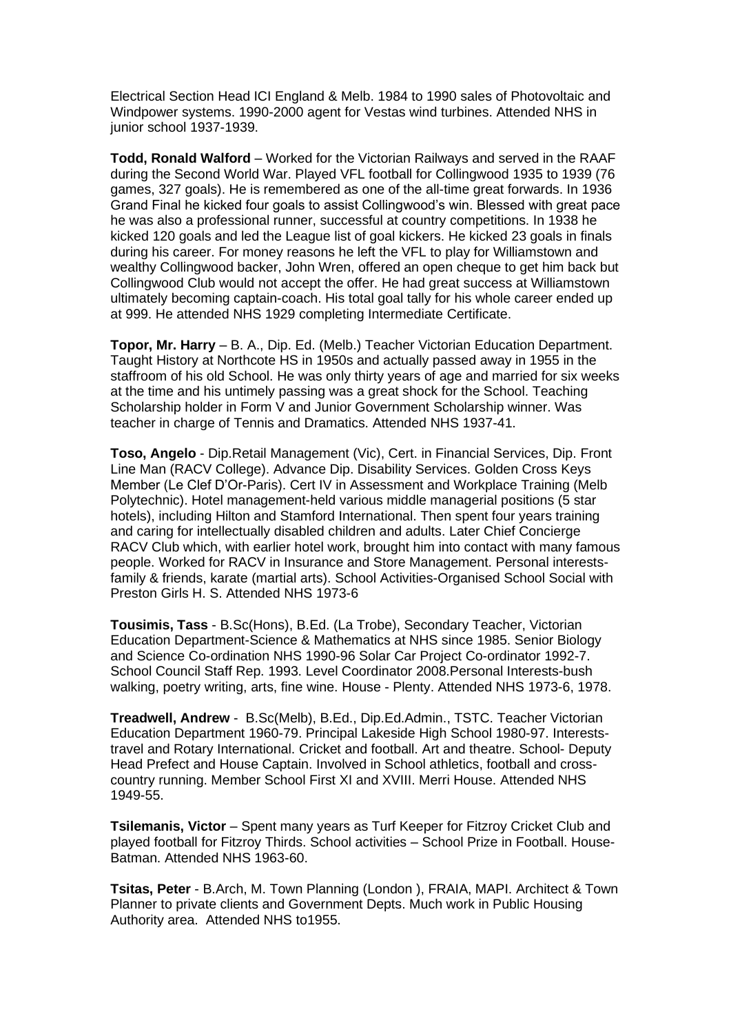Electrical Section Head ICI England & Melb. 1984 to 1990 sales of Photovoltaic and Windpower systems. 1990-2000 agent for Vestas wind turbines. Attended NHS in junior school 1937-1939.

**Todd, Ronald Walford** – Worked for the Victorian Railways and served in the RAAF during the Second World War. Played VFL football for Collingwood 1935 to 1939 (76 games, 327 goals). He is remembered as one of the all-time great forwards. In 1936 Grand Final he kicked four goals to assist Collingwood's win. Blessed with great pace he was also a professional runner, successful at country competitions. In 1938 he kicked 120 goals and led the League list of goal kickers. He kicked 23 goals in finals during his career. For money reasons he left the VFL to play for Williamstown and wealthy Collingwood backer, John Wren, offered an open cheque to get him back but Collingwood Club would not accept the offer. He had great success at Williamstown ultimately becoming captain-coach. His total goal tally for his whole career ended up at 999. He attended NHS 1929 completing Intermediate Certificate.

**Topor, Mr. Harry** – B. A., Dip. Ed. (Melb.) Teacher Victorian Education Department. Taught History at Northcote HS in 1950s and actually passed away in 1955 in the staffroom of his old School. He was only thirty years of age and married for six weeks at the time and his untimely passing was a great shock for the School. Teaching Scholarship holder in Form V and Junior Government Scholarship winner. Was teacher in charge of Tennis and Dramatics. Attended NHS 1937-41.

**Toso, Angelo** - Dip.Retail Management (Vic), Cert. in Financial Services, Dip. Front Line Man (RACV College). Advance Dip. Disability Services. Golden Cross Keys Member (Le Clef D'Or-Paris). Cert IV in Assessment and Workplace Training (Melb Polytechnic). Hotel management-held various middle managerial positions (5 star hotels), including Hilton and Stamford International. Then spent four years training and caring for intellectually disabled children and adults. Later Chief Concierge RACV Club which, with earlier hotel work, brought him into contact with many famous people. Worked for RACV in Insurance and Store Management. Personal interests-family & friends, karate (martial arts). School Activities-Organised School Social with Preston Girls H. S. Attended NHS 1973-6

**Tousimis, Tass** - B.Sc(Hons), B.Ed. (La Trobe), Secondary Teacher, Victorian Education Department-Science & Mathematics at NHS since 1985. Senior Biology and Science Co-ordination NHS 1990-96 Solar Car Project Co-ordinator 1992-7. School Council Staff Rep. 1993. Level Coordinator 2008.Personal Interests-bush walking, poetry writing, arts, fine wine. House - Plenty. Attended NHS 1973-6, 1978.

**Treadwell, Andrew** - B.Sc(Melb), B.Ed., Dip.Ed.Admin., TSTC. Teacher Victorian Education Department 1960-79. Principal Lakeside High School 1980-97. Interests-travel and Rotary International. Cricket and football. Art and theatre. School- Deputy Head Prefect and House Captain. Involved in School athletics, football and cross-country running. Member School First XI and XVIII. Merri House. Attended NHS 1949-55.

**Tsilemanis, Victor** – Spent many years as Turf Keeper for Fitzroy Cricket Club and played football for Fitzroy Thirds. School activities – School Prize in Football. House-Batman. Attended NHS 1963-60.

**Tsitas, Peter** - B.Arch, M. Town Planning (London ), FRAIA, MAPI. Architect & Town Planner to private clients and Government Depts. Much work in Public Housing Authority area. Attended NHS to1955.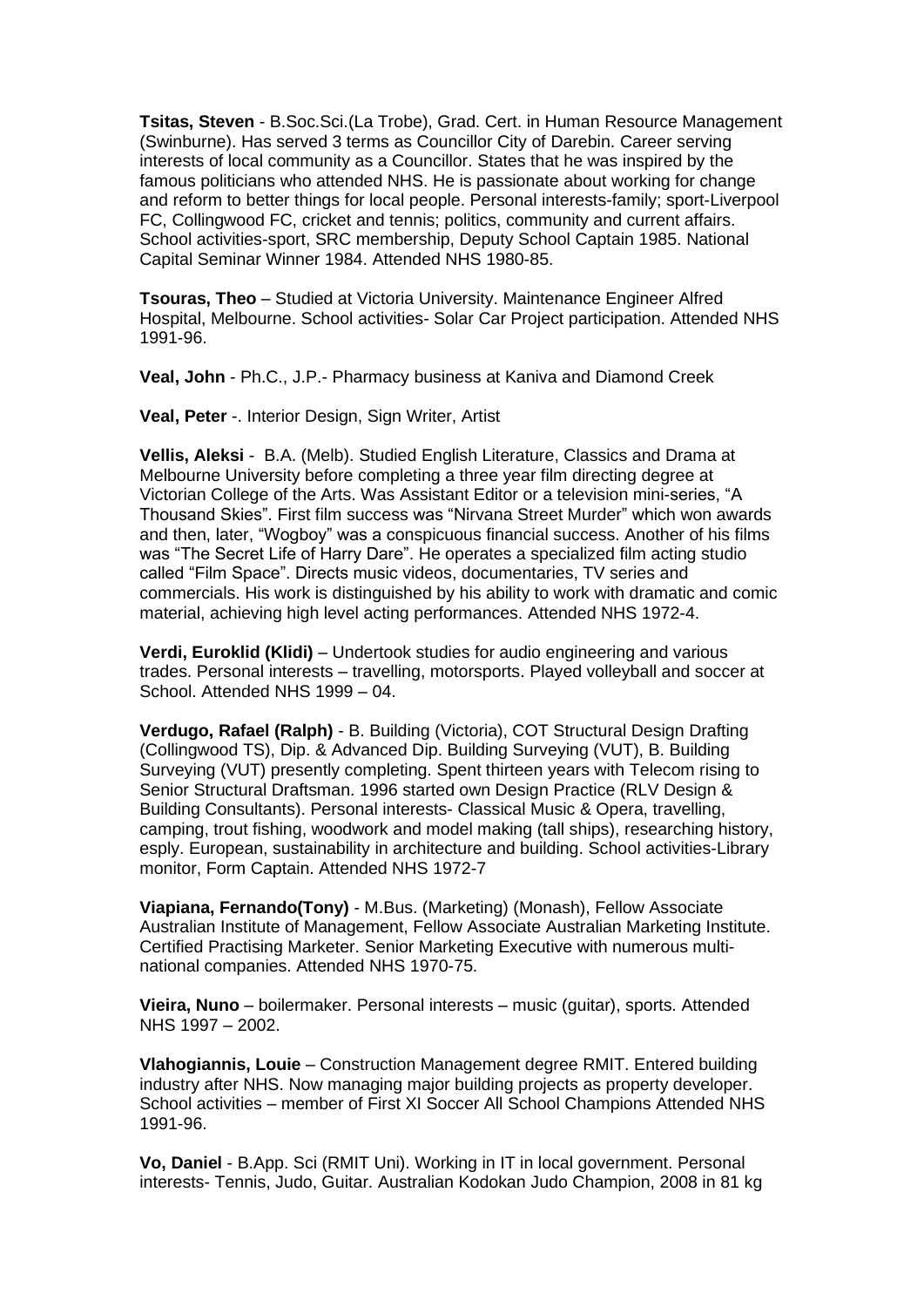**Tsitas, Steven** - B.Soc.Sci.(La Trobe), Grad. Cert. in Human Resource Management (Swinburne). Has served 3 terms as Councillor City of Darebin. Career serving interests of local community as a Councillor. States that he was inspired by the famous politicians who attended NHS. He is passionate about working for change and reform to better things for local people. Personal interests-family; sport-Liverpool FC, Collingwood FC, cricket and tennis; politics, community and current affairs. School activities-sport, SRC membership, Deputy School Captain 1985. National Capital Seminar Winner 1984. Attended NHS 1980-85.

**Tsouras, Theo** – Studied at Victoria University. Maintenance Engineer Alfred Hospital, Melbourne. School activities- Solar Car Project participation. Attended NHS 1991-96.

**Veal, John** - Ph.C., J.P.- Pharmacy business at Kaniva and Diamond Creek

**Veal, Peter** -. Interior Design, Sign Writer, Artist

**Vellis, Aleksi** - B.A. (Melb). Studied English Literature, Classics and Drama at Melbourne University before completing a three year film directing degree at Victorian College of the Arts. Was Assistant Editor or a television mini-series, "A Thousand Skies". First film success was "Nirvana Street Murder" which won awards and then, later, "Wogboy" was a conspicuous financial success. Another of his films was "The Secret Life of Harry Dare". He operates a specialized film acting studio called "Film Space". Directs music videos, documentaries, TV series and commercials. His work is distinguished by his ability to work with dramatic and comic material, achieving high level acting performances. Attended NHS 1972-4.

**Verdi, Euroklid (Klidi)** – Undertook studies for audio engineering and various trades. Personal interests – travelling, motorsports. Played volleyball and soccer at School. Attended NHS 1999 – 04.

**Verdugo, Rafael (Ralph)** - B. Building (Victoria), COT Structural Design Drafting (Collingwood TS), Dip. & Advanced Dip. Building Surveying (VUT), B. Building Surveying (VUT) presently completing. Spent thirteen years with Telecom rising to Senior Structural Draftsman. 1996 started own Design Practice (RLV Design & Building Consultants). Personal interests- Classical Music & Opera, travelling, camping, trout fishing, woodwork and model making (tall ships), researching history, esply. European, sustainability in architecture and building. School activities-Library monitor, Form Captain. Attended NHS 1972-7

**Viapiana, Fernando(Tony)** - M.Bus. (Marketing) (Monash), Fellow Associate Australian Institute of Management, Fellow Associate Australian Marketing Institute. Certified Practising Marketer. Senior Marketing Executive with numerous multi-national companies. Attended NHS 1970-75.

**Vieira, Nuno** – boilermaker. Personal interests – music (guitar), sports. Attended NHS 1997 – 2002.

**Vlahogiannis, Louie** – Construction Management degree RMIT. Entered building industry after NHS. Now managing major building projects as property developer. School activities – member of First XI Soccer All School Champions Attended NHS 1991-96.

**Vo, Daniel** - B.App. Sci (RMIT Uni). Working in IT in local government. Personal interests- Tennis, Judo, Guitar. Australian Kodokan Judo Champion, 2008 in 81 kg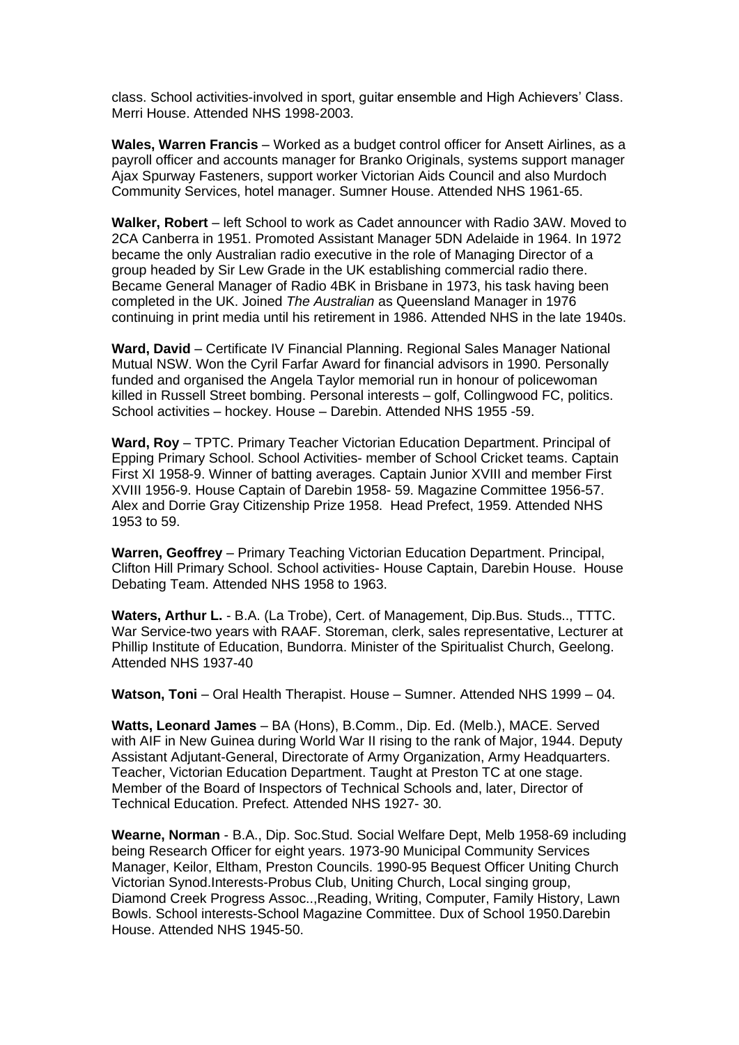class. School activities-involved in sport, guitar ensemble and High Achievers' Class. Merri House. Attended NHS 1998-2003.

**Wales, Warren Francis** – Worked as a budget control officer for Ansett Airlines, as a payroll officer and accounts manager for Branko Originals, systems support manager Ajax Spurway Fasteners, support worker Victorian Aids Council and also Murdoch Community Services, hotel manager. Sumner House. Attended NHS 1961-65.

**Walker, Robert** – left School to work as Cadet announcer with Radio 3AW. Moved to 2CA Canberra in 1951. Promoted Assistant Manager 5DN Adelaide in 1964. In 1972 became the only Australian radio executive in the role of Managing Director of a group headed by Sir Lew Grade in the UK establishing commercial radio there. Became General Manager of Radio 4BK in Brisbane in 1973, his task having been completed in the UK. Joined *The Australian* as Queensland Manager in 1976 continuing in print media until his retirement in 1986. Attended NHS in the late 1940s.

**Ward, David** – Certificate IV Financial Planning. Regional Sales Manager National Mutual NSW. Won the Cyril Farfar Award for financial advisors in 1990. Personally funded and organised the Angela Taylor memorial run in honour of policewoman killed in Russell Street bombing. Personal interests – golf, Collingwood FC, politics. School activities – hockey. House – Darebin. Attended NHS 1955 -59.

**Ward, Roy** – TPTC. Primary Teacher Victorian Education Department. Principal of Epping Primary School. School Activities- member of School Cricket teams. Captain First XI 1958-9. Winner of batting averages. Captain Junior XVIII and member First XVIII 1956-9. House Captain of Darebin 1958- 59. Magazine Committee 1956-57. Alex and Dorrie Gray Citizenship Prize 1958. Head Prefect, 1959. Attended NHS 1953 to 59.

**Warren, Geoffrey** – Primary Teaching Victorian Education Department. Principal, Clifton Hill Primary School. School activities- House Captain, Darebin House. House Debating Team. Attended NHS 1958 to 1963.

**Waters, Arthur L.** - B.A. (La Trobe), Cert. of Management, Dip.Bus. Studs.., TTTC. War Service-two years with RAAF. Storeman, clerk, sales representative, Lecturer at Phillip Institute of Education, Bundorra. Minister of the Spiritualist Church, Geelong. Attended NHS 1937-40

**Watson, Toni** – Oral Health Therapist. House – Sumner. Attended NHS 1999 – 04.

**Watts, Leonard James** – BA (Hons), B.Comm., Dip. Ed. (Melb.), MACE. Served with AIF in New Guinea during World War II rising to the rank of Major, 1944. Deputy Assistant Adjutant-General, Directorate of Army Organization, Army Headquarters. Teacher, Victorian Education Department. Taught at Preston TC at one stage. Member of the Board of Inspectors of Technical Schools and, later, Director of Technical Education. Prefect. Attended NHS 1927- 30.

**Wearne, Norman** - B.A., Dip. Soc.Stud. Social Welfare Dept, Melb 1958-69 including being Research Officer for eight years. 1973-90 Municipal Community Services Manager, Keilor, Eltham, Preston Councils. 1990-95 Bequest Officer Uniting Church Victorian Synod.Interests-Probus Club, Uniting Church, Local singing group, Diamond Creek Progress Assoc..,Reading, Writing, Computer, Family History, Lawn Bowls. School interests-School Magazine Committee. Dux of School 1950.Darebin House. Attended NHS 1945-50.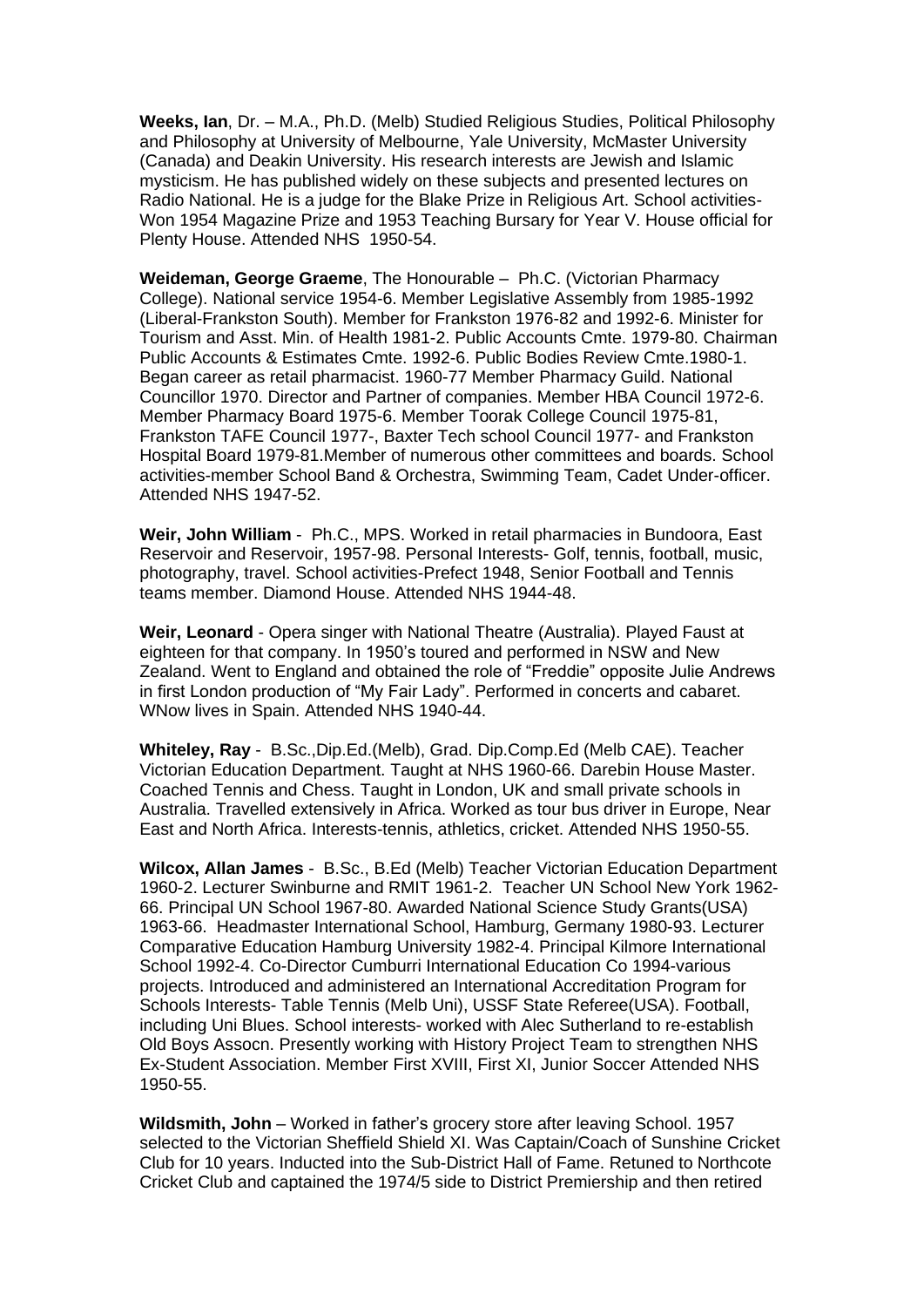**Weeks, Ian**, Dr. – M.A., Ph.D. (Melb) Studied Religious Studies, Political Philosophy and Philosophy at University of Melbourne, Yale University, McMaster University (Canada) and Deakin University. His research interests are Jewish and Islamic mysticism. He has published widely on these subjects and presented lectures on Radio National. He is a judge for the Blake Prize in Religious Art. School activities- Won 1954 Magazine Prize and 1953 Teaching Bursary for Year V. House official for Plenty House. Attended NHS 1950-54.

**Weideman, George Graeme**, The Honourable – Ph.C. (Victorian Pharmacy College). National service 1954-6. Member Legislative Assembly from 1985-1992 (Liberal-Frankston South). Member for Frankston 1976-82 and 1992-6. Minister for Tourism and Asst. Min. of Health 1981-2. Public Accounts Cmte. 1979-80. Chairman Public Accounts & Estimates Cmte. 1992-6. Public Bodies Review Cmte.1980-1. Began career as retail pharmacist. 1960-77 Member Pharmacy Guild. National Councillor 1970. Director and Partner of companies. Member HBA Council 1972-6. Member Pharmacy Board 1975-6. Member Toorak College Council 1975-81, Frankston TAFE Council 1977-, Baxter Tech school Council 1977- and Frankston Hospital Board 1979-81.Member of numerous other committees and boards. School activities-member School Band & Orchestra, Swimming Team, Cadet Under-officer. Attended NHS 1947-52.

**Weir, John William** - Ph.C., MPS. Worked in retail pharmacies in Bundoora, East Reservoir and Reservoir, 1957-98. Personal Interests- Golf, tennis, football, music, photography, travel. School activities-Prefect 1948, Senior Football and Tennis teams member. Diamond House. Attended NHS 1944-48.

**Weir, Leonard** - Opera singer with National Theatre (Australia). Played Faust at eighteen for that company. In 1950's toured and performed in NSW and New Zealand. Went to England and obtained the role of "Freddie" opposite Julie Andrews in first London production of "My Fair Lady". Performed in concerts and cabaret. WNow lives in Spain. Attended NHS 1940-44.

**Whiteley, Ray** - B.Sc.,Dip.Ed.(Melb), Grad. Dip.Comp.Ed (Melb CAE). Teacher Victorian Education Department. Taught at NHS 1960-66. Darebin House Master. Coached Tennis and Chess. Taught in London, UK and small private schools in Australia. Travelled extensively in Africa. Worked as tour bus driver in Europe, Near East and North Africa. Interests-tennis, athletics, cricket. Attended NHS 1950-55.

**Wilcox, Allan James** - B.Sc., B.Ed (Melb) Teacher Victorian Education Department 1960-2. Lecturer Swinburne and RMIT 1961-2. Teacher UN School New York 1962-66. Principal UN School 1967-80. Awarded National Science Study Grants(USA) 1963-66. Headmaster International School, Hamburg, Germany 1980-93. Lecturer Comparative Education Hamburg University 1982-4. Principal Kilmore International School 1992-4. Co-Director Cumburri International Education Co 1994-various projects. Introduced and administered an International Accreditation Program for Schools Interests- Table Tennis (Melb Uni), USSF State Referee(USA). Football, including Uni Blues. School interests- worked with Alec Sutherland to re-establish Old Boys Assocn. Presently working with History Project Team to strengthen NHS Ex-Student Association. Member First XVIII, First XI, Junior Soccer Attended NHS 1950-55.

**Wildsmith, John** – Worked in father's grocery store after leaving School. 1957 selected to the Victorian Sheffield Shield XI. Was Captain/Coach of Sunshine Cricket Club for 10 years. Inducted into the Sub-District Hall of Fame. Retuned to Northcote Cricket Club and captained the 1974/5 side to District Premiership and then retired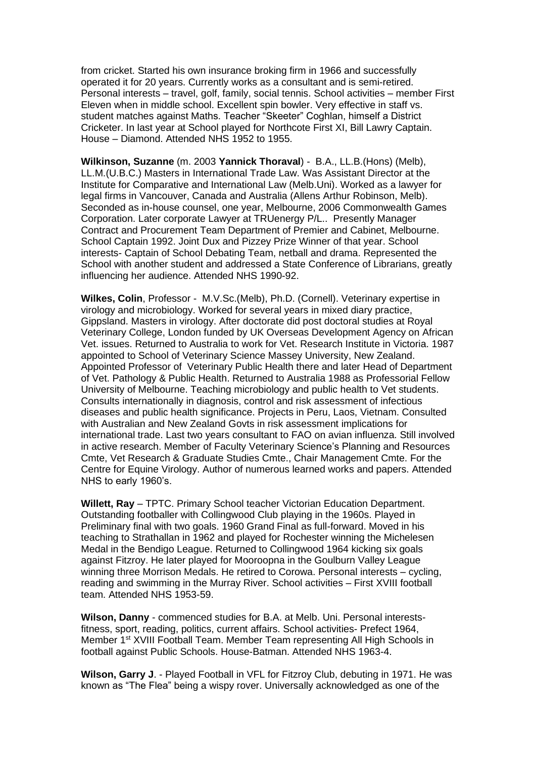from cricket. Started his own insurance broking firm in 1966 and successfully operated it for 20 years. Currently works as a consultant and is semi-retired. Personal interests – travel, golf, family, social tennis. School activities – member First Eleven when in middle school. Excellent spin bowler. Very effective in staff vs. student matches against Maths. Teacher "Skeeter" Coghlan, himself a District Cricketer. In last year at School played for Northcote First XI, Bill Lawry Captain. House – Diamond. Attended NHS 1952 to 1955.

**Wilkinson, Suzanne** (m. 2003 **Yannick Thoraval**) - B.A., LL.B.(Hons) (Melb), LL.M.(U.B.C.) Masters in International Trade Law. Was Assistant Director at the Institute for Comparative and International Law (Melb.Uni). Worked as a lawyer for legal firms in Vancouver, Canada and Australia (Allens Arthur Robinson, Melb). Seconded as in-house counsel, one year, Melbourne, 2006 Commonwealth Games Corporation. Later corporate Lawyer at TRUenergy P/L.. Presently Manager Contract and Procurement Team Department of Premier and Cabinet, Melbourne. School Captain 1992. Joint Dux and Pizzey Prize Winner of that year. School interests- Captain of School Debating Team, netball and drama. Represented the School with another student and addressed a State Conference of Librarians, greatly influencing her audience. Attended NHS 1990-92.

**Wilkes, Colin**, Professor - M.V.Sc.(Melb), Ph.D. (Cornell). Veterinary expertise in virology and microbiology. Worked for several years in mixed diary practice, Gippsland. Masters in virology. After doctorate did post doctoral studies at Royal Veterinary College, London funded by UK Overseas Development Agency on African Vet. issues. Returned to Australia to work for Vet. Research Institute in Victoria. 1987 appointed to School of Veterinary Science Massey University, New Zealand. Appointed Professor of Veterinary Public Health there and later Head of Department of Vet. Pathology & Public Health. Returned to Australia 1988 as Professorial Fellow University of Melbourne. Teaching microbiology and public health to Vet students. Consults internationally in diagnosis, control and risk assessment of infectious diseases and public health significance. Projects in Peru, Laos, Vietnam. Consulted with Australian and New Zealand Govts in risk assessment implications for international trade. Last two years consultant to FAO on avian influenza. Still involved in active research. Member of Faculty Veterinary Science's Planning and Resources Cmte, Vet Research & Graduate Studies Cmte., Chair Management Cmte. For the Centre for Equine Virology. Author of numerous learned works and papers. Attended NHS to early 1960's.

**Willett, Ray** – TPTC. Primary School teacher Victorian Education Department. Outstanding footballer with Collingwood Club playing in the 1960s. Played in Preliminary final with two goals. 1960 Grand Final as full-forward. Moved in his teaching to Strathallan in 1962 and played for Rochester winning the Michelesen Medal in the Bendigo League. Returned to Collingwood 1964 kicking six goals against Fitzroy. He later played for Mooroopna in the Goulburn Valley League winning three Morrison Medals. He retired to Corowa. Personal interests – cycling, reading and swimming in the Murray River. School activities – First XVIII football team. Attended NHS 1953-59.

**Wilson, Danny** - commenced studies for B.A. at Melb. Uni. Personal interests- fitness, sport, reading, politics, current affairs. School activities- Prefect 1964, Member 1st XVIII Football Team. Member Team representing All High Schools in football against Public Schools. House-Batman. Attended NHS 1963-4.

**Wilson, Garry J**. - Played Football in VFL for Fitzroy Club, debuting in 1971. He was known as "The Flea" being a wispy rover. Universally acknowledged as one of the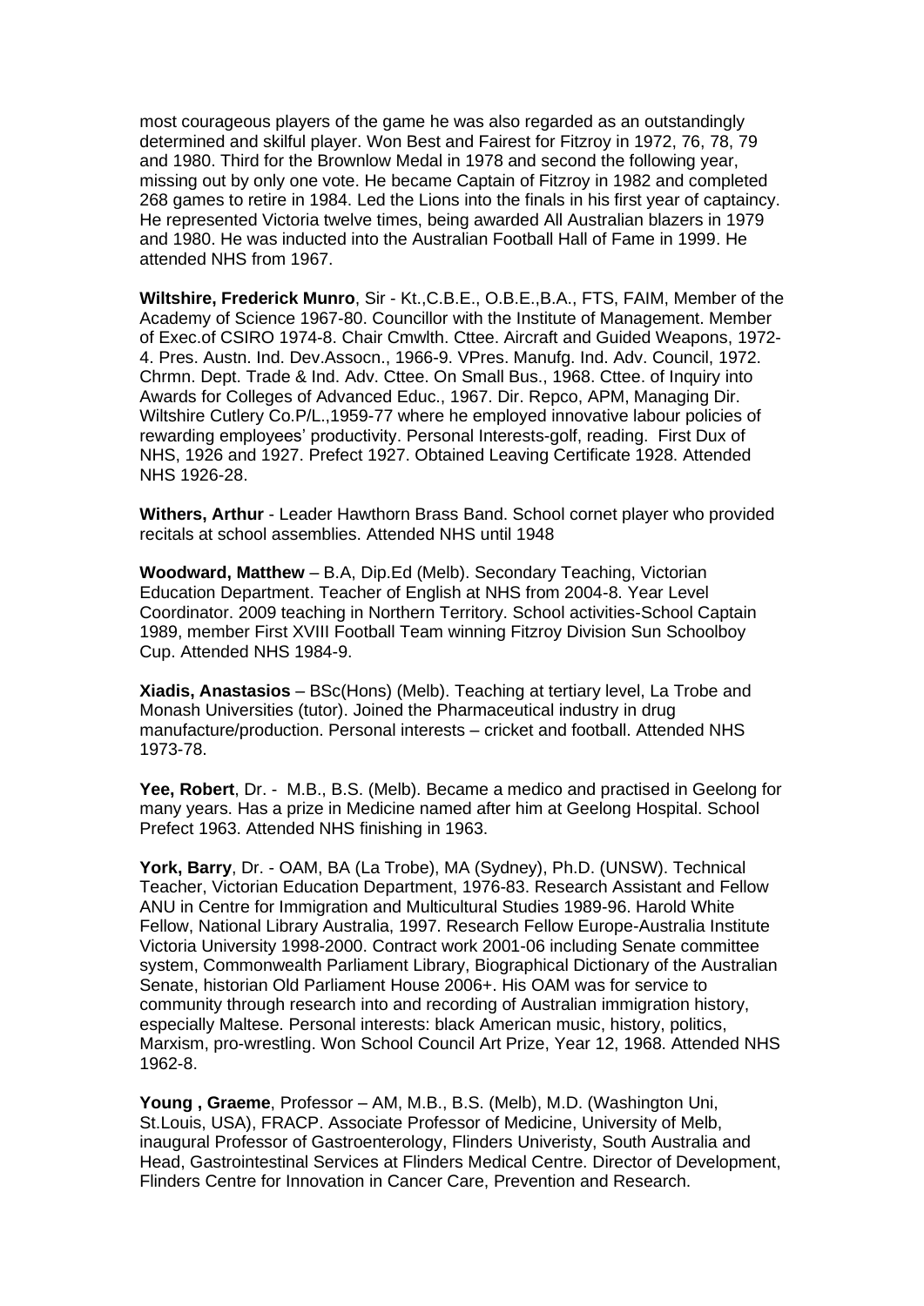most courageous players of the game he was also regarded as an outstandingly determined and skilful player. Won Best and Fairest for Fitzroy in 1972, 76, 78, 79 and 1980. Third for the Brownlow Medal in 1978 and second the following year, missing out by only one vote. He became Captain of Fitzroy in 1982 and completed 268 games to retire in 1984. Led the Lions into the finals in his first year of captaincy. He represented Victoria twelve times, being awarded All Australian blazers in 1979 and 1980. He was inducted into the Australian Football Hall of Fame in 1999. He attended NHS from 1967.

**Wiltshire, Frederick Munro**, Sir - Kt.,C.B.E., O.B.E.,B.A., FTS, FAIM, Member of the Academy of Science 1967-80. Councillor with the Institute of Management. Member of Exec.of CSIRO 1974-8. Chair Cmwlth. Cttee. Aircraft and Guided Weapons, 1972-4. Pres. Austn. Ind. Dev.Assocn., 1966-9. VPres. Manufg. Ind. Adv. Council, 1972. Chrmn. Dept. Trade & Ind. Adv. Cttee. On Small Bus., 1968. Cttee. of Inquiry into Awards for Colleges of Advanced Educ., 1967. Dir. Repco, APM, Managing Dir. Wiltshire Cutlery Co.P/L.,1959-77 where he employed innovative labour policies of rewarding employees' productivity. Personal Interests-golf, reading. First Dux of NHS, 1926 and 1927. Prefect 1927. Obtained Leaving Certificate 1928. Attended NHS 1926-28.

**Withers, Arthur** - Leader Hawthorn Brass Band. School cornet player who provided recitals at school assemblies. Attended NHS until 1948

**Woodward, Matthew** – B.A, Dip.Ed (Melb). Secondary Teaching, Victorian Education Department. Teacher of English at NHS from 2004-8. Year Level Coordinator. 2009 teaching in Northern Territory. School activities-School Captain 1989, member First XVIII Football Team winning Fitzroy Division Sun Schoolboy Cup. Attended NHS 1984-9.

**Xiadis, Anastasios** – BSc(Hons) (Melb). Teaching at tertiary level, La Trobe and Monash Universities (tutor). Joined the Pharmaceutical industry in drug manufacture/production. Personal interests – cricket and football. Attended NHS 1973-78.

**Yee, Robert**, Dr. - M.B., B.S. (Melb). Became a medico and practised in Geelong for many years. Has a prize in Medicine named after him at Geelong Hospital. School Prefect 1963. Attended NHS finishing in 1963.

**York, Barry**, Dr. - OAM, BA (La Trobe), MA (Sydney), Ph.D. (UNSW). Technical Teacher, Victorian Education Department, 1976-83. Research Assistant and Fellow ANU in Centre for Immigration and Multicultural Studies 1989-96. Harold White Fellow, National Library Australia, 1997. Research Fellow Europe-Australia Institute Victoria University 1998-2000. Contract work 2001-06 including Senate committee system, Commonwealth Parliament Library, Biographical Dictionary of the Australian Senate, historian Old Parliament House 2006+. His OAM was for service to community through research into and recording of Australian immigration history, especially Maltese. Personal interests: black American music, history, politics, Marxism, pro-wrestling. Won School Council Art Prize, Year 12, 1968. Attended NHS 1962-8.

**Young , Graeme**, Professor – AM, M.B., B.S. (Melb), M.D. (Washington Uni, St.Louis, USA), FRACP. Associate Professor of Medicine, University of Melb, inaugural Professor of Gastroenterology, Flinders Univeristy, South Australia and Head, Gastrointestinal Services at Flinders Medical Centre. Director of Development, Flinders Centre for Innovation in Cancer Care, Prevention and Research.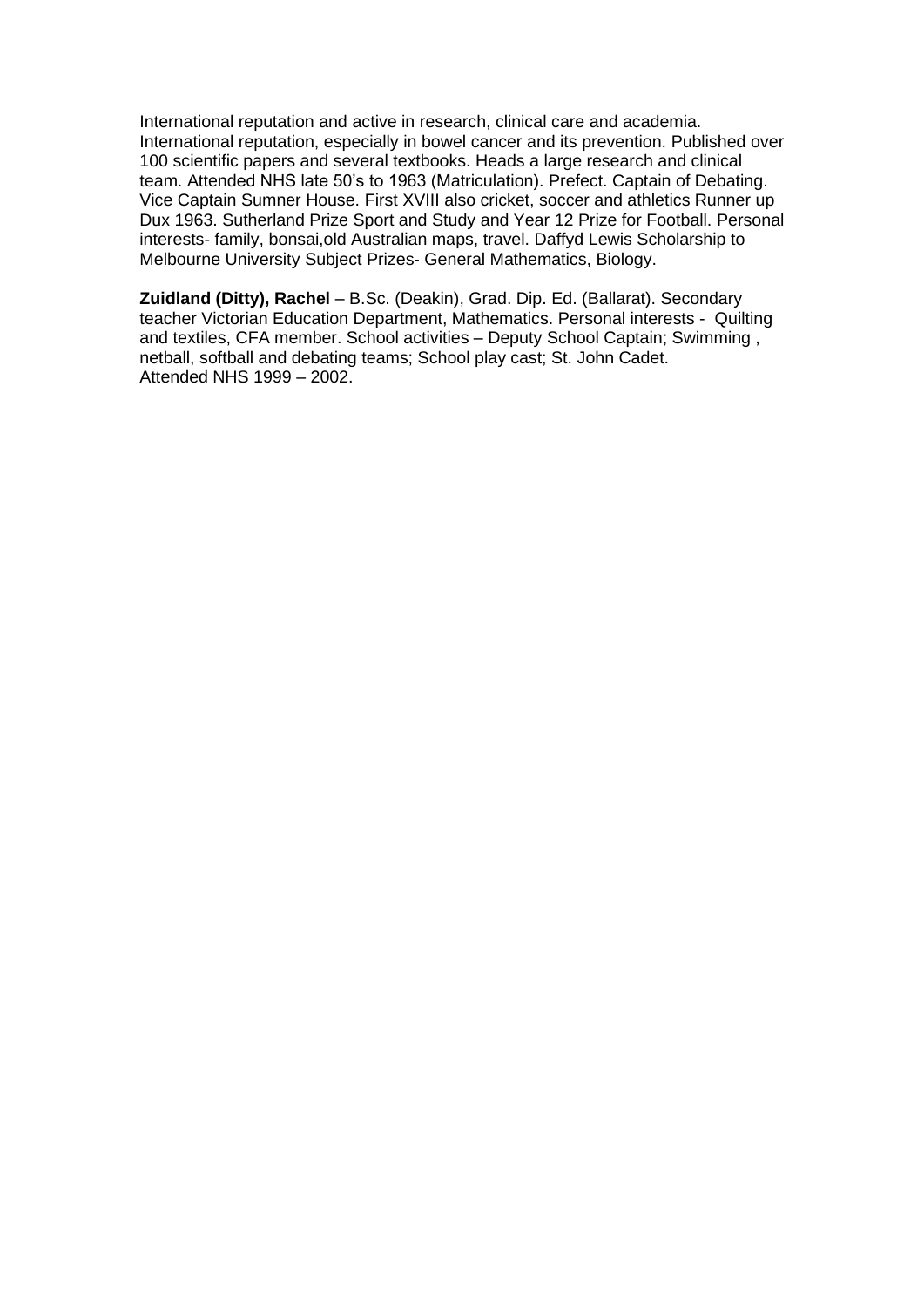International reputation and active in research, clinical care and academia. International reputation, especially in bowel cancer and its prevention. Published over 100 scientific papers and several textbooks. Heads a large research and clinical team. Attended NHS late 50's to 1963 (Matriculation). Prefect. Captain of Debating. Vice Captain Sumner House. First XVIII also cricket, soccer and athletics Runner up Dux 1963. Sutherland Prize Sport and Study and Year 12 Prize for Football. Personal interests- family, bonsai,old Australian maps, travel. Daffyd Lewis Scholarship to Melbourne University Subject Prizes- General Mathematics, Biology.

**Zuidland (Ditty), Rachel** – B.Sc. (Deakin), Grad. Dip. Ed. (Ballarat). Secondary teacher Victorian Education Department, Mathematics. Personal interests - Quilting and textiles, CFA member. School activities – Deputy School Captain; Swimming , netball, softball and debating teams; School play cast; St. John Cadet. Attended NHS 1999 – 2002.